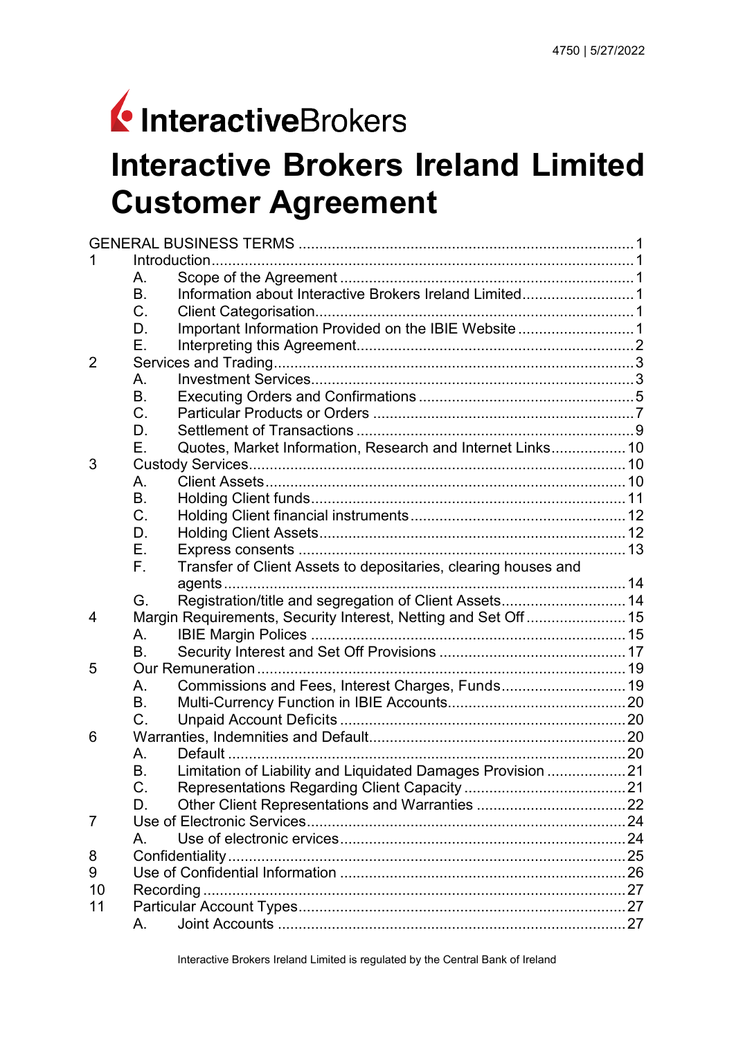InteractiveBrokers

# Interactive Brokers Ireland Limited Customer Agreement

GENERAL BUSINESS TERMS ..... 1

1 Introduction ..... 1
- A. Scope of the Agreement ..... 1
- B. Information about Interactive Brokers Ireland Limited ..... 1
- C. Client Categorisation ..... 1
- D. Important Information Provided on the IBIE Website ..... 1
- E. Interpreting this Agreement ..... 2

2 Services and Trading ..... 3
- A. Investment Services ..... 3
- B. Executing Orders and Confirmations ..... 5
- C. Particular Products or Orders ..... 7
- D. Settlement of Transactions ..... 9
- E. Quotes, Market Information, Research and Internet Links ..... 10

3 Custody Services ..... 10
- A. Client Assets ..... 10
- B. Holding Client funds ..... 11
- C. Holding Client financial instruments ..... 12
- D. Holding Client Assets ..... 12
- E. Express consents ..... 13
- F. Transfer of Client Assets to depositaries, clearing houses and agents ..... 14
- G. Registration/title and segregation of Client Assets ..... 14

4 Margin Requirements, Security Interest, Netting and Set Off ..... 15
- A. IBIE Margin Polices ..... 15
- B. Security Interest and Set Off Provisions ..... 17

5 Our Remuneration ..... 19
- A. Commissions and Fees, Interest Charges, Funds ..... 19
- B. Multi-Currency Function in IBIE Accounts ..... 20
- C. Unpaid Account Deficits ..... 20

6 Warranties, Indemnities and Default ..... 20
- A. Default ..... 20
- B. Limitation of Liability and Liquidated Damages Provision ..... 21
- C. Representations Regarding Client Capacity ..... 21
- D. Other Client Representations and Warranties ..... 22

7 Use of Electronic Services ..... 24
- A. Use of electronic ervices ..... 24

8 Confidentiality ..... 25

9 Use of Confidential Information ..... 26

10 Recording ..... 27

11 Particular Account Types ..... 27
- A. Joint Accounts ..... 27

Interactive Brokers Ireland Limited is regulated by the Central Bank of Ireland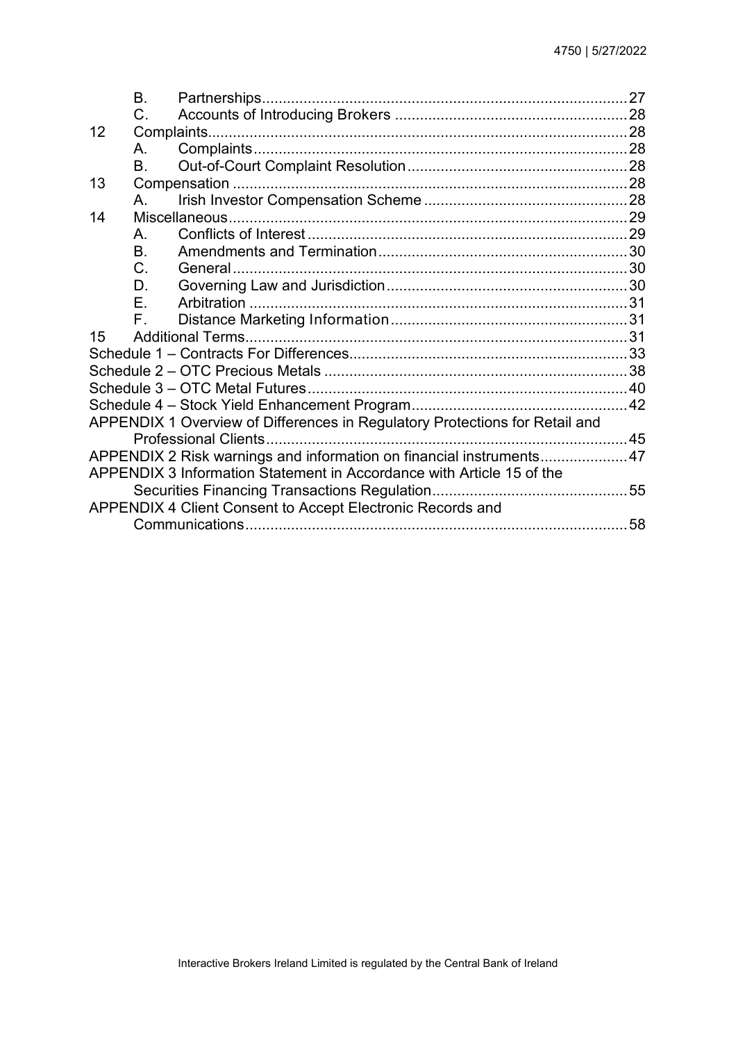| | | | |
|---|---|---|---|
| | B. | Partnerships | 27 |
| | C. | Accounts of Introducing Brokers | 28 |
| 12 | Complaints | | 28 |
| | A. | Complaints | 28 |
| | B. | Out-of-Court Complaint Resolution | 28 |
| 13 | Compensation | | 28 |
| | A. | Irish Investor Compensation Scheme | 28 |
| 14 | Miscellaneous | | 29 |
| | A. | Conflicts of Interest | 29 |
| | B. | Amendments and Termination | 30 |
| | C. | General | 30 |
| | D. | Governing Law and Jurisdiction | 30 |
| | E. | Arbitration | 31 |
| | F. | Distance Marketing Information | 31 |
| 15 | Additional Terms | | 31 |

Schedule 1 – Contracts For Differences ... 33

Schedule 2 – OTC Precious Metals ... 38

Schedule 3 – OTC Metal Futures ... 40

Schedule 4 – Stock Yield Enhancement Program ... 42

APPENDIX 1 Overview of Differences in Regulatory Protections for Retail and Professional Clients ... 45

APPENDIX 2 Risk warnings and information on financial instruments ... 47

APPENDIX 3 Information Statement in Accordance with Article 15 of the Securities Financing Transactions Regulation ... 55

APPENDIX 4 Client Consent to Accept Electronic Records and Communications ... 58

Interactive Brokers Ireland Limited is regulated by the Central Bank of Ireland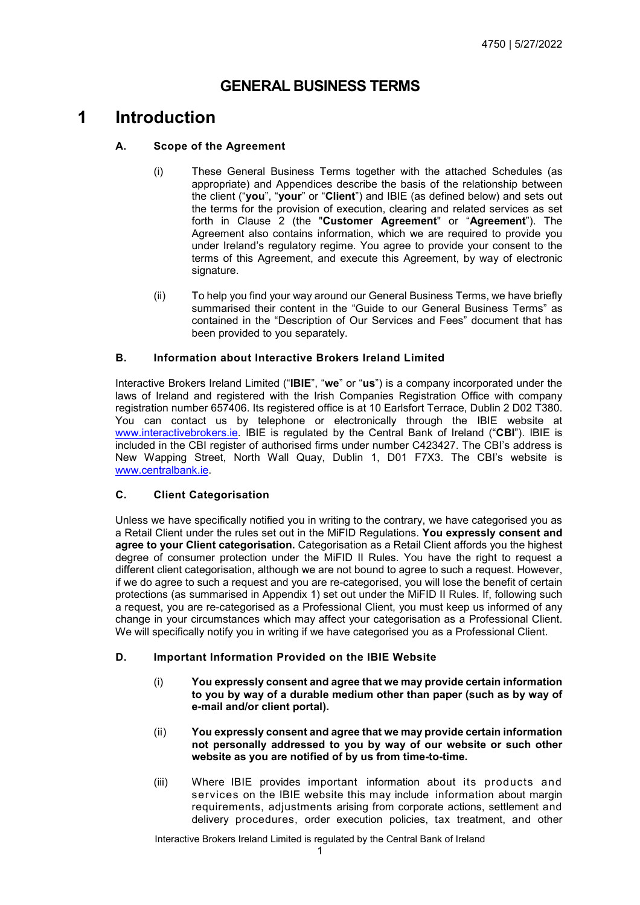# GENERAL BUSINESS TERMS

# 1 Introduction

### A. Scope of the Agreement

(i) These General Business Terms together with the attached Schedules (as appropriate) and Appendices describe the basis of the relationship between the client ("**you**", "**your**" or "**Client**") and IBIE (as defined below) and sets out the terms for the provision of execution, clearing and related services as set forth in Clause 2 (the "**Customer Agreement**" or "**Agreement**"). The Agreement also contains information, which we are required to provide you under Ireland's regulatory regime. You agree to provide your consent to the terms of this Agreement, and execute this Agreement, by way of electronic signature.

(ii) To help you find your way around our General Business Terms, we have briefly summarised their content in the "Guide to our General Business Terms" as contained in the "Description of Our Services and Fees" document that has been provided to you separately.

### B. Information about Interactive Brokers Ireland Limited

Interactive Brokers Ireland Limited ("**IBIE**", "**we**" or "**us**") is a company incorporated under the laws of Ireland and registered with the Irish Companies Registration Office with company registration number 657406. Its registered office is at 10 Earlsfort Terrace, Dublin 2 D02 T380. You can contact us by telephone or electronically through the IBIE website at www.interactivebrokers.ie. IBIE is regulated by the Central Bank of Ireland ("**CBI**"). IBIE is included in the CBI register of authorised firms under number C423427. The CBI's address is New Wapping Street, North Wall Quay, Dublin 1, D01 F7X3. The CBI's website is www.centralbank.ie.

### C. Client Categorisation

Unless we have specifically notified you in writing to the contrary, we have categorised you as a Retail Client under the rules set out in the MiFID Regulations. **You expressly consent and agree to your Client categorisation.** Categorisation as a Retail Client affords you the highest degree of consumer protection under the MiFID II Rules. You have the right to request a different client categorisation, although we are not bound to agree to such a request. However, if we do agree to such a request and you are re-categorised, you will lose the benefit of certain protections (as summarised in Appendix 1) set out under the MiFID II Rules. If, following such a request, you are re-categorised as a Professional Client, you must keep us informed of any change in your circumstances which may affect your categorisation as a Professional Client. We will specifically notify you in writing if we have categorised you as a Professional Client.

### D. Important Information Provided on the IBIE Website

(i) **You expressly consent and agree that we may provide certain information to you by way of a durable medium other than paper (such as by way of e-mail and/or client portal).**

(ii) **You expressly consent and agree that we may provide certain information not personally addressed to you by way of our website or such other website as you are notified of by us from time-to-time.**

(iii) Where IBIE provides important information about its products and services on the IBIE website this may include information about margin requirements, adjustments arising from corporate actions, settlement and delivery procedures, order execution policies, tax treatment, and other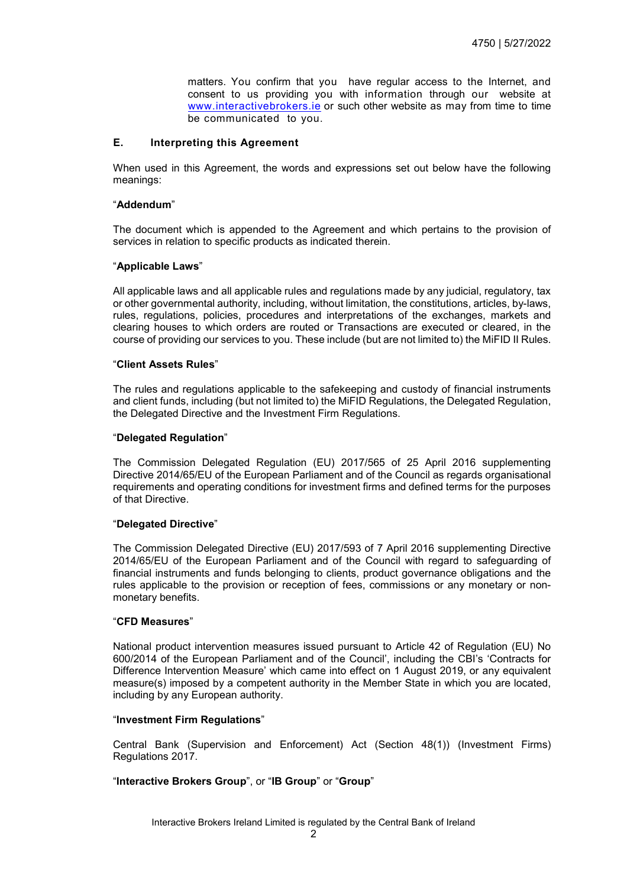matters. You confirm that you have regular access to the Internet, and consent to us providing you with information through our website at www.interactivebrokers.ie or such other website as may from time to time be communicated to you.

## E. Interpreting this Agreement

When used in this Agreement, the words and expressions set out below have the following meanings:

"**Addendum**"

The document which is appended to the Agreement and which pertains to the provision of services in relation to specific products as indicated therein.

"**Applicable Laws**"

All applicable laws and all applicable rules and regulations made by any judicial, regulatory, tax or other governmental authority, including, without limitation, the constitutions, articles, by-laws, rules, regulations, policies, procedures and interpretations of the exchanges, markets and clearing houses to which orders are routed or Transactions are executed or cleared, in the course of providing our services to you. These include (but are not limited to) the MiFID II Rules.

"**Client Assets Rules**"

The rules and regulations applicable to the safekeeping and custody of financial instruments and client funds, including (but not limited to) the MiFID Regulations, the Delegated Regulation, the Delegated Directive and the Investment Firm Regulations.

"**Delegated Regulation**"

The Commission Delegated Regulation (EU) 2017/565 of 25 April 2016 supplementing Directive 2014/65/EU of the European Parliament and of the Council as regards organisational requirements and operating conditions for investment firms and defined terms for the purposes of that Directive.

"**Delegated Directive**"

The Commission Delegated Directive (EU) 2017/593 of 7 April 2016 supplementing Directive 2014/65/EU of the European Parliament and of the Council with regard to safeguarding of financial instruments and funds belonging to clients, product governance obligations and the rules applicable to the provision or reception of fees, commissions or any monetary or non-monetary benefits.

"**CFD Measures**"

National product intervention measures issued pursuant to Article 42 of Regulation (EU) No 600/2014 of the European Parliament and of the Council', including the CBI's 'Contracts for Difference Intervention Measure' which came into effect on 1 August 2019, or any equivalent measure(s) imposed by a competent authority in the Member State in which you are located, including by any European authority.

"**Investment Firm Regulations**"

Central Bank (Supervision and Enforcement) Act (Section 48(1)) (Investment Firms) Regulations 2017.

"**Interactive Brokers Group**", or "**IB Group**" or "**Group**"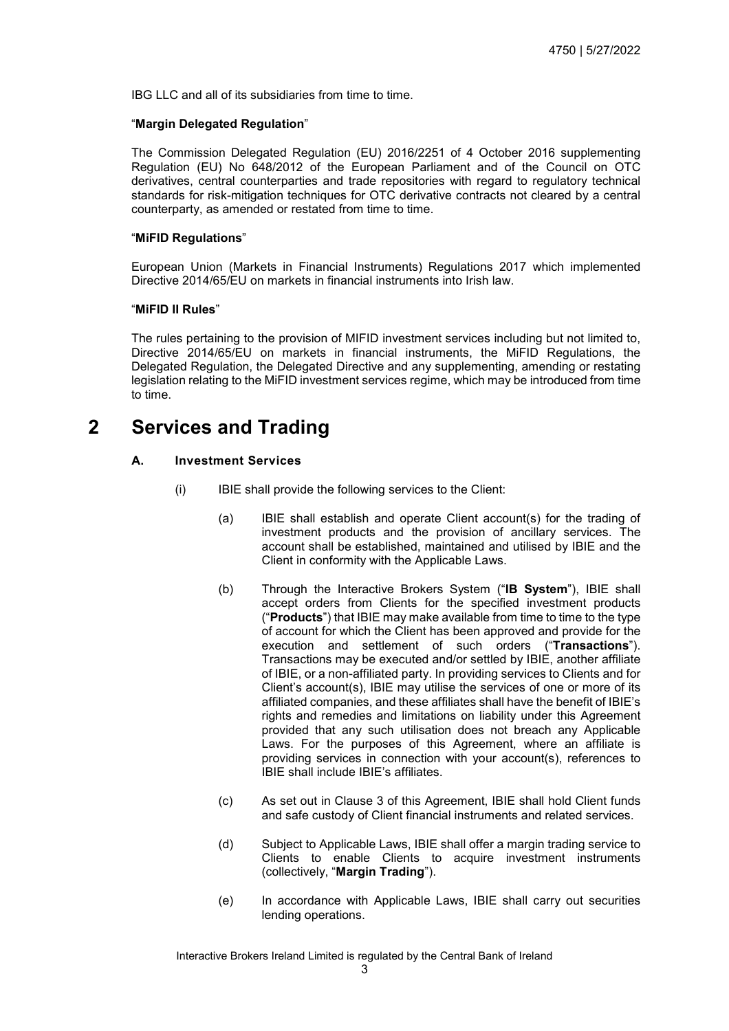IBG LLC and all of its subsidiaries from time to time.

"**Margin Delegated Regulation**"

The Commission Delegated Regulation (EU) 2016/2251 of 4 October 2016 supplementing Regulation (EU) No 648/2012 of the European Parliament and of the Council on OTC derivatives, central counterparties and trade repositories with regard to regulatory technical standards for risk-mitigation techniques for OTC derivative contracts not cleared by a central counterparty, as amended or restated from time to time.

"**MiFID Regulations**"

European Union (Markets in Financial Instruments) Regulations 2017 which implemented Directive 2014/65/EU on markets in financial instruments into Irish law.

"**MiFID II Rules**"

The rules pertaining to the provision of MIFID investment services including but not limited to, Directive 2014/65/EU on markets in financial instruments, the MiFID Regulations, the Delegated Regulation, the Delegated Directive and any supplementing, amending or restating legislation relating to the MiFID investment services regime, which may be introduced from time to time.

# 2 Services and Trading

### A. Investment Services

(i) IBIE shall provide the following services to the Client:

(a) IBIE shall establish and operate Client account(s) for the trading of investment products and the provision of ancillary services. The account shall be established, maintained and utilised by IBIE and the Client in conformity with the Applicable Laws.

(b) Through the Interactive Brokers System ("**IB System**"), IBIE shall accept orders from Clients for the specified investment products ("**Products**") that IBIE may make available from time to time to the type of account for which the Client has been approved and provide for the execution and settlement of such orders ("**Transactions**"). Transactions may be executed and/or settled by IBIE, another affiliate of IBIE, or a non-affiliated party. In providing services to Clients and for Client's account(s), IBIE may utilise the services of one or more of its affiliated companies, and these affiliates shall have the benefit of IBIE's rights and remedies and limitations on liability under this Agreement provided that any such utilisation does not breach any Applicable Laws. For the purposes of this Agreement, where an affiliate is providing services in connection with your account(s), references to IBIE shall include IBIE's affiliates.

(c) As set out in Clause 3 of this Agreement, IBIE shall hold Client funds and safe custody of Client financial instruments and related services.

(d) Subject to Applicable Laws, IBIE shall offer a margin trading service to Clients to enable Clients to acquire investment instruments (collectively, "**Margin Trading**").

(e) In accordance with Applicable Laws, IBIE shall carry out securities lending operations.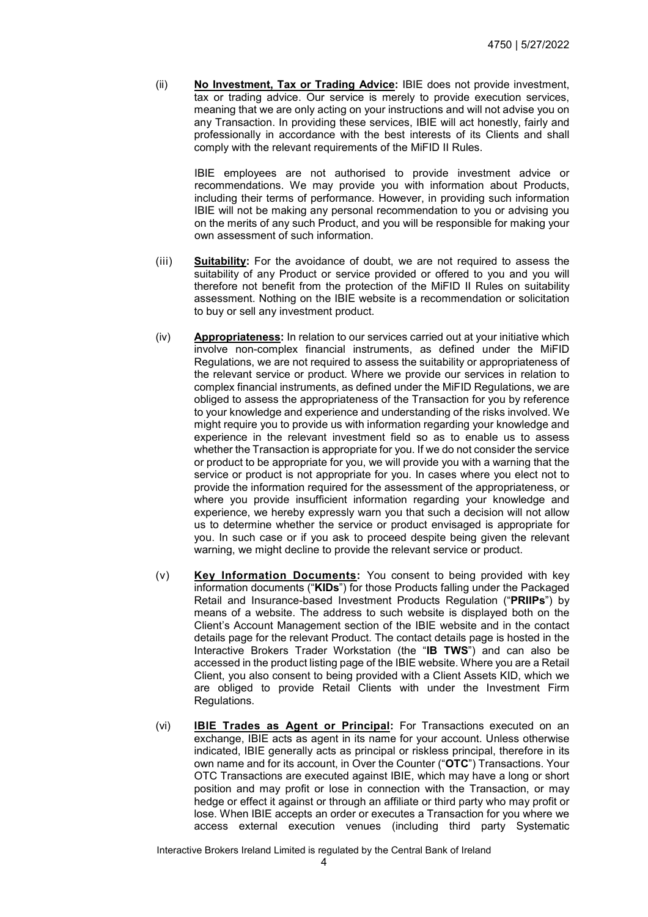(ii) **No Investment, Tax or Trading Advice:** IBIE does not provide investment, tax or trading advice. Our service is merely to provide execution services, meaning that we are only acting on your instructions and will not advise you on any Transaction. In providing these services, IBIE will act honestly, fairly and professionally in accordance with the best interests of its Clients and shall comply with the relevant requirements of the MiFID II Rules.

IBIE employees are not authorised to provide investment advice or recommendations. We may provide you with information about Products, including their terms of performance. However, in providing such information IBIE will not be making any personal recommendation to you or advising you on the merits of any such Product, and you will be responsible for making your own assessment of such information.

(iii) **Suitability:** For the avoidance of doubt, we are not required to assess the suitability of any Product or service provided or offered to you and you will therefore not benefit from the protection of the MiFID II Rules on suitability assessment. Nothing on the IBIE website is a recommendation or solicitation to buy or sell any investment product.

(iv) **Appropriateness:** In relation to our services carried out at your initiative which involve non-complex financial instruments, as defined under the MiFID Regulations, we are not required to assess the suitability or appropriateness of the relevant service or product. Where we provide our services in relation to complex financial instruments, as defined under the MiFID Regulations, we are obliged to assess the appropriateness of the Transaction for you by reference to your knowledge and experience and understanding of the risks involved. We might require you to provide us with information regarding your knowledge and experience in the relevant investment field so as to enable us to assess whether the Transaction is appropriate for you. If we do not consider the service or product to be appropriate for you, we will provide you with a warning that the service or product is not appropriate for you. In cases where you elect not to provide the information required for the assessment of the appropriateness, or where you provide insufficient information regarding your knowledge and experience, we hereby expressly warn you that such a decision will not allow us to determine whether the service or product envisaged is appropriate for you. In such case or if you ask to proceed despite being given the relevant warning, we might decline to provide the relevant service or product.

(v) **Key Information Documents:** You consent to being provided with key information documents ("**KIDs**") for those Products falling under the Packaged Retail and Insurance-based Investment Products Regulation ("**PRIIPs**") by means of a website. The address to such website is displayed both on the Client's Account Management section of the IBIE website and in the contact details page for the relevant Product. The contact details page is hosted in the Interactive Brokers Trader Workstation (the "**IB TWS**") and can also be accessed in the product listing page of the IBIE website. Where you are a Retail Client, you also consent to being provided with a Client Assets KID, which we are obliged to provide Retail Clients with under the Investment Firm Regulations.

(vi) **IBIE Trades as Agent or Principal:** For Transactions executed on an exchange, IBIE acts as agent in its name for your account. Unless otherwise indicated, IBIE generally acts as principal or riskless principal, therefore in its own name and for its account, in Over the Counter ("**OTC**") Transactions. Your OTC Transactions are executed against IBIE, which may have a long or short position and may profit or lose in connection with the Transaction, or may hedge or effect it against or through an affiliate or third party who may profit or lose. When IBIE accepts an order or executes a Transaction for you where we access external execution venues (including third party Systematic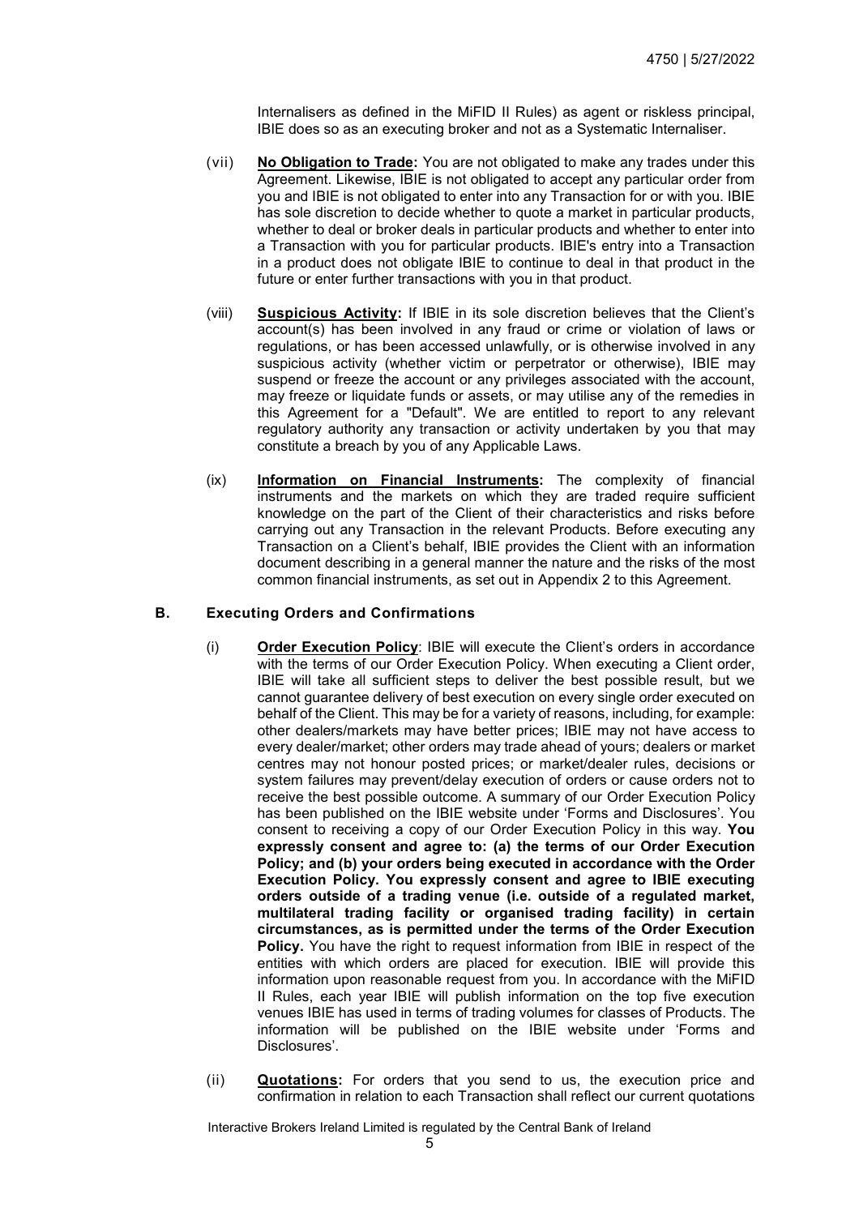Internalisers as defined in the MiFID II Rules) as agent or riskless principal, IBIE does so as an executing broker and not as a Systematic Internaliser.

(vii) **No Obligation to Trade:** You are not obligated to make any trades under this Agreement. Likewise, IBIE is not obligated to accept any particular order from you and IBIE is not obligated to enter into any Transaction for or with you. IBIE has sole discretion to decide whether to quote a market in particular products, whether to deal or broker deals in particular products and whether to enter into a Transaction with you for particular products. IBIE's entry into a Transaction in a product does not obligate IBIE to continue to deal in that product in the future or enter further transactions with you in that product.

(viii) **Suspicious Activity:** If IBIE in its sole discretion believes that the Client's account(s) has been involved in any fraud or crime or violation of laws or regulations, or has been accessed unlawfully, or is otherwise involved in any suspicious activity (whether victim or perpetrator or otherwise), IBIE may suspend or freeze the account or any privileges associated with the account, may freeze or liquidate funds or assets, or may utilise any of the remedies in this Agreement for a "Default". We are entitled to report to any relevant regulatory authority any transaction or activity undertaken by you that may constitute a breach by you of any Applicable Laws.

(ix) **Information on Financial Instruments:** The complexity of financial instruments and the markets on which they are traded require sufficient knowledge on the part of the Client of their characteristics and risks before carrying out any Transaction in the relevant Products. Before executing any Transaction on a Client's behalf, IBIE provides the Client with an information document describing in a general manner the nature and the risks of the most common financial instruments, as set out in Appendix 2 to this Agreement.

## B. Executing Orders and Confirmations

(i) **Order Execution Policy**: IBIE will execute the Client's orders in accordance with the terms of our Order Execution Policy. When executing a Client order, IBIE will take all sufficient steps to deliver the best possible result, but we cannot guarantee delivery of best execution on every single order executed on behalf of the Client. This may be for a variety of reasons, including, for example: other dealers/markets may have better prices; IBIE may not have access to every dealer/market; other orders may trade ahead of yours; dealers or market centres may not honour posted prices; or market/dealer rules, decisions or system failures may prevent/delay execution of orders or cause orders not to receive the best possible outcome. A summary of our Order Execution Policy has been published on the IBIE website under 'Forms and Disclosures'. You consent to receiving a copy of our Order Execution Policy in this way. **You expressly consent and agree to: (a) the terms of our Order Execution Policy; and (b) your orders being executed in accordance with the Order Execution Policy. You expressly consent and agree to IBIE executing orders outside of a trading venue (i.e. outside of a regulated market, multilateral trading facility or organised trading facility) in certain circumstances, as is permitted under the terms of the Order Execution Policy.** You have the right to request information from IBIE in respect of the entities with which orders are placed for execution. IBIE will provide this information upon reasonable request from you. In accordance with the MiFID II Rules, each year IBIE will publish information on the top five execution venues IBIE has used in terms of trading volumes for classes of Products. The information will be published on the IBIE website under 'Forms and Disclosures'.

(ii) **Quotations:** For orders that you send to us, the execution price and confirmation in relation to each Transaction shall reflect our current quotations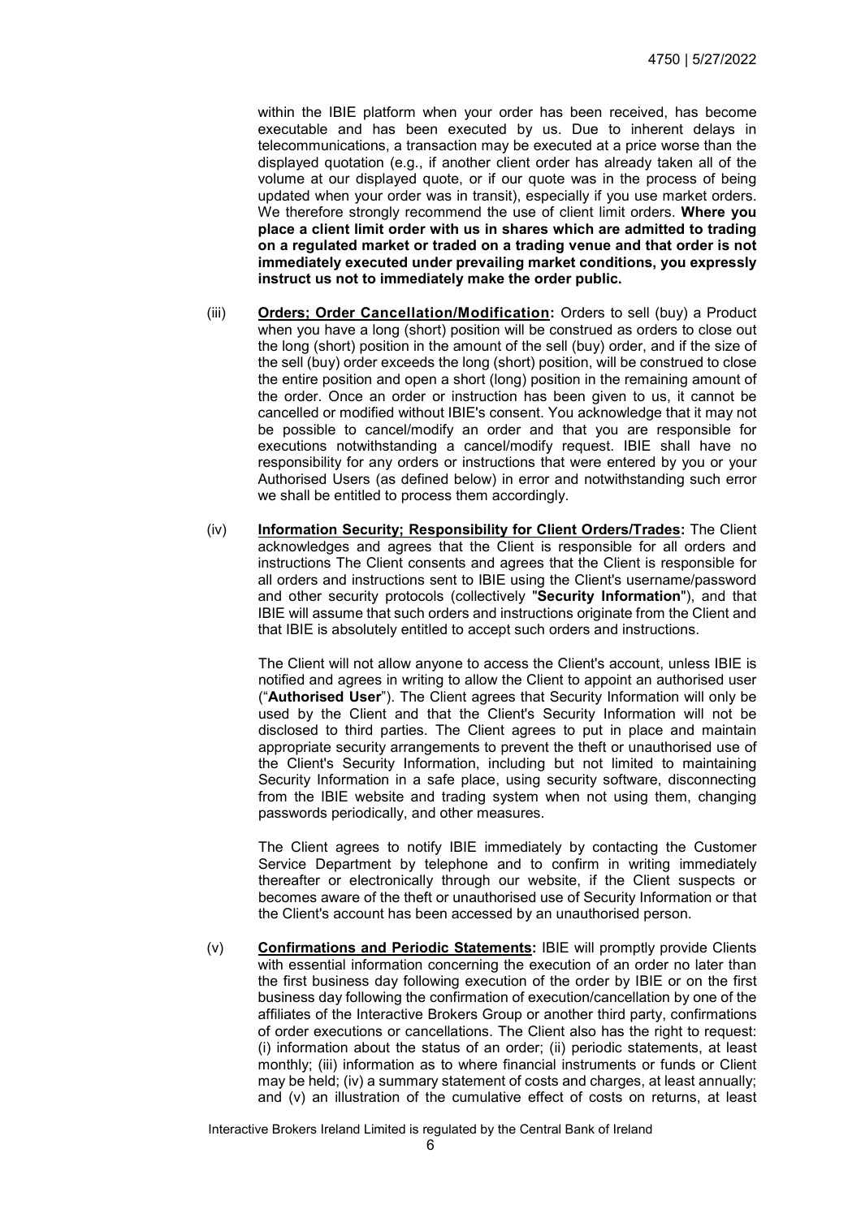within the IBIE platform when your order has been received, has become executable and has been executed by us. Due to inherent delays in telecommunications, a transaction may be executed at a price worse than the displayed quotation (e.g., if another client order has already taken all of the volume at our displayed quote, or if our quote was in the process of being updated when your order was in transit), especially if you use market orders. We therefore strongly recommend the use of client limit orders. **Where you place a client limit order with us in shares which are admitted to trading on a regulated market or traded on a trading venue and that order is not immediately executed under prevailing market conditions, you expressly instruct us not to immediately make the order public.**

(iii) **Orders; Order Cancellation/Modification:** Orders to sell (buy) a Product when you have a long (short) position will be construed as orders to close out the long (short) position in the amount of the sell (buy) order, and if the size of the sell (buy) order exceeds the long (short) position, will be construed to close the entire position and open a short (long) position in the remaining amount of the order. Once an order or instruction has been given to us, it cannot be cancelled or modified without IBIE's consent. You acknowledge that it may not be possible to cancel/modify an order and that you are responsible for executions notwithstanding a cancel/modify request. IBIE shall have no responsibility for any orders or instructions that were entered by you or your Authorised Users (as defined below) in error and notwithstanding such error we shall be entitled to process them accordingly.

(iv) **Information Security; Responsibility for Client Orders/Trades:** The Client acknowledges and agrees that the Client is responsible for all orders and instructions The Client consents and agrees that the Client is responsible for all orders and instructions sent to IBIE using the Client's username/password and other security protocols (collectively "**Security Information**"), and that IBIE will assume that such orders and instructions originate from the Client and that IBIE is absolutely entitled to accept such orders and instructions.

The Client will not allow anyone to access the Client's account, unless IBIE is notified and agrees in writing to allow the Client to appoint an authorised user ("**Authorised User**"). The Client agrees that Security Information will only be used by the Client and that the Client's Security Information will not be disclosed to third parties. The Client agrees to put in place and maintain appropriate security arrangements to prevent the theft or unauthorised use of the Client's Security Information, including but not limited to maintaining Security Information in a safe place, using security software, disconnecting from the IBIE website and trading system when not using them, changing passwords periodically, and other measures.

The Client agrees to notify IBIE immediately by contacting the Customer Service Department by telephone and to confirm in writing immediately thereafter or electronically through our website, if the Client suspects or becomes aware of the theft or unauthorised use of Security Information or that the Client's account has been accessed by an unauthorised person.

(v) **Confirmations and Periodic Statements:** IBIE will promptly provide Clients with essential information concerning the execution of an order no later than the first business day following execution of the order by IBIE or on the first business day following the confirmation of execution/cancellation by one of the affiliates of the Interactive Brokers Group or another third party, confirmations of order executions or cancellations. The Client also has the right to request: (i) information about the status of an order; (ii) periodic statements, at least monthly; (iii) information as to where financial instruments or funds or Client may be held; (iv) a summary statement of costs and charges, at least annually; and (v) an illustration of the cumulative effect of costs on returns, at least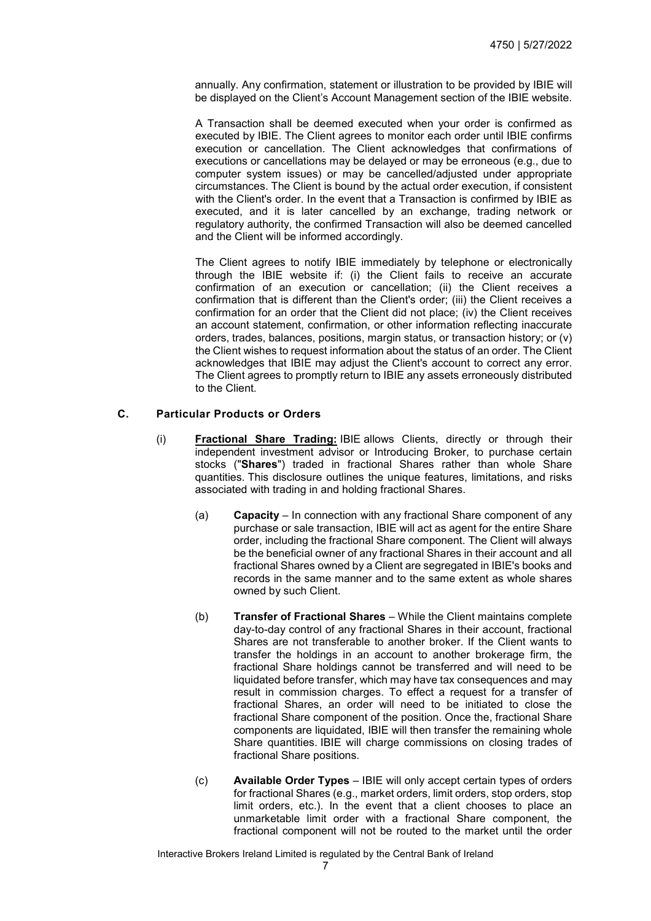annually. Any confirmation, statement or illustration to be provided by IBIE will be displayed on the Client's Account Management section of the IBIE website.

A Transaction shall be deemed executed when your order is confirmed as executed by IBIE. The Client agrees to monitor each order until IBIE confirms execution or cancellation. The Client acknowledges that confirmations of executions or cancellations may be delayed or may be erroneous (e.g., due to computer system issues) or may be cancelled/adjusted under appropriate circumstances. The Client is bound by the actual order execution, if consistent with the Client's order. In the event that a Transaction is confirmed by IBIE as executed, and it is later cancelled by an exchange, trading network or regulatory authority, the confirmed Transaction will also be deemed cancelled and the Client will be informed accordingly.

The Client agrees to notify IBIE immediately by telephone or electronically through the IBIE website if: (i) the Client fails to receive an accurate confirmation of an execution or cancellation; (ii) the Client receives a confirmation that is different than the Client's order; (iii) the Client receives a confirmation for an order that the Client did not place; (iv) the Client receives an account statement, confirmation, or other information reflecting inaccurate orders, trades, balances, positions, margin status, or transaction history; or (v) the Client wishes to request information about the status of an order. The Client acknowledges that IBIE may adjust the Client's account to correct any error. The Client agrees to promptly return to IBIE any assets erroneously distributed to the Client.

**C. Particular Products or Orders**

(i) **Fractional Share Trading:** IBIE allows Clients, directly or through their independent investment advisor or Introducing Broker, to purchase certain stocks ("**Shares**") traded in fractional Shares rather than whole Share quantities. This disclosure outlines the unique features, limitations, and risks associated with trading in and holding fractional Shares.

(a) **Capacity** – In connection with any fractional Share component of any purchase or sale transaction, IBIE will act as agent for the entire Share order, including the fractional Share component. The Client will always be the beneficial owner of any fractional Shares in their account and all fractional Shares owned by a Client are segregated in IBIE's books and records in the same manner and to the same extent as whole shares owned by such Client.

(b) **Transfer of Fractional Shares** – While the Client maintains complete day-to-day control of any fractional Shares in their account, fractional Shares are not transferable to another broker. If the Client wants to transfer the holdings in an account to another brokerage firm, the fractional Share holdings cannot be transferred and will need to be liquidated before transfer, which may have tax consequences and may result in commission charges. To effect a request for a transfer of fractional Shares, an order will need to be initiated to close the fractional Share component of the position. Once the, fractional Share components are liquidated, IBIE will then transfer the remaining whole Share quantities. IBIE will charge commissions on closing trades of fractional Share positions.

(c) **Available Order Types** – IBIE will only accept certain types of orders for fractional Shares (e.g., market orders, limit orders, stop orders, stop limit orders, etc.). In the event that a client chooses to place an unmarketable limit order with a fractional Share component, the fractional component will not be routed to the market until the order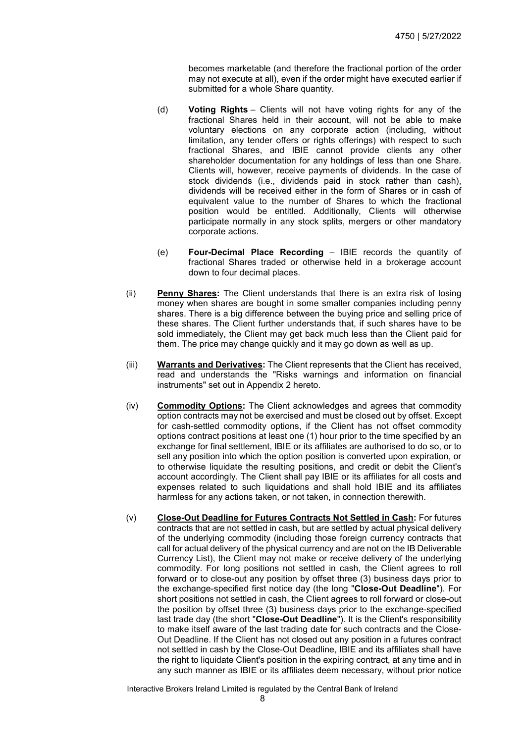becomes marketable (and therefore the fractional portion of the order may not execute at all), even if the order might have executed earlier if submitted for a whole Share quantity.

(d) **Voting Rights** – Clients will not have voting rights for any of the fractional Shares held in their account, will not be able to make voluntary elections on any corporate action (including, without limitation, any tender offers or rights offerings) with respect to such fractional Shares, and IBIE cannot provide clients any other shareholder documentation for any holdings of less than one Share. Clients will, however, receive payments of dividends. In the case of stock dividends (i.e., dividends paid in stock rather than cash), dividends will be received either in the form of Shares or in cash of equivalent value to the number of Shares to which the fractional position would be entitled. Additionally, Clients will otherwise participate normally in any stock splits, mergers or other mandatory corporate actions.

(e) **Four-Decimal Place Recording** – IBIE records the quantity of fractional Shares traded or otherwise held in a brokerage account down to four decimal places.

(ii) **Penny Shares:** The Client understands that there is an extra risk of losing money when shares are bought in some smaller companies including penny shares. There is a big difference between the buying price and selling price of these shares. The Client further understands that, if such shares have to be sold immediately, the Client may get back much less than the Client paid for them. The price may change quickly and it may go down as well as up.

(iii) **Warrants and Derivatives:** The Client represents that the Client has received, read and understands the "Risks warnings and information on financial instruments" set out in Appendix 2 hereto.

(iv) **Commodity Options:** The Client acknowledges and agrees that commodity option contracts may not be exercised and must be closed out by offset. Except for cash-settled commodity options, if the Client has not offset commodity options contract positions at least one (1) hour prior to the time specified by an exchange for final settlement, IBIE or its affiliates are authorised to do so, or to sell any position into which the option position is converted upon expiration, or to otherwise liquidate the resulting positions, and credit or debit the Client's account accordingly. The Client shall pay IBIE or its affiliates for all costs and expenses related to such liquidations and shall hold IBIE and its affiliates harmless for any actions taken, or not taken, in connection therewith.

(v) **Close-Out Deadline for Futures Contracts Not Settled in Cash:** For futures contracts that are not settled in cash, but are settled by actual physical delivery of the underlying commodity (including those foreign currency contracts that call for actual delivery of the physical currency and are not on the IB Deliverable Currency List), the Client may not make or receive delivery of the underlying commodity. For long positions not settled in cash, the Client agrees to roll forward or to close-out any position by offset three (3) business days prior to the exchange-specified first notice day (the long "**Close-Out Deadline**"). For short positions not settled in cash, the Client agrees to roll forward or close-out the position by offset three (3) business days prior to the exchange-specified last trade day (the short "**Close-Out Deadline**"). It is the Client's responsibility to make itself aware of the last trading date for such contracts and the Close-Out Deadline. If the Client has not closed out any position in a futures contract not settled in cash by the Close-Out Deadline, IBIE and its affiliates shall have the right to liquidate Client's position in the expiring contract, at any time and in any such manner as IBIE or its affiliates deem necessary, without prior notice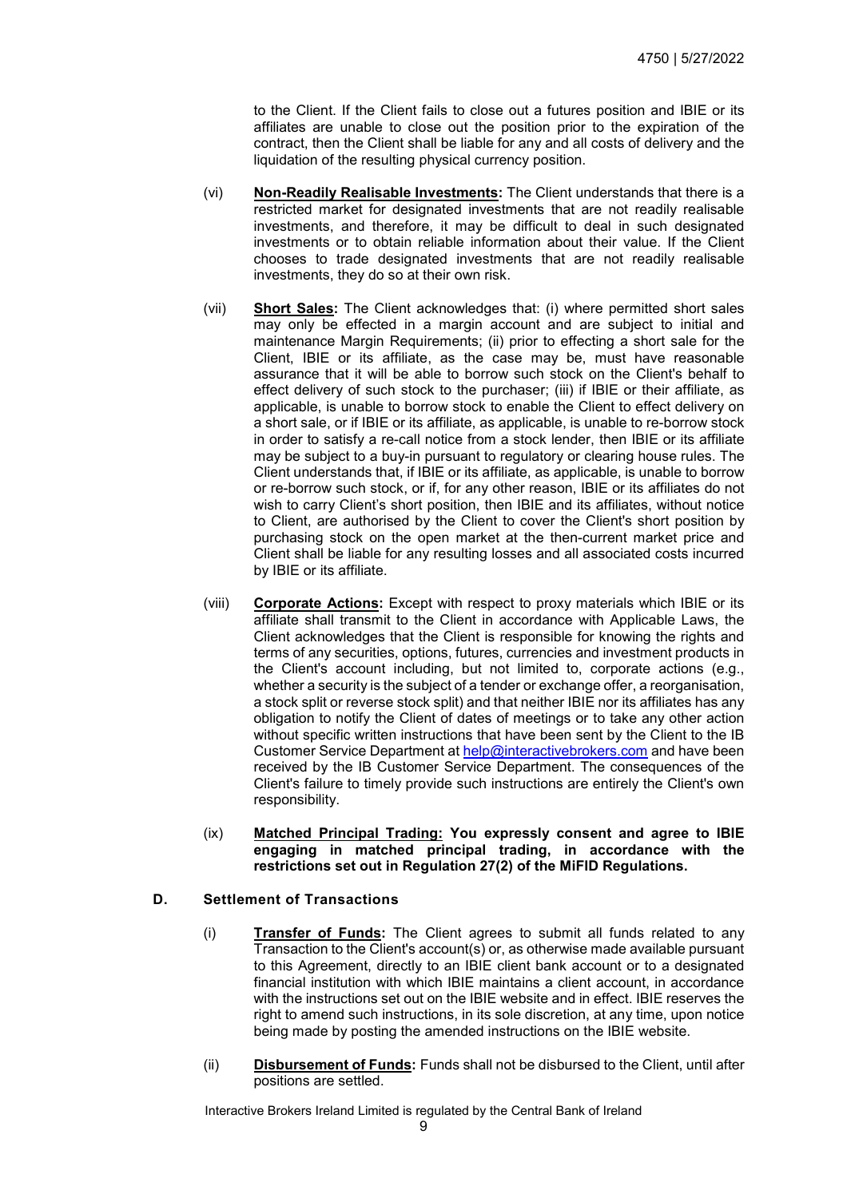to the Client. If the Client fails to close out a futures position and IBIE or its affiliates are unable to close out the position prior to the expiration of the contract, then the Client shall be liable for any and all costs of delivery and the liquidation of the resulting physical currency position.

(vi) **Non-Readily Realisable Investments:** The Client understands that there is a restricted market for designated investments that are not readily realisable investments, and therefore, it may be difficult to deal in such designated investments or to obtain reliable information about their value. If the Client chooses to trade designated investments that are not readily realisable investments, they do so at their own risk.

(vii) **Short Sales:** The Client acknowledges that: (i) where permitted short sales may only be effected in a margin account and are subject to initial and maintenance Margin Requirements; (ii) prior to effecting a short sale for the Client, IBIE or its affiliate, as the case may be, must have reasonable assurance that it will be able to borrow such stock on the Client's behalf to effect delivery of such stock to the purchaser; (iii) if IBIE or their affiliate, as applicable, is unable to borrow stock to enable the Client to effect delivery on a short sale, or if IBIE or its affiliate, as applicable, is unable to re-borrow stock in order to satisfy a re-call notice from a stock lender, then IBIE or its affiliate may be subject to a buy-in pursuant to regulatory or clearing house rules. The Client understands that, if IBIE or its affiliate, as applicable, is unable to borrow or re-borrow such stock, or if, for any other reason, IBIE or its affiliates do not wish to carry Client's short position, then IBIE and its affiliates, without notice to Client, are authorised by the Client to cover the Client's short position by purchasing stock on the open market at the then-current market price and Client shall be liable for any resulting losses and all associated costs incurred by IBIE or its affiliate.

(viii) **Corporate Actions:** Except with respect to proxy materials which IBIE or its affiliate shall transmit to the Client in accordance with Applicable Laws, the Client acknowledges that the Client is responsible for knowing the rights and terms of any securities, options, futures, currencies and investment products in the Client's account including, but not limited to, corporate actions (e.g., whether a security is the subject of a tender or exchange offer, a reorganisation, a stock split or reverse stock split) and that neither IBIE nor its affiliates has any obligation to notify the Client of dates of meetings or to take any other action without specific written instructions that have been sent by the Client to the IB Customer Service Department at help@interactivebrokers.com and have been received by the IB Customer Service Department. The consequences of the Client's failure to timely provide such instructions are entirely the Client's own responsibility.

(ix) **Matched Principal Trading: You expressly consent and agree to IBIE engaging in matched principal trading, in accordance with the restrictions set out in Regulation 27(2) of the MiFID Regulations.**

### D. Settlement of Transactions

(i) **Transfer of Funds:** The Client agrees to submit all funds related to any Transaction to the Client's account(s) or, as otherwise made available pursuant to this Agreement, directly to an IBIE client bank account or to a designated financial institution with which IBIE maintains a client account, in accordance with the instructions set out on the IBIE website and in effect. IBIE reserves the right to amend such instructions, in its sole discretion, at any time, upon notice being made by posting the amended instructions on the IBIE website.

(ii) **Disbursement of Funds:** Funds shall not be disbursed to the Client, until after positions are settled.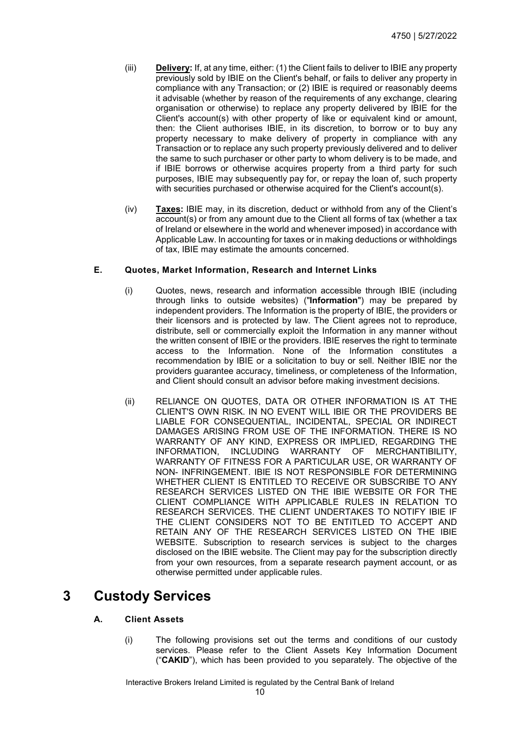(iii) **Delivery:** If, at any time, either: (1) the Client fails to deliver to IBIE any property previously sold by IBIE on the Client's behalf, or fails to deliver any property in compliance with any Transaction; or (2) IBIE is required or reasonably deems it advisable (whether by reason of the requirements of any exchange, clearing organisation or otherwise) to replace any property delivered by IBIE for the Client's account(s) with other property of like or equivalent kind or amount, then: the Client authorises IBIE, in its discretion, to borrow or to buy any property necessary to make delivery of property in compliance with any Transaction or to replace any such property previously delivered and to deliver the same to such purchaser or other party to whom delivery is to be made, and if IBIE borrows or otherwise acquires property from a third party for such purposes, IBIE may subsequently pay for, or repay the loan of, such property with securities purchased or otherwise acquired for the Client's account(s).

(iv) **Taxes:** IBIE may, in its discretion, deduct or withhold from any of the Client's account(s) or from any amount due to the Client all forms of tax (whether a tax of Ireland or elsewhere in the world and whenever imposed) in accordance with Applicable Law. In accounting for taxes or in making deductions or withholdings of tax, IBIE may estimate the amounts concerned.

### E. Quotes, Market Information, Research and Internet Links

(i) Quotes, news, research and information accessible through IBIE (including through links to outside websites) ("**Information**") may be prepared by independent providers. The Information is the property of IBIE, the providers or their licensors and is protected by law. The Client agrees not to reproduce, distribute, sell or commercially exploit the Information in any manner without the written consent of IBIE or the providers. IBIE reserves the right to terminate access to the Information. None of the Information constitutes a recommendation by IBIE or a solicitation to buy or sell. Neither IBIE nor the providers guarantee accuracy, timeliness, or completeness of the Information, and Client should consult an advisor before making investment decisions.

(ii) RELIANCE ON QUOTES, DATA OR OTHER INFORMATION IS AT THE CLIENT'S OWN RISK. IN NO EVENT WILL IBIE OR THE PROVIDERS BE LIABLE FOR CONSEQUENTIAL, INCIDENTAL, SPECIAL OR INDIRECT DAMAGES ARISING FROM USE OF THE INFORMATION. THERE IS NO WARRANTY OF ANY KIND, EXPRESS OR IMPLIED, REGARDING THE INFORMATION, INCLUDING WARRANTY OF MERCHANTIBILITY, WARRANTY OF FITNESS FOR A PARTICULAR USE, OR WARRANTY OF NON- INFRINGEMENT. IBIE IS NOT RESPONSIBLE FOR DETERMINING WHETHER CLIENT IS ENTITLED TO RECEIVE OR SUBSCRIBE TO ANY RESEARCH SERVICES LISTED ON THE IBIE WEBSITE OR FOR THE CLIENT COMPLIANCE WITH APPLICABLE RULES IN RELATION TO RESEARCH SERVICES. THE CLIENT UNDERTAKES TO NOTIFY IBIE IF THE CLIENT CONSIDERS NOT TO BE ENTITLED TO ACCEPT AND RETAIN ANY OF THE RESEARCH SERVICES LISTED ON THE IBIE WEBSITE. Subscription to research services is subject to the charges disclosed on the IBIE website. The Client may pay for the subscription directly from your own resources, from a separate research payment account, or as otherwise permitted under applicable rules.

# 3 Custody Services

### A. Client Assets

(i) The following provisions set out the terms and conditions of our custody services. Please refer to the Client Assets Key Information Document ("**CAKID**"), which has been provided to you separately. The objective of the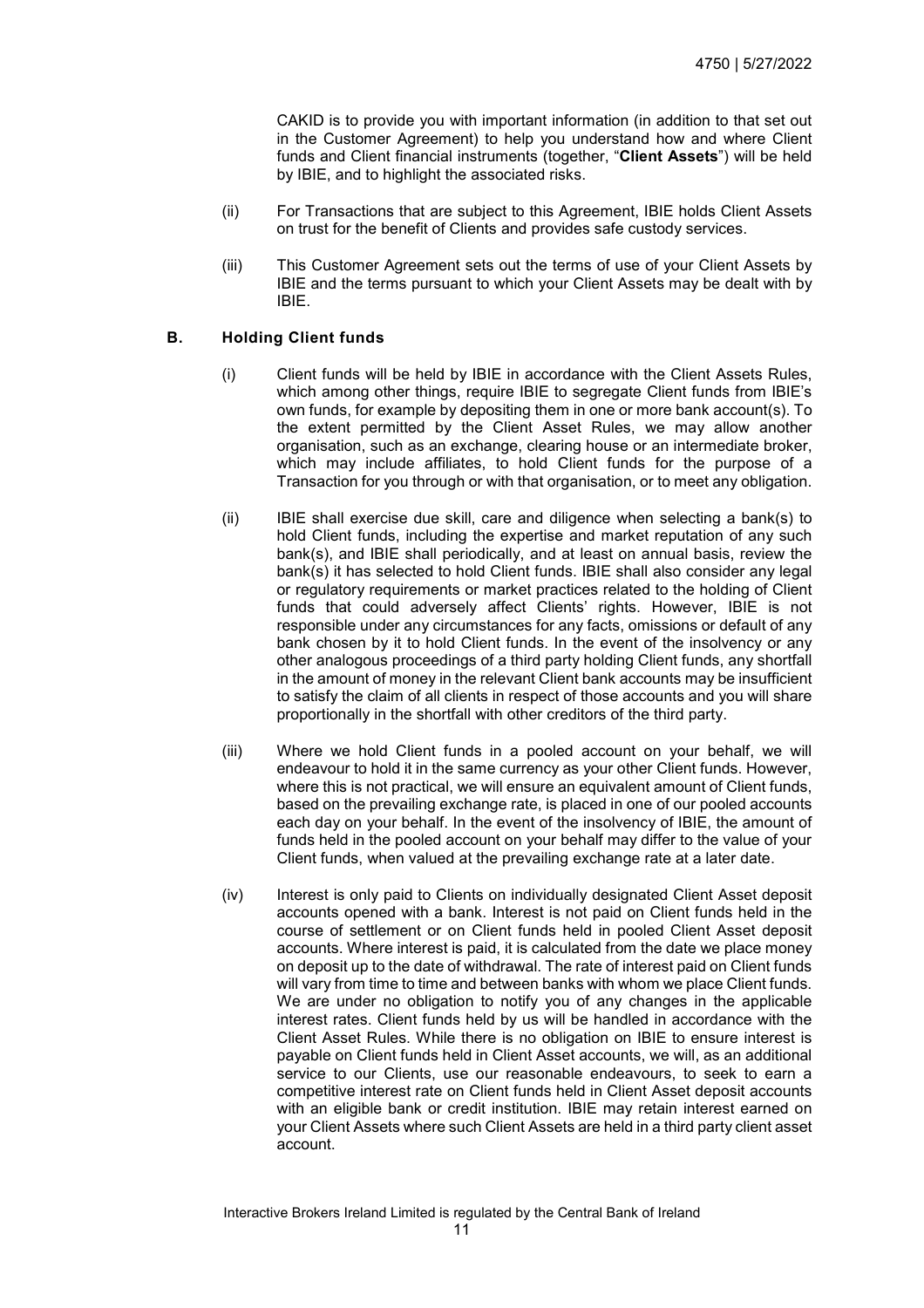CAKID is to provide you with important information (in addition to that set out in the Customer Agreement) to help you understand how and where Client funds and Client financial instruments (together, "**Client Assets**") will be held by IBIE, and to highlight the associated risks.

(ii) For Transactions that are subject to this Agreement, IBIE holds Client Assets on trust for the benefit of Clients and provides safe custody services.

(iii) This Customer Agreement sets out the terms of use of your Client Assets by IBIE and the terms pursuant to which your Client Assets may be dealt with by IBIE.

### B. Holding Client funds

(i) Client funds will be held by IBIE in accordance with the Client Assets Rules, which among other things, require IBIE to segregate Client funds from IBIE's own funds, for example by depositing them in one or more bank account(s). To the extent permitted by the Client Asset Rules, we may allow another organisation, such as an exchange, clearing house or an intermediate broker, which may include affiliates, to hold Client funds for the purpose of a Transaction for you through or with that organisation, or to meet any obligation.

(ii) IBIE shall exercise due skill, care and diligence when selecting a bank(s) to hold Client funds, including the expertise and market reputation of any such bank(s), and IBIE shall periodically, and at least on annual basis, review the bank(s) it has selected to hold Client funds. IBIE shall also consider any legal or regulatory requirements or market practices related to the holding of Client funds that could adversely affect Clients' rights. However, IBIE is not responsible under any circumstances for any facts, omissions or default of any bank chosen by it to hold Client funds. In the event of the insolvency or any other analogous proceedings of a third party holding Client funds, any shortfall in the amount of money in the relevant Client bank accounts may be insufficient to satisfy the claim of all clients in respect of those accounts and you will share proportionally in the shortfall with other creditors of the third party.

(iii) Where we hold Client funds in a pooled account on your behalf, we will endeavour to hold it in the same currency as your other Client funds. However, where this is not practical, we will ensure an equivalent amount of Client funds, based on the prevailing exchange rate, is placed in one of our pooled accounts each day on your behalf. In the event of the insolvency of IBIE, the amount of funds held in the pooled account on your behalf may differ to the value of your Client funds, when valued at the prevailing exchange rate at a later date.

(iv) Interest is only paid to Clients on individually designated Client Asset deposit accounts opened with a bank. Interest is not paid on Client funds held in the course of settlement or on Client funds held in pooled Client Asset deposit accounts. Where interest is paid, it is calculated from the date we place money on deposit up to the date of withdrawal. The rate of interest paid on Client funds will vary from time to time and between banks with whom we place Client funds. We are under no obligation to notify you of any changes in the applicable interest rates. Client funds held by us will be handled in accordance with the Client Asset Rules. While there is no obligation on IBIE to ensure interest is payable on Client funds held in Client Asset accounts, we will, as an additional service to our Clients, use our reasonable endeavours, to seek to earn a competitive interest rate on Client funds held in Client Asset deposit accounts with an eligible bank or credit institution. IBIE may retain interest earned on your Client Assets where such Client Assets are held in a third party client asset account.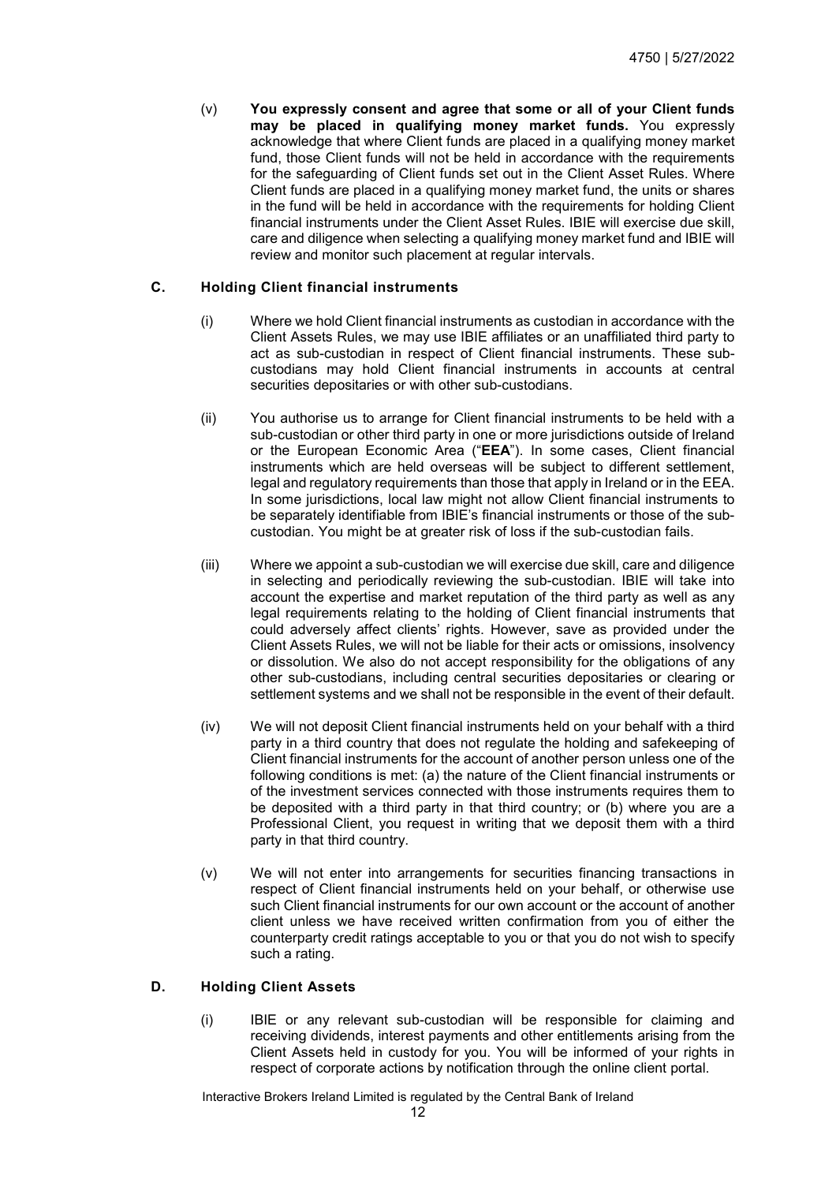(v) **You expressly consent and agree that some or all of your Client funds may be placed in qualifying money market funds.** You expressly acknowledge that where Client funds are placed in a qualifying money market fund, those Client funds will not be held in accordance with the requirements for the safeguarding of Client funds set out in the Client Asset Rules. Where Client funds are placed in a qualifying money market fund, the units or shares in the fund will be held in accordance with the requirements for holding Client financial instruments under the Client Asset Rules. IBIE will exercise due skill, care and diligence when selecting a qualifying money market fund and IBIE will review and monitor such placement at regular intervals.

### C. Holding Client financial instruments

(i) Where we hold Client financial instruments as custodian in accordance with the Client Assets Rules, we may use IBIE affiliates or an unaffiliated third party to act as sub-custodian in respect of Client financial instruments. These sub-custodians may hold Client financial instruments in accounts at central securities depositaries or with other sub-custodians.

(ii) You authorise us to arrange for Client financial instruments to be held with a sub-custodian or other third party in one or more jurisdictions outside of Ireland or the European Economic Area ("**EEA**"). In some cases, Client financial instruments which are held overseas will be subject to different settlement, legal and regulatory requirements than those that apply in Ireland or in the EEA. In some jurisdictions, local law might not allow Client financial instruments to be separately identifiable from IBIE's financial instruments or those of the sub-custodian. You might be at greater risk of loss if the sub-custodian fails.

(iii) Where we appoint a sub-custodian we will exercise due skill, care and diligence in selecting and periodically reviewing the sub-custodian. IBIE will take into account the expertise and market reputation of the third party as well as any legal requirements relating to the holding of Client financial instruments that could adversely affect clients' rights. However, save as provided under the Client Assets Rules, we will not be liable for their acts or omissions, insolvency or dissolution. We also do not accept responsibility for the obligations of any other sub-custodians, including central securities depositaries or clearing or settlement systems and we shall not be responsible in the event of their default.

(iv) We will not deposit Client financial instruments held on your behalf with a third party in a third country that does not regulate the holding and safekeeping of Client financial instruments for the account of another person unless one of the following conditions is met: (a) the nature of the Client financial instruments or of the investment services connected with those instruments requires them to be deposited with a third party in that third country; or (b) where you are a Professional Client, you request in writing that we deposit them with a third party in that third country.

(v) We will not enter into arrangements for securities financing transactions in respect of Client financial instruments held on your behalf, or otherwise use such Client financial instruments for our own account or the account of another client unless we have received written confirmation from you of either the counterparty credit ratings acceptable to you or that you do not wish to specify such a rating.

### D. Holding Client Assets

(i) IBIE or any relevant sub-custodian will be responsible for claiming and receiving dividends, interest payments and other entitlements arising from the Client Assets held in custody for you. You will be informed of your rights in respect of corporate actions by notification through the online client portal.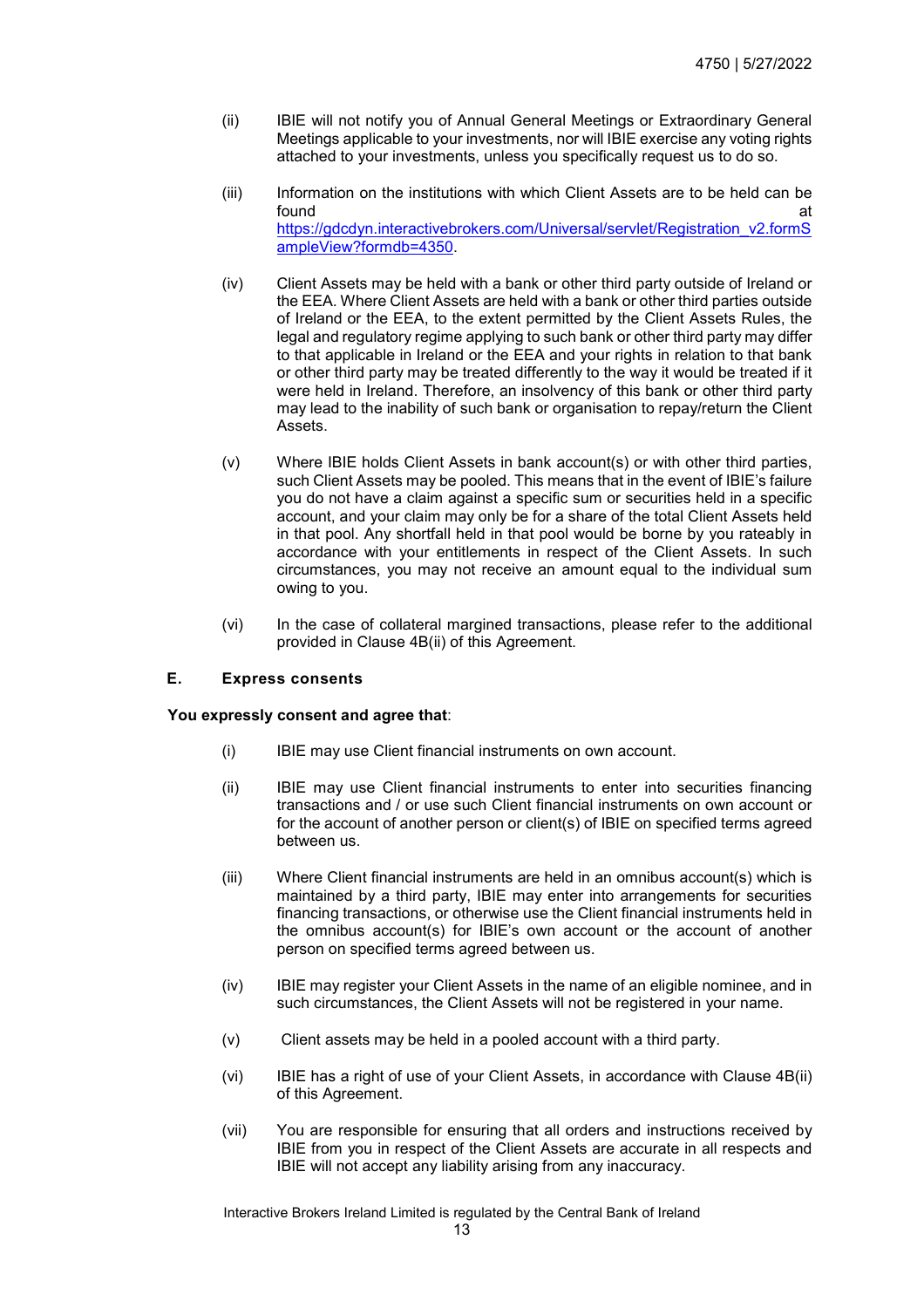(ii) IBIE will not notify you of Annual General Meetings or Extraordinary General Meetings applicable to your investments, nor will IBIE exercise any voting rights attached to your investments, unless you specifically request us to do so.

(iii) Information on the institutions with which Client Assets are to be held can be found at [https://gdcdyn.interactivebrokers.com/Universal/servlet/Registration_v2.formSampleView?formdb=4350](https://gdcdyn.interactivebrokers.com/Universal/servlet/Registration_v2.formSampleView?formdb=4350).

(iv) Client Assets may be held with a bank or other third party outside of Ireland or the EEA. Where Client Assets are held with a bank or other third parties outside of Ireland or the EEA, to the extent permitted by the Client Assets Rules, the legal and regulatory regime applying to such bank or other third party may differ to that applicable in Ireland or the EEA and your rights in relation to that bank or other third party may be treated differently to the way it would be treated if it were held in Ireland. Therefore, an insolvency of this bank or other third party may lead to the inability of such bank or organisation to repay/return the Client Assets.

(v) Where IBIE holds Client Assets in bank account(s) or with other third parties, such Client Assets may be pooled. This means that in the event of IBIE's failure you do not have a claim against a specific sum or securities held in a specific account, and your claim may only be for a share of the total Client Assets held in that pool. Any shortfall held in that pool would be borne by you rateably in accordance with your entitlements in respect of the Client Assets. In such circumstances, you may not receive an amount equal to the individual sum owing to you.

(vi) In the case of collateral margined transactions, please refer to the additional provided in Clause 4B(ii) of this Agreement.

**E. Express consents**

**You expressly consent and agree that**:

(i) IBIE may use Client financial instruments on own account.

(ii) IBIE may use Client financial instruments to enter into securities financing transactions and / or use such Client financial instruments on own account or for the account of another person or client(s) of IBIE on specified terms agreed between us.

(iii) Where Client financial instruments are held in an omnibus account(s) which is maintained by a third party, IBIE may enter into arrangements for securities financing transactions, or otherwise use the Client financial instruments held in the omnibus account(s) for IBIE's own account or the account of another person on specified terms agreed between us.

(iv) IBIE may register your Client Assets in the name of an eligible nominee, and in such circumstances, the Client Assets will not be registered in your name.

(v) Client assets may be held in a pooled account with a third party.

(vi) IBIE has a right of use of your Client Assets, in accordance with Clause 4B(ii) of this Agreement.

(vii) You are responsible for ensuring that all orders and instructions received by IBIE from you in respect of the Client Assets are accurate in all respects and IBIE will not accept any liability arising from any inaccuracy.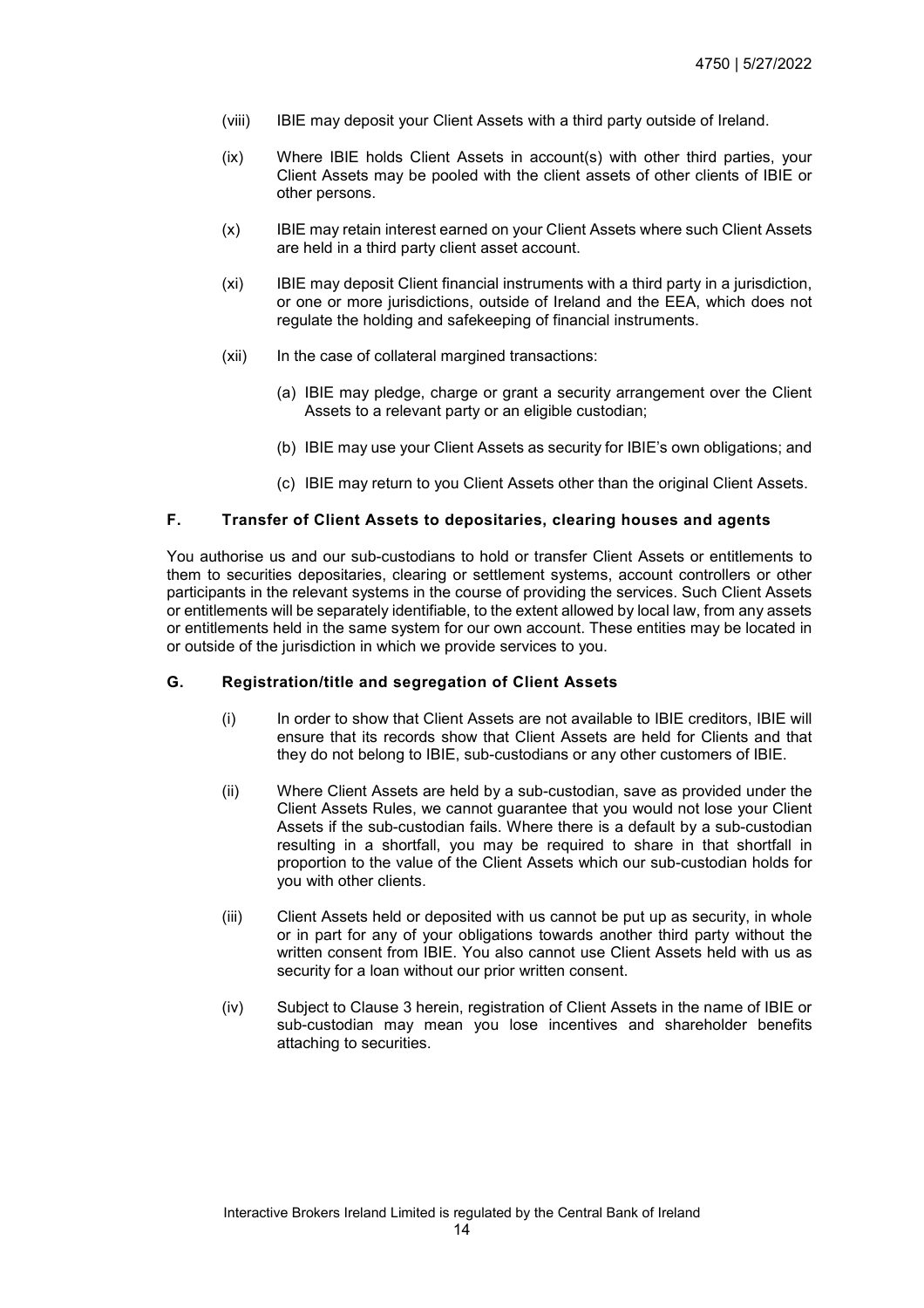(viii) IBIE may deposit your Client Assets with a third party outside of Ireland.

(ix) Where IBIE holds Client Assets in account(s) with other third parties, your Client Assets may be pooled with the client assets of other clients of IBIE or other persons.

(x) IBIE may retain interest earned on your Client Assets where such Client Assets are held in a third party client asset account.

(xi) IBIE may deposit Client financial instruments with a third party in a jurisdiction, or one or more jurisdictions, outside of Ireland and the EEA, which does not regulate the holding and safekeeping of financial instruments.

(xii) In the case of collateral margined transactions:

(a) IBIE may pledge, charge or grant a security arrangement over the Client Assets to a relevant party or an eligible custodian;

(b) IBIE may use your Client Assets as security for IBIE's own obligations; and

(c) IBIE may return to you Client Assets other than the original Client Assets.

### F. Transfer of Client Assets to depositaries, clearing houses and agents

You authorise us and our sub-custodians to hold or transfer Client Assets or entitlements to them to securities depositaries, clearing or settlement systems, account controllers or other participants in the relevant systems in the course of providing the services. Such Client Assets or entitlements will be separately identifiable, to the extent allowed by local law, from any assets or entitlements held in the same system for our own account. These entities may be located in or outside of the jurisdiction in which we provide services to you.

### G. Registration/title and segregation of Client Assets

(i) In order to show that Client Assets are not available to IBIE creditors, IBIE will ensure that its records show that Client Assets are held for Clients and that they do not belong to IBIE, sub-custodians or any other customers of IBIE.

(ii) Where Client Assets are held by a sub-custodian, save as provided under the Client Assets Rules, we cannot guarantee that you would not lose your Client Assets if the sub-custodian fails. Where there is a default by a sub-custodian resulting in a shortfall, you may be required to share in that shortfall in proportion to the value of the Client Assets which our sub-custodian holds for you with other clients.

(iii) Client Assets held or deposited with us cannot be put up as security, in whole or in part for any of your obligations towards another third party without the written consent from IBIE. You also cannot use Client Assets held with us as security for a loan without our prior written consent.

(iv) Subject to Clause 3 herein, registration of Client Assets in the name of IBIE or sub-custodian may mean you lose incentives and shareholder benefits attaching to securities.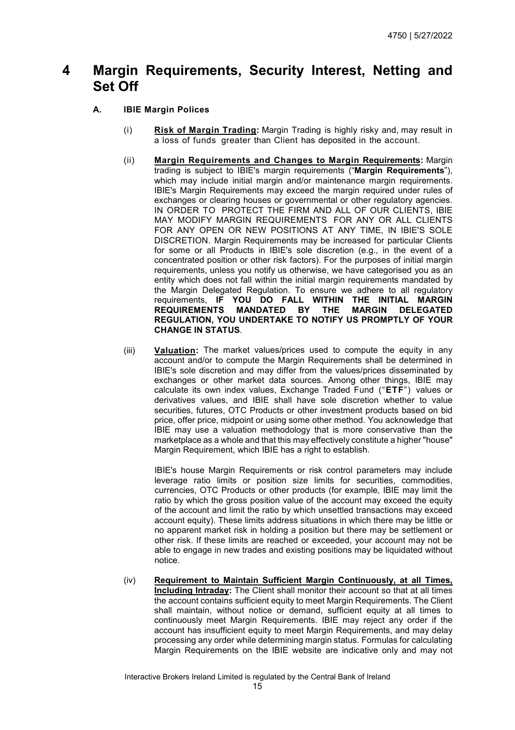# 4 Margin Requirements, Security Interest, Netting and Set Off

## A. IBIE Margin Polices

(i) **Risk of Margin Trading:** Margin Trading is highly risky and, may result in a loss of funds greater than Client has deposited in the account.

(ii) **Margin Requirements and Changes to Margin Requirements:** Margin trading is subject to IBIE's margin requirements ("**Margin Requirements**"), which may include initial margin and/or maintenance margin requirements. IBIE's Margin Requirements may exceed the margin required under rules of exchanges or clearing houses or governmental or other regulatory agencies. IN ORDER TO PROTECT THE FIRM AND ALL OF OUR CLIENTS, IBIE MAY MODIFY MARGIN REQUIREMENTS FOR ANY OR ALL CLIENTS FOR ANY OPEN OR NEW POSITIONS AT ANY TIME, IN IBIE'S SOLE DISCRETION. Margin Requirements may be increased for particular Clients for some or all Products in IBIE's sole discretion (e.g., in the event of a concentrated position or other risk factors). For the purposes of initial margin requirements, unless you notify us otherwise, we have categorised you as an entity which does not fall within the initial margin requirements mandated by the Margin Delegated Regulation. To ensure we adhere to all regulatory requirements, **IF YOU DO FALL WITHIN THE INITIAL MARGIN REQUIREMENTS MANDATED BY THE MARGIN DELEGATED REGULATION, YOU UNDERTAKE TO NOTIFY US PROMPTLY OF YOUR CHANGE IN STATUS**.

(iii) **Valuation:** The market values/prices used to compute the equity in any account and/or to compute the Margin Requirements shall be determined in IBIE's sole discretion and may differ from the values/prices disseminated by exchanges or other market data sources. Among other things, IBIE may calculate its own index values, Exchange Traded Fund ("**ETF**") values or derivatives values, and IBIE shall have sole discretion whether to value securities, futures, OTC Products or other investment products based on bid price, offer price, midpoint or using some other method. You acknowledge that IBIE may use a valuation methodology that is more conservative than the marketplace as a whole and that this may effectively constitute a higher "house" Margin Requirement, which IBIE has a right to establish.

IBIE's house Margin Requirements or risk control parameters may include leverage ratio limits or position size limits for securities, commodities, currencies, OTC Products or other products (for example, IBIE may limit the ratio by which the gross position value of the account may exceed the equity of the account and limit the ratio by which unsettled transactions may exceed account equity). These limits address situations in which there may be little or no apparent market risk in holding a position but there may be settlement or other risk. If these limits are reached or exceeded, your account may not be able to engage in new trades and existing positions may be liquidated without notice.

(iv) **Requirement to Maintain Sufficient Margin Continuously, at all Times, Including Intraday:** The Client shall monitor their account so that at all times the account contains sufficient equity to meet Margin Requirements. The Client shall maintain, without notice or demand, sufficient equity at all times to continuously meet Margin Requirements. IBIE may reject any order if the account has insufficient equity to meet Margin Requirements, and may delay processing any order while determining margin status. Formulas for calculating Margin Requirements on the IBIE website are indicative only and may not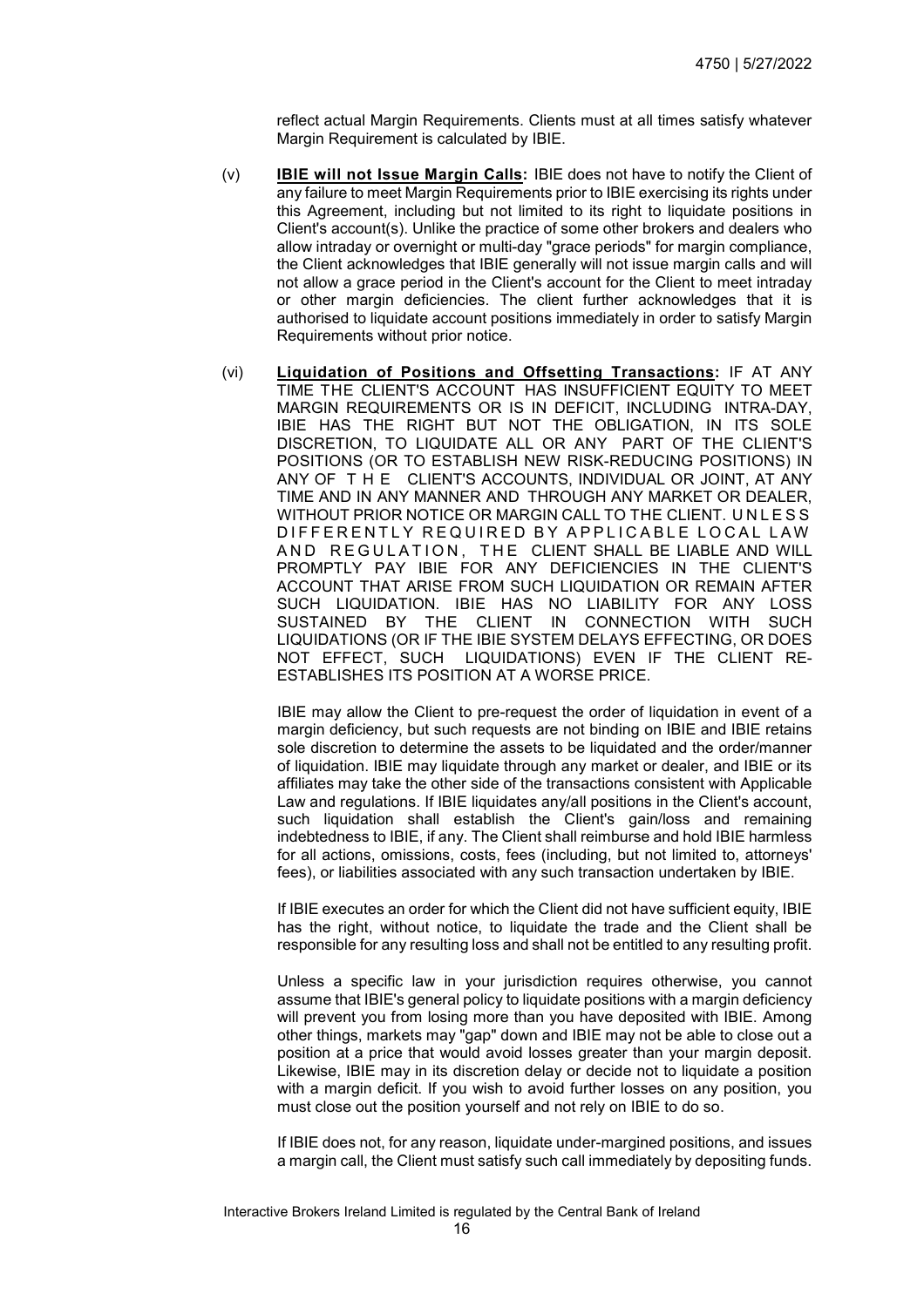reflect actual Margin Requirements. Clients must at all times satisfy whatever Margin Requirement is calculated by IBIE.

(v) **IBIE will not Issue Margin Calls:** IBIE does not have to notify the Client of any failure to meet Margin Requirements prior to IBIE exercising its rights under this Agreement, including but not limited to its right to liquidate positions in Client's account(s). Unlike the practice of some other brokers and dealers who allow intraday or overnight or multi-day "grace periods" for margin compliance, the Client acknowledges that IBIE generally will not issue margin calls and will not allow a grace period in the Client's account for the Client to meet intraday or other margin deficiencies. The client further acknowledges that it is authorised to liquidate account positions immediately in order to satisfy Margin Requirements without prior notice.

(vi) **Liquidation of Positions and Offsetting Transactions:** IF AT ANY TIME THE CLIENT'S ACCOUNT HAS INSUFFICIENT EQUITY TO MEET MARGIN REQUIREMENTS OR IS IN DEFICIT, INCLUDING INTRA-DAY, IBIE HAS THE RIGHT BUT NOT THE OBLIGATION, IN ITS SOLE DISCRETION, TO LIQUIDATE ALL OR ANY PART OF THE CLIENT'S POSITIONS (OR TO ESTABLISH NEW RISK-REDUCING POSITIONS) IN ANY OF THE CLIENT'S ACCOUNTS, INDIVIDUAL OR JOINT, AT ANY TIME AND IN ANY MANNER AND THROUGH ANY MARKET OR DEALER, WITHOUT PRIOR NOTICE OR MARGIN CALL TO THE CLIENT. UNLESS DIFFERENTLY REQUIRED BY APPLICABLE LOCAL LAW AND REGULATION, THE CLIENT SHALL BE LIABLE AND WILL PROMPTLY PAY IBIE FOR ANY DEFICIENCIES IN THE CLIENT'S ACCOUNT THAT ARISE FROM SUCH LIQUIDATION OR REMAIN AFTER SUCH LIQUIDATION. IBIE HAS NO LIABILITY FOR ANY LOSS SUSTAINED BY THE CLIENT IN CONNECTION WITH SUCH LIQUIDATIONS (OR IF THE IBIE SYSTEM DELAYS EFFECTING, OR DOES NOT EFFECT, SUCH LIQUIDATIONS) EVEN IF THE CLIENT RE-ESTABLISHES ITS POSITION AT A WORSE PRICE.

IBIE may allow the Client to pre-request the order of liquidation in event of a margin deficiency, but such requests are not binding on IBIE and IBIE retains sole discretion to determine the assets to be liquidated and the order/manner of liquidation. IBIE may liquidate through any market or dealer, and IBIE or its affiliates may take the other side of the transactions consistent with Applicable Law and regulations. If IBIE liquidates any/all positions in the Client's account, such liquidation shall establish the Client's gain/loss and remaining indebtedness to IBIE, if any. The Client shall reimburse and hold IBIE harmless for all actions, omissions, costs, fees (including, but not limited to, attorneys' fees), or liabilities associated with any such transaction undertaken by IBIE.

If IBIE executes an order for which the Client did not have sufficient equity, IBIE has the right, without notice, to liquidate the trade and the Client shall be responsible for any resulting loss and shall not be entitled to any resulting profit.

Unless a specific law in your jurisdiction requires otherwise, you cannot assume that IBIE's general policy to liquidate positions with a margin deficiency will prevent you from losing more than you have deposited with IBIE. Among other things, markets may "gap" down and IBIE may not be able to close out a position at a price that would avoid losses greater than your margin deposit. Likewise, IBIE may in its discretion delay or decide not to liquidate a position with a margin deficit. If you wish to avoid further losses on any position, you must close out the position yourself and not rely on IBIE to do so.

If IBIE does not, for any reason, liquidate under-margined positions, and issues a margin call, the Client must satisfy such call immediately by depositing funds.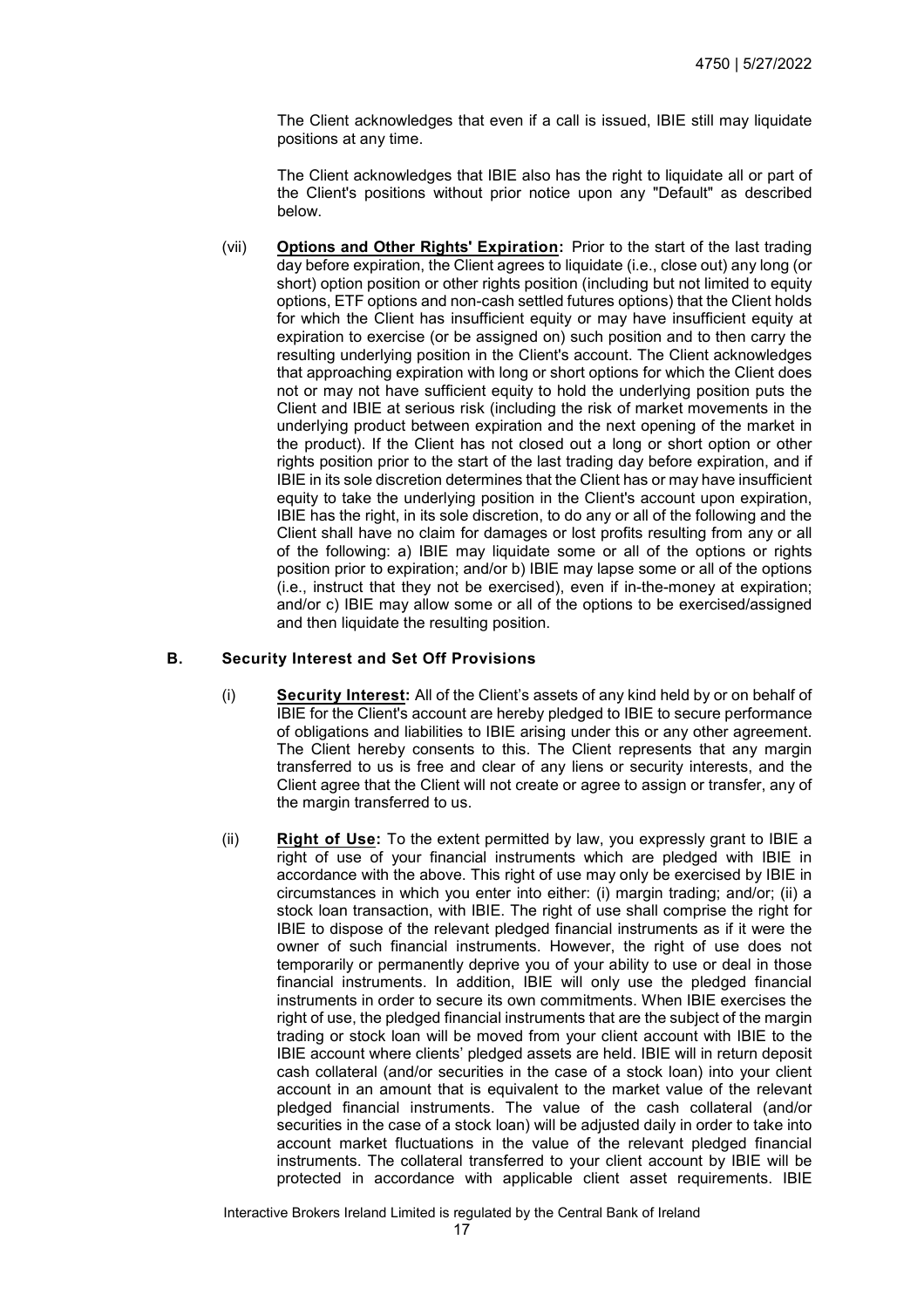The Client acknowledges that even if a call is issued, IBIE still may liquidate positions at any time.

The Client acknowledges that IBIE also has the right to liquidate all or part of the Client's positions without prior notice upon any "Default" as described below.

(vii) **Options and Other Rights' Expiration:** Prior to the start of the last trading day before expiration, the Client agrees to liquidate (i.e., close out) any long (or short) option position or other rights position (including but not limited to equity options, ETF options and non-cash settled futures options) that the Client holds for which the Client has insufficient equity or may have insufficient equity at expiration to exercise (or be assigned on) such position and to then carry the resulting underlying position in the Client's account. The Client acknowledges that approaching expiration with long or short options for which the Client does not or may not have sufficient equity to hold the underlying position puts the Client and IBIE at serious risk (including the risk of market movements in the underlying product between expiration and the next opening of the market in the product). If the Client has not closed out a long or short option or other rights position prior to the start of the last trading day before expiration, and if IBIE in its sole discretion determines that the Client has or may have insufficient equity to take the underlying position in the Client's account upon expiration, IBIE has the right, in its sole discretion, to do any or all of the following and the Client shall have no claim for damages or lost profits resulting from any or all of the following: a) IBIE may liquidate some or all of the options or rights position prior to expiration; and/or b) IBIE may lapse some or all of the options (i.e., instruct that they not be exercised), even if in-the-money at expiration; and/or c) IBIE may allow some or all of the options to be exercised/assigned and then liquidate the resulting position.

## B. Security Interest and Set Off Provisions

(i) **Security Interest:** All of the Client's assets of any kind held by or on behalf of IBIE for the Client's account are hereby pledged to IBIE to secure performance of obligations and liabilities to IBIE arising under this or any other agreement. The Client hereby consents to this. The Client represents that any margin transferred to us is free and clear of any liens or security interests, and the Client agree that the Client will not create or agree to assign or transfer, any of the margin transferred to us.

(ii) **Right of Use:** To the extent permitted by law, you expressly grant to IBIE a right of use of your financial instruments which are pledged with IBIE in accordance with the above. This right of use may only be exercised by IBIE in circumstances in which you enter into either: (i) margin trading; and/or; (ii) a stock loan transaction, with IBIE. The right of use shall comprise the right for IBIE to dispose of the relevant pledged financial instruments as if it were the owner of such financial instruments. However, the right of use does not temporarily or permanently deprive you of your ability to use or deal in those financial instruments. In addition, IBIE will only use the pledged financial instruments in order to secure its own commitments. When IBIE exercises the right of use, the pledged financial instruments that are the subject of the margin trading or stock loan will be moved from your client account with IBIE to the IBIE account where clients' pledged assets are held. IBIE will in return deposit cash collateral (and/or securities in the case of a stock loan) into your client account in an amount that is equivalent to the market value of the relevant pledged financial instruments. The value of the cash collateral (and/or securities in the case of a stock loan) will be adjusted daily in order to take into account market fluctuations in the value of the relevant pledged financial instruments. The collateral transferred to your client account by IBIE will be protected in accordance with applicable client asset requirements. IBIE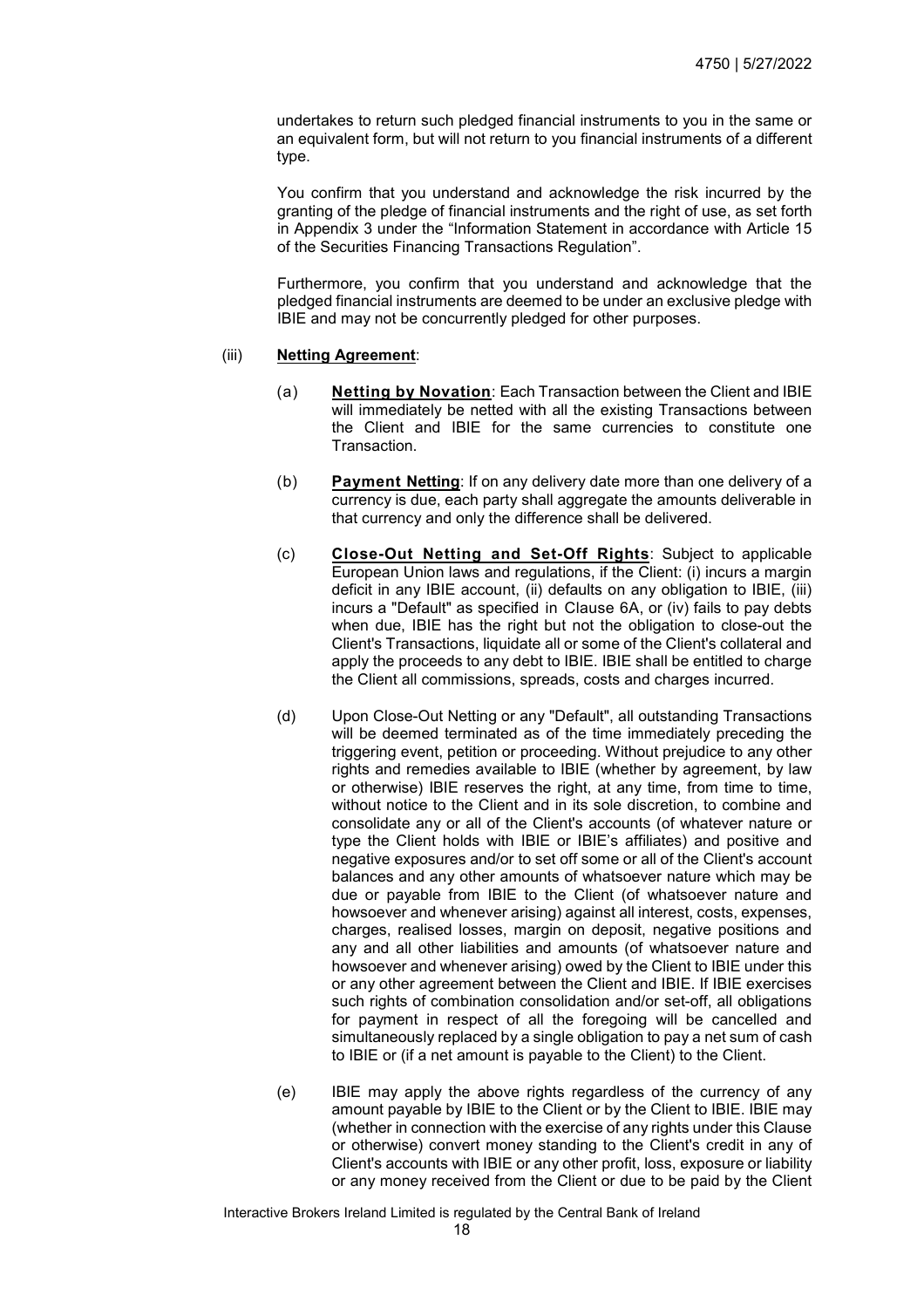undertakes to return such pledged financial instruments to you in the same or an equivalent form, but will not return to you financial instruments of a different type.

You confirm that you understand and acknowledge the risk incurred by the granting of the pledge of financial instruments and the right of use, as set forth in Appendix 3 under the "Information Statement in accordance with Article 15 of the Securities Financing Transactions Regulation".

Furthermore, you confirm that you understand and acknowledge that the pledged financial instruments are deemed to be under an exclusive pledge with IBIE and may not be concurrently pledged for other purposes.

(iii) **Netting Agreement**:

(a) **Netting by Novation**: Each Transaction between the Client and IBIE will immediately be netted with all the existing Transactions between the Client and IBIE for the same currencies to constitute one Transaction.

(b) **Payment Netting**: If on any delivery date more than one delivery of a currency is due, each party shall aggregate the amounts deliverable in that currency and only the difference shall be delivered.

(c) **Close-Out Netting and Set-Off Rights**: Subject to applicable European Union laws and regulations, if the Client: (i) incurs a margin deficit in any IBIE account, (ii) defaults on any obligation to IBIE, (iii) incurs a "Default" as specified in Clause 6A, or (iv) fails to pay debts when due, IBIE has the right but not the obligation to close-out the Client's Transactions, liquidate all or some of the Client's collateral and apply the proceeds to any debt to IBIE. IBIE shall be entitled to charge the Client all commissions, spreads, costs and charges incurred.

(d) Upon Close-Out Netting or any "Default", all outstanding Transactions will be deemed terminated as of the time immediately preceding the triggering event, petition or proceeding. Without prejudice to any other rights and remedies available to IBIE (whether by agreement, by law or otherwise) IBIE reserves the right, at any time, from time to time, without notice to the Client and in its sole discretion, to combine and consolidate any or all of the Client's accounts (of whatever nature or type the Client holds with IBIE or IBIE's affiliates) and positive and negative exposures and/or to set off some or all of the Client's account balances and any other amounts of whatsoever nature which may be due or payable from IBIE to the Client (of whatsoever nature and howsoever and whenever arising) against all interest, costs, expenses, charges, realised losses, margin on deposit, negative positions and any and all other liabilities and amounts (of whatsoever nature and howsoever and whenever arising) owed by the Client to IBIE under this or any other agreement between the Client and IBIE. If IBIE exercises such rights of combination consolidation and/or set-off, all obligations for payment in respect of all the foregoing will be cancelled and simultaneously replaced by a single obligation to pay a net sum of cash to IBIE or (if a net amount is payable to the Client) to the Client.

(e) IBIE may apply the above rights regardless of the currency of any amount payable by IBIE to the Client or by the Client to IBIE. IBIE may (whether in connection with the exercise of any rights under this Clause or otherwise) convert money standing to the Client's credit in any of Client's accounts with IBIE or any other profit, loss, exposure or liability or any money received from the Client or due to be paid by the Client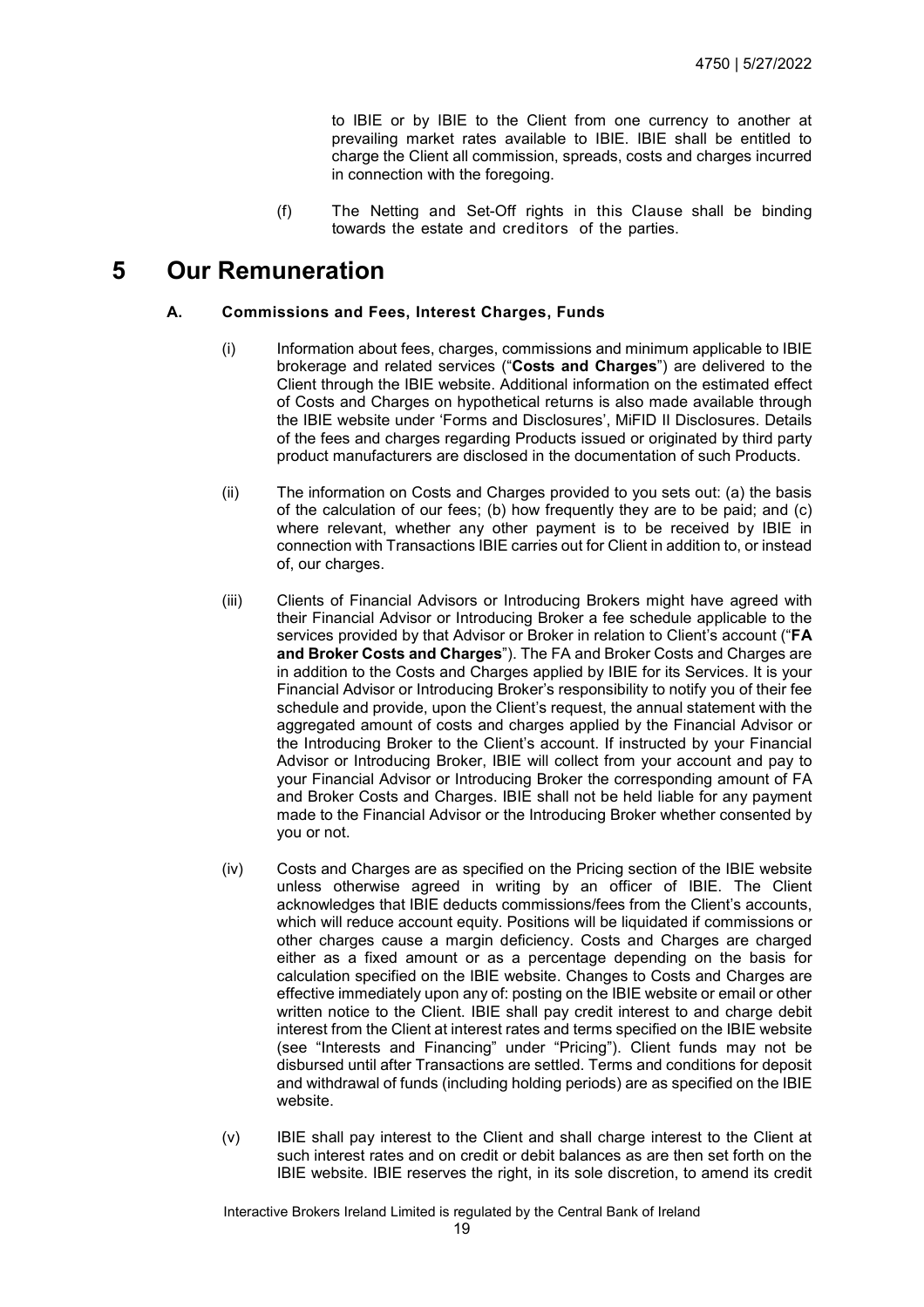to IBIE or by IBIE to the Client from one currency to another at prevailing market rates available to IBIE. IBIE shall be entitled to charge the Client all commission, spreads, costs and charges incurred in connection with the foregoing.

(f) The Netting and Set-Off rights in this Clause shall be binding towards the estate and creditors of the parties.

# 5 Our Remuneration

### A. Commissions and Fees, Interest Charges, Funds

(i) Information about fees, charges, commissions and minimum applicable to IBIE brokerage and related services ("**Costs and Charges**") are delivered to the Client through the IBIE website. Additional information on the estimated effect of Costs and Charges on hypothetical returns is also made available through the IBIE website under 'Forms and Disclosures', MiFID II Disclosures. Details of the fees and charges regarding Products issued or originated by third party product manufacturers are disclosed in the documentation of such Products.

(ii) The information on Costs and Charges provided to you sets out: (a) the basis of the calculation of our fees; (b) how frequently they are to be paid; and (c) where relevant, whether any other payment is to be received by IBIE in connection with Transactions IBIE carries out for Client in addition to, or instead of, our charges.

(iii) Clients of Financial Advisors or Introducing Brokers might have agreed with their Financial Advisor or Introducing Broker a fee schedule applicable to the services provided by that Advisor or Broker in relation to Client's account ("**FA and Broker Costs and Charges**"). The FA and Broker Costs and Charges are in addition to the Costs and Charges applied by IBIE for its Services. It is your Financial Advisor or Introducing Broker's responsibility to notify you of their fee schedule and provide, upon the Client's request, the annual statement with the aggregated amount of costs and charges applied by the Financial Advisor or the Introducing Broker to the Client's account. If instructed by your Financial Advisor or Introducing Broker, IBIE will collect from your account and pay to your Financial Advisor or Introducing Broker the corresponding amount of FA and Broker Costs and Charges. IBIE shall not be held liable for any payment made to the Financial Advisor or the Introducing Broker whether consented by you or not.

(iv) Costs and Charges are as specified on the Pricing section of the IBIE website unless otherwise agreed in writing by an officer of IBIE. The Client acknowledges that IBIE deducts commissions/fees from the Client's accounts, which will reduce account equity. Positions will be liquidated if commissions or other charges cause a margin deficiency. Costs and Charges are charged either as a fixed amount or as a percentage depending on the basis for calculation specified on the IBIE website. Changes to Costs and Charges are effective immediately upon any of: posting on the IBIE website or email or other written notice to the Client. IBIE shall pay credit interest to and charge debit interest from the Client at interest rates and terms specified on the IBIE website (see "Interests and Financing" under "Pricing"). Client funds may not be disbursed until after Transactions are settled. Terms and conditions for deposit and withdrawal of funds (including holding periods) are as specified on the IBIE website.

(v) IBIE shall pay interest to the Client and shall charge interest to the Client at such interest rates and on credit or debit balances as are then set forth on the IBIE website. IBIE reserves the right, in its sole discretion, to amend its credit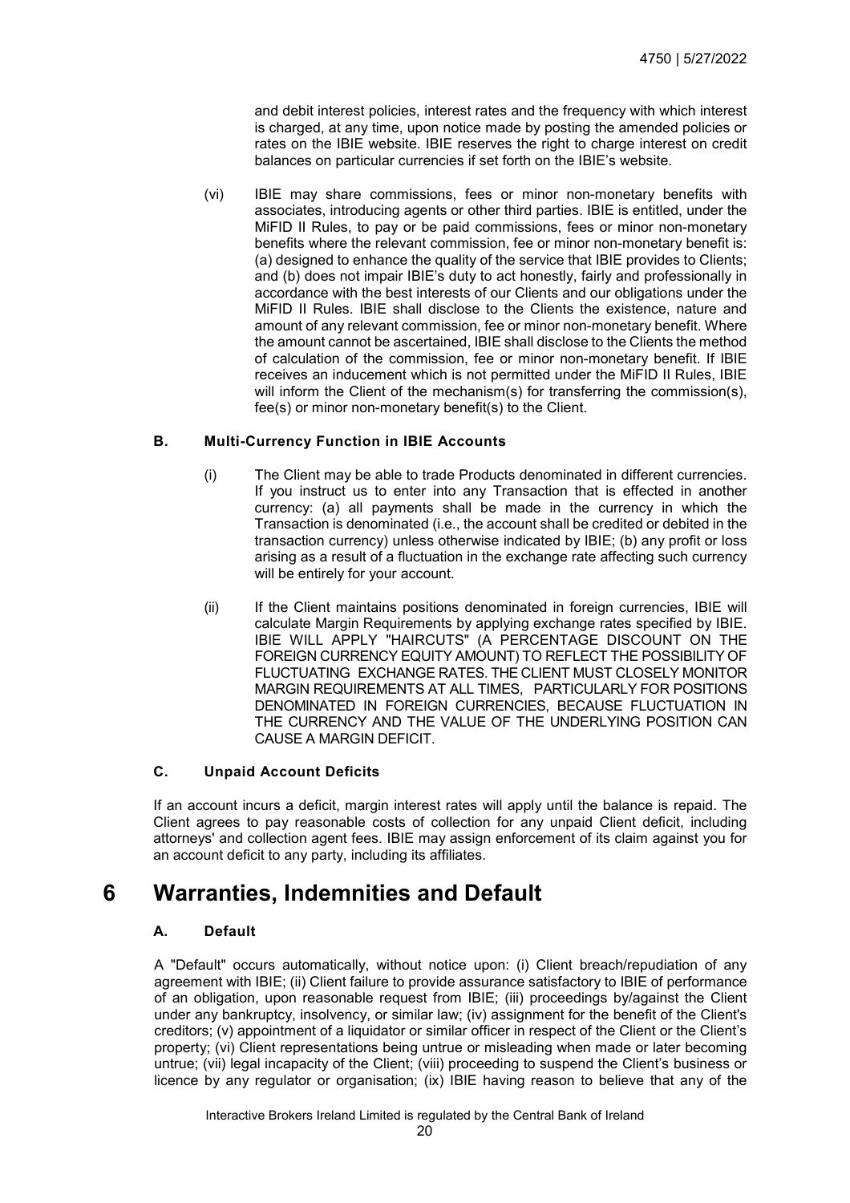and debit interest policies, interest rates and the frequency with which interest is charged, at any time, upon notice made by posting the amended policies or rates on the IBIE website. IBIE reserves the right to charge interest on credit balances on particular currencies if set forth on the IBIE's website.

(vi) IBIE may share commissions, fees or minor non-monetary benefits with associates, introducing agents or other third parties. IBIE is entitled, under the MiFID II Rules, to pay or be paid commissions, fees or minor non-monetary benefits where the relevant commission, fee or minor non-monetary benefit is: (a) designed to enhance the quality of the service that IBIE provides to Clients; and (b) does not impair IBIE's duty to act honestly, fairly and professionally in accordance with the best interests of our Clients and our obligations under the MiFID II Rules. IBIE shall disclose to the Clients the existence, nature and amount of any relevant commission, fee or minor non-monetary benefit. Where the amount cannot be ascertained, IBIE shall disclose to the Clients the method of calculation of the commission, fee or minor non-monetary benefit. If IBIE receives an inducement which is not permitted under the MiFID II Rules, IBIE will inform the Client of the mechanism(s) for transferring the commission(s), fee(s) or minor non-monetary benefit(s) to the Client.

### B. Multi-Currency Function in IBIE Accounts

(i) The Client may be able to trade Products denominated in different currencies. If you instruct us to enter into any Transaction that is effected in another currency: (a) all payments shall be made in the currency in which the Transaction is denominated (i.e., the account shall be credited or debited in the transaction currency) unless otherwise indicated by IBIE; (b) any profit or loss arising as a result of a fluctuation in the exchange rate affecting such currency will be entirely for your account.

(ii) If the Client maintains positions denominated in foreign currencies, IBIE will calculate Margin Requirements by applying exchange rates specified by IBIE. IBIE WILL APPLY "HAIRCUTS" (A PERCENTAGE DISCOUNT ON THE FOREIGN CURRENCY EQUITY AMOUNT) TO REFLECT THE POSSIBILITY OF FLUCTUATING EXCHANGE RATES. THE CLIENT MUST CLOSELY MONITOR MARGIN REQUIREMENTS AT ALL TIMES, PARTICULARLY FOR POSITIONS DENOMINATED IN FOREIGN CURRENCIES, BECAUSE FLUCTUATION IN THE CURRENCY AND THE VALUE OF THE UNDERLYING POSITION CAN CAUSE A MARGIN DEFICIT.

### C. Unpaid Account Deficits

If an account incurs a deficit, margin interest rates will apply until the balance is repaid. The Client agrees to pay reasonable costs of collection for any unpaid Client deficit, including attorneys' and collection agent fees. IBIE may assign enforcement of its claim against you for an account deficit to any party, including its affiliates.

# 6 Warranties, Indemnities and Default

### A. Default

A "Default" occurs automatically, without notice upon: (i) Client breach/repudiation of any agreement with IBIE; (ii) Client failure to provide assurance satisfactory to IBIE of performance of an obligation, upon reasonable request from IBIE; (iii) proceedings by/against the Client under any bankruptcy, insolvency, or similar law; (iv) assignment for the benefit of the Client's creditors; (v) appointment of a liquidator or similar officer in respect of the Client or the Client's property; (vi) Client representations being untrue or misleading when made or later becoming untrue; (vii) legal incapacity of the Client; (viii) proceeding to suspend the Client's business or licence by any regulator or organisation; (ix) IBIE having reason to believe that any of the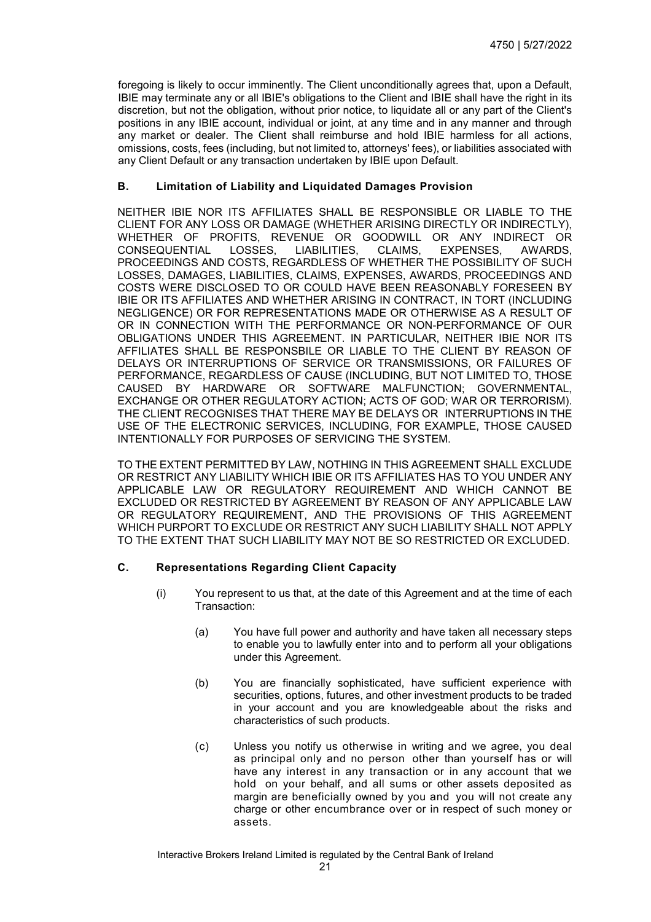foregoing is likely to occur imminently. The Client unconditionally agrees that, upon a Default, IBIE may terminate any or all IBIE's obligations to the Client and IBIE shall have the right in its discretion, but not the obligation, without prior notice, to liquidate all or any part of the Client's positions in any IBIE account, individual or joint, at any time and in any manner and through any market or dealer. The Client shall reimburse and hold IBIE harmless for all actions, omissions, costs, fees (including, but not limited to, attorneys' fees), or liabilities associated with any Client Default or any transaction undertaken by IBIE upon Default.

### B. Limitation of Liability and Liquidated Damages Provision

NEITHER IBIE NOR ITS AFFILIATES SHALL BE RESPONSIBLE OR LIABLE TO THE CLIENT FOR ANY LOSS OR DAMAGE (WHETHER ARISING DIRECTLY OR INDIRECTLY), WHETHER OF PROFITS, REVENUE OR GOODWILL OR ANY INDIRECT OR CONSEQUENTIAL LOSSES, LIABILITIES, CLAIMS, EXPENSES, AWARDS, PROCEEDINGS AND COSTS, REGARDLESS OF WHETHER THE POSSIBILITY OF SUCH LOSSES, DAMAGES, LIABILITIES, CLAIMS, EXPENSES, AWARDS, PROCEEDINGS AND COSTS WERE DISCLOSED TO OR COULD HAVE BEEN REASONABLY FORESEEN BY IBIE OR ITS AFFILIATES AND WHETHER ARISING IN CONTRACT, IN TORT (INCLUDING NEGLIGENCE) OR FOR REPRESENTATIONS MADE OR OTHERWISE AS A RESULT OF OR IN CONNECTION WITH THE PERFORMANCE OR NON-PERFORMANCE OF OUR OBLIGATIONS UNDER THIS AGREEMENT. IN PARTICULAR, NEITHER IBIE NOR ITS AFFILIATES SHALL BE RESPONSBILE OR LIABLE TO THE CLIENT BY REASON OF DELAYS OR INTERRUPTIONS OF SERVICE OR TRANSMISSIONS, OR FAILURES OF PERFORMANCE, REGARDLESS OF CAUSE (INCLUDING, BUT NOT LIMITED TO, THOSE CAUSED BY HARDWARE OR SOFTWARE MALFUNCTION; GOVERNMENTAL, EXCHANGE OR OTHER REGULATORY ACTION; ACTS OF GOD; WAR OR TERRORISM). THE CLIENT RECOGNISES THAT THERE MAY BE DELAYS OR INTERRUPTIONS IN THE USE OF THE ELECTRONIC SERVICES, INCLUDING, FOR EXAMPLE, THOSE CAUSED INTENTIONALLY FOR PURPOSES OF SERVICING THE SYSTEM.

TO THE EXTENT PERMITTED BY LAW, NOTHING IN THIS AGREEMENT SHALL EXCLUDE OR RESTRICT ANY LIABILITY WHICH IBIE OR ITS AFFILIATES HAS TO YOU UNDER ANY APPLICABLE LAW OR REGULATORY REQUIREMENT AND WHICH CANNOT BE EXCLUDED OR RESTRICTED BY AGREEMENT BY REASON OF ANY APPLICABLE LAW OR REGULATORY REQUIREMENT, AND THE PROVISIONS OF THIS AGREEMENT WHICH PURPORT TO EXCLUDE OR RESTRICT ANY SUCH LIABILITY SHALL NOT APPLY TO THE EXTENT THAT SUCH LIABILITY MAY NOT BE SO RESTRICTED OR EXCLUDED.

### C. Representations Regarding Client Capacity

(i) You represent to us that, at the date of this Agreement and at the time of each Transaction:

(a) You have full power and authority and have taken all necessary steps to enable you to lawfully enter into and to perform all your obligations under this Agreement.

(b) You are financially sophisticated, have sufficient experience with securities, options, futures, and other investment products to be traded in your account and you are knowledgeable about the risks and characteristics of such products.

(c) Unless you notify us otherwise in writing and we agree, you deal as principal only and no person other than yourself has or will have any interest in any transaction or in any account that we hold on your behalf, and all sums or other assets deposited as margin are beneficially owned by you and you will not create any charge or other encumbrance over or in respect of such money or assets.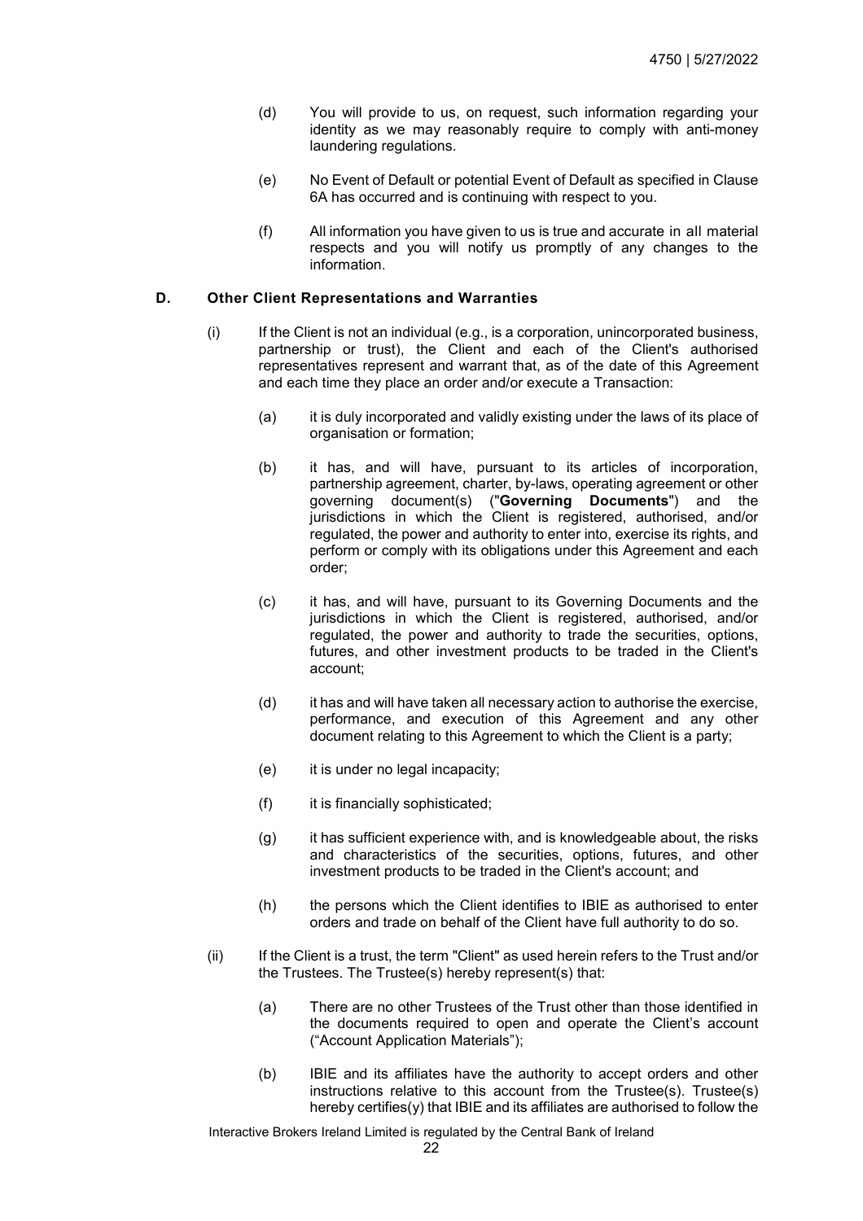(d) You will provide to us, on request, such information regarding your identity as we may reasonably require to comply with anti-money laundering regulations.

(e) No Event of Default or potential Event of Default as specified in Clause 6A has occurred and is continuing with respect to you.

(f) All information you have given to us is true and accurate in all material respects and you will notify us promptly of any changes to the information.

## D. Other Client Representations and Warranties

(i) If the Client is not an individual (e.g., is a corporation, unincorporated business, partnership or trust), the Client and each of the Client's authorised representatives represent and warrant that, as of the date of this Agreement and each time they place an order and/or execute a Transaction:

(a) it is duly incorporated and validly existing under the laws of its place of organisation or formation;

(b) it has, and will have, pursuant to its articles of incorporation, partnership agreement, charter, by-laws, operating agreement or other governing document(s) ("**Governing Documents**") and the jurisdictions in which the Client is registered, authorised, and/or regulated, the power and authority to enter into, exercise its rights, and perform or comply with its obligations under this Agreement and each order;

(c) it has, and will have, pursuant to its Governing Documents and the jurisdictions in which the Client is registered, authorised, and/or regulated, the power and authority to trade the securities, options, futures, and other investment products to be traded in the Client's account;

(d) it has and will have taken all necessary action to authorise the exercise, performance, and execution of this Agreement and any other document relating to this Agreement to which the Client is a party;

(e) it is under no legal incapacity;

(f) it is financially sophisticated;

(g) it has sufficient experience with, and is knowledgeable about, the risks and characteristics of the securities, options, futures, and other investment products to be traded in the Client's account; and

(h) the persons which the Client identifies to IBIE as authorised to enter orders and trade on behalf of the Client have full authority to do so.

(ii) If the Client is a trust, the term "Client" as used herein refers to the Trust and/or the Trustees. The Trustee(s) hereby represent(s) that:

(a) There are no other Trustees of the Trust other than those identified in the documents required to open and operate the Client's account ("Account Application Materials");

(b) IBIE and its affiliates have the authority to accept orders and other instructions relative to this account from the Trustee(s). Trustee(s) hereby certifies(y) that IBIE and its affiliates are authorised to follow the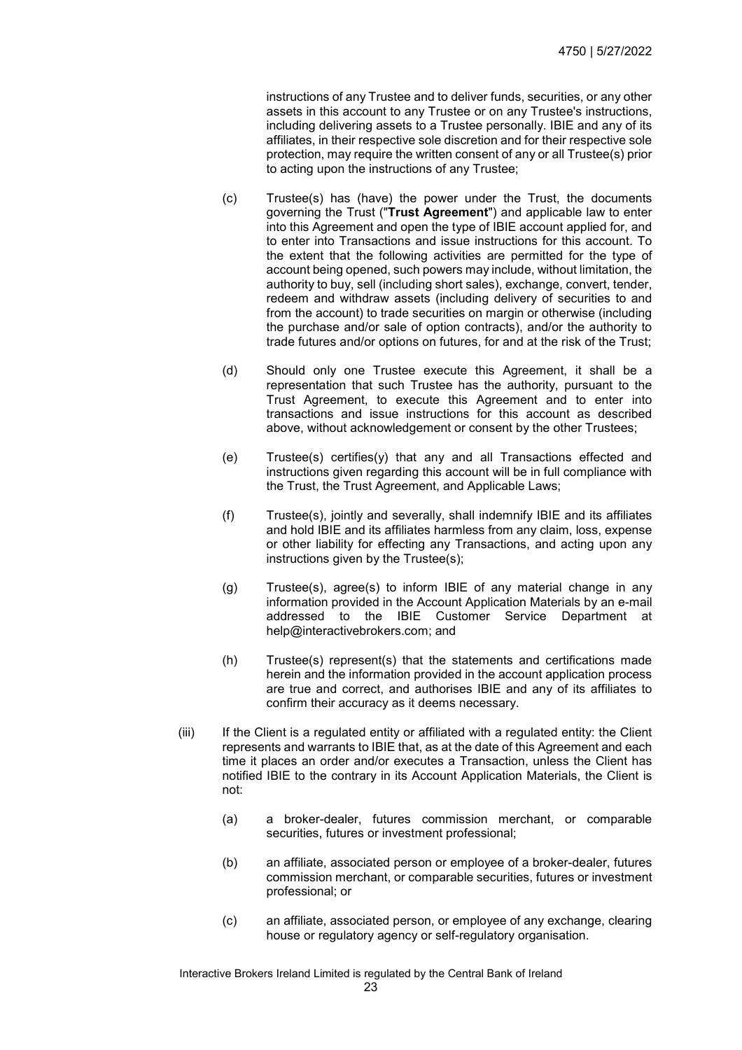instructions of any Trustee and to deliver funds, securities, or any other assets in this account to any Trustee or on any Trustee's instructions, including delivering assets to a Trustee personally. IBIE and any of its affiliates, in their respective sole discretion and for their respective sole protection, may require the written consent of any or all Trustee(s) prior to acting upon the instructions of any Trustee;

(c) Trustee(s) has (have) the power under the Trust, the documents governing the Trust ("**Trust Agreement**") and applicable law to enter into this Agreement and open the type of IBIE account applied for, and to enter into Transactions and issue instructions for this account. To the extent that the following activities are permitted for the type of account being opened, such powers may include, without limitation, the authority to buy, sell (including short sales), exchange, convert, tender, redeem and withdraw assets (including delivery of securities to and from the account) to trade securities on margin or otherwise (including the purchase and/or sale of option contracts), and/or the authority to trade futures and/or options on futures, for and at the risk of the Trust;

(d) Should only one Trustee execute this Agreement, it shall be a representation that such Trustee has the authority, pursuant to the Trust Agreement, to execute this Agreement and to enter into transactions and issue instructions for this account as described above, without acknowledgement or consent by the other Trustees;

(e) Trustee(s) certifies(y) that any and all Transactions effected and instructions given regarding this account will be in full compliance with the Trust, the Trust Agreement, and Applicable Laws;

(f) Trustee(s), jointly and severally, shall indemnify IBIE and its affiliates and hold IBIE and its affiliates harmless from any claim, loss, expense or other liability for effecting any Transactions, and acting upon any instructions given by the Trustee(s);

(g) Trustee(s), agree(s) to inform IBIE of any material change in any information provided in the Account Application Materials by an e-mail addressed to the IBIE Customer Service Department at help@interactivebrokers.com; and

(h) Trustee(s) represent(s) that the statements and certifications made herein and the information provided in the account application process are true and correct, and authorises IBIE and any of its affiliates to confirm their accuracy as it deems necessary.

(iii) If the Client is a regulated entity or affiliated with a regulated entity: the Client represents and warrants to IBIE that, as at the date of this Agreement and each time it places an order and/or executes a Transaction, unless the Client has notified IBIE to the contrary in its Account Application Materials, the Client is not:

(a) a broker-dealer, futures commission merchant, or comparable securities, futures or investment professional;

(b) an affiliate, associated person or employee of a broker-dealer, futures commission merchant, or comparable securities, futures or investment professional; or

(c) an affiliate, associated person, or employee of any exchange, clearing house or regulatory agency or self-regulatory organisation.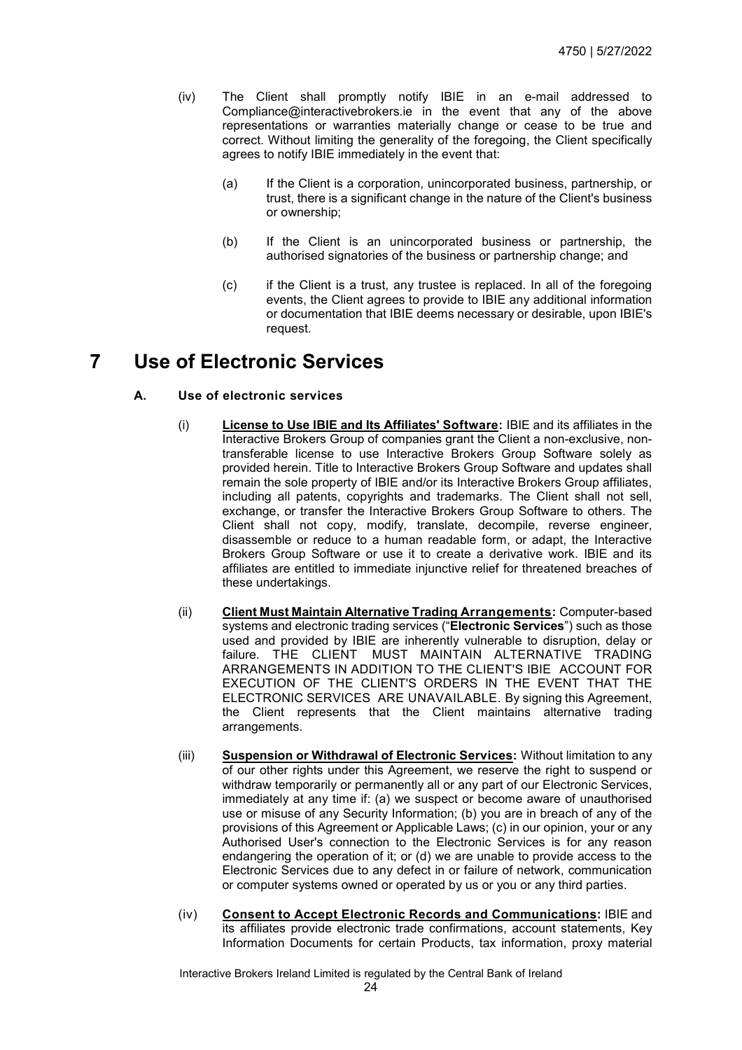(iv) The Client shall promptly notify IBIE in an e-mail addressed to Compliance@interactivebrokers.ie in the event that any of the above representations or warranties materially change or cease to be true and correct. Without limiting the generality of the foregoing, the Client specifically agrees to notify IBIE immediately in the event that:

(a) If the Client is a corporation, unincorporated business, partnership, or trust, there is a significant change in the nature of the Client's business or ownership;

(b) If the Client is an unincorporated business or partnership, the authorised signatories of the business or partnership change; and

(c) if the Client is a trust, any trustee is replaced. In all of the foregoing events, the Client agrees to provide to IBIE any additional information or documentation that IBIE deems necessary or desirable, upon IBIE's request.

# 7 Use of Electronic Services

### A. Use of electronic services

(i) **License to Use IBIE and Its Affiliates' Software:** IBIE and its affiliates in the Interactive Brokers Group of companies grant the Client a non-exclusive, non-transferable license to use Interactive Brokers Group Software solely as provided herein. Title to Interactive Brokers Group Software and updates shall remain the sole property of IBIE and/or its Interactive Brokers Group affiliates, including all patents, copyrights and trademarks. The Client shall not sell, exchange, or transfer the Interactive Brokers Group Software to others. The Client shall not copy, modify, translate, decompile, reverse engineer, disassemble or reduce to a human readable form, or adapt, the Interactive Brokers Group Software or use it to create a derivative work. IBIE and its affiliates are entitled to immediate injunctive relief for threatened breaches of these undertakings.

(ii) **Client Must Maintain Alternative Trading Arrangements:** Computer-based systems and electronic trading services ("**Electronic Services**") such as those used and provided by IBIE are inherently vulnerable to disruption, delay or failure. THE CLIENT MUST MAINTAIN ALTERNATIVE TRADING ARRANGEMENTS IN ADDITION TO THE CLIENT'S IBIE ACCOUNT FOR EXECUTION OF THE CLIENT'S ORDERS IN THE EVENT THAT THE ELECTRONIC SERVICES ARE UNAVAILABLE. By signing this Agreement, the Client represents that the Client maintains alternative trading arrangements.

(iii) **Suspension or Withdrawal of Electronic Services:** Without limitation to any of our other rights under this Agreement, we reserve the right to suspend or withdraw temporarily or permanently all or any part of our Electronic Services, immediately at any time if: (a) we suspect or become aware of unauthorised use or misuse of any Security Information; (b) you are in breach of any of the provisions of this Agreement or Applicable Laws; (c) in our opinion, your or any Authorised User's connection to the Electronic Services is for any reason endangering the operation of it; or (d) we are unable to provide access to the Electronic Services due to any defect in or failure of network, communication or computer systems owned or operated by us or you or any third parties.

(iv) **Consent to Accept Electronic Records and Communications:** IBIE and its affiliates provide electronic trade confirmations, account statements, Key Information Documents for certain Products, tax information, proxy material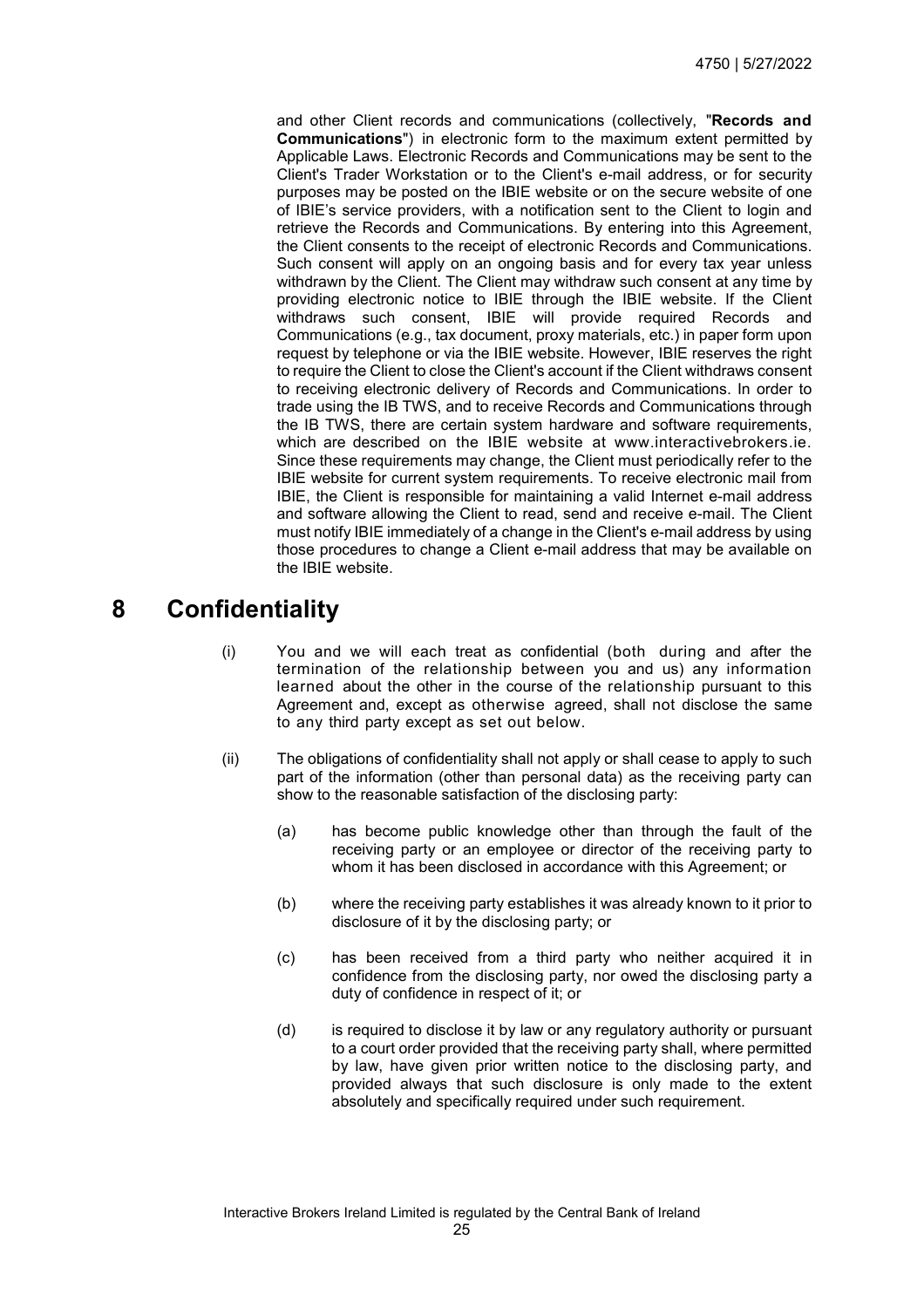and other Client records and communications (collectively, "**Records and Communications**") in electronic form to the maximum extent permitted by Applicable Laws. Electronic Records and Communications may be sent to the Client's Trader Workstation or to the Client's e-mail address, or for security purposes may be posted on the IBIE website or on the secure website of one of IBIE's service providers, with a notification sent to the Client to login and retrieve the Records and Communications. By entering into this Agreement, the Client consents to the receipt of electronic Records and Communications. Such consent will apply on an ongoing basis and for every tax year unless withdrawn by the Client. The Client may withdraw such consent at any time by providing electronic notice to IBIE through the IBIE website. If the Client withdraws such consent, IBIE will provide required Records and Communications (e.g., tax document, proxy materials, etc.) in paper form upon request by telephone or via the IBIE website. However, IBIE reserves the right to require the Client to close the Client's account if the Client withdraws consent to receiving electronic delivery of Records and Communications. In order to trade using the IB TWS, and to receive Records and Communications through the IB TWS, there are certain system hardware and software requirements, which are described on the IBIE website at www.interactivebrokers.ie. Since these requirements may change, the Client must periodically refer to the IBIE website for current system requirements. To receive electronic mail from IBIE, the Client is responsible for maintaining a valid Internet e-mail address and software allowing the Client to read, send and receive e-mail. The Client must notify IBIE immediately of a change in the Client's e-mail address by using those procedures to change a Client e-mail address that may be available on the IBIE website.

# 8 Confidentiality

(i) You and we will each treat as confidential (both during and after the termination of the relationship between you and us) any information learned about the other in the course of the relationship pursuant to this Agreement and, except as otherwise agreed, shall not disclose the same to any third party except as set out below.

(ii) The obligations of confidentiality shall not apply or shall cease to apply to such part of the information (other than personal data) as the receiving party can show to the reasonable satisfaction of the disclosing party:

(a) has become public knowledge other than through the fault of the receiving party or an employee or director of the receiving party to whom it has been disclosed in accordance with this Agreement; or

(b) where the receiving party establishes it was already known to it prior to disclosure of it by the disclosing party; or

(c) has been received from a third party who neither acquired it in confidence from the disclosing party, nor owed the disclosing party a duty of confidence in respect of it; or

(d) is required to disclose it by law or any regulatory authority or pursuant to a court order provided that the receiving party shall, where permitted by law, have given prior written notice to the disclosing party, and provided always that such disclosure is only made to the extent absolutely and specifically required under such requirement.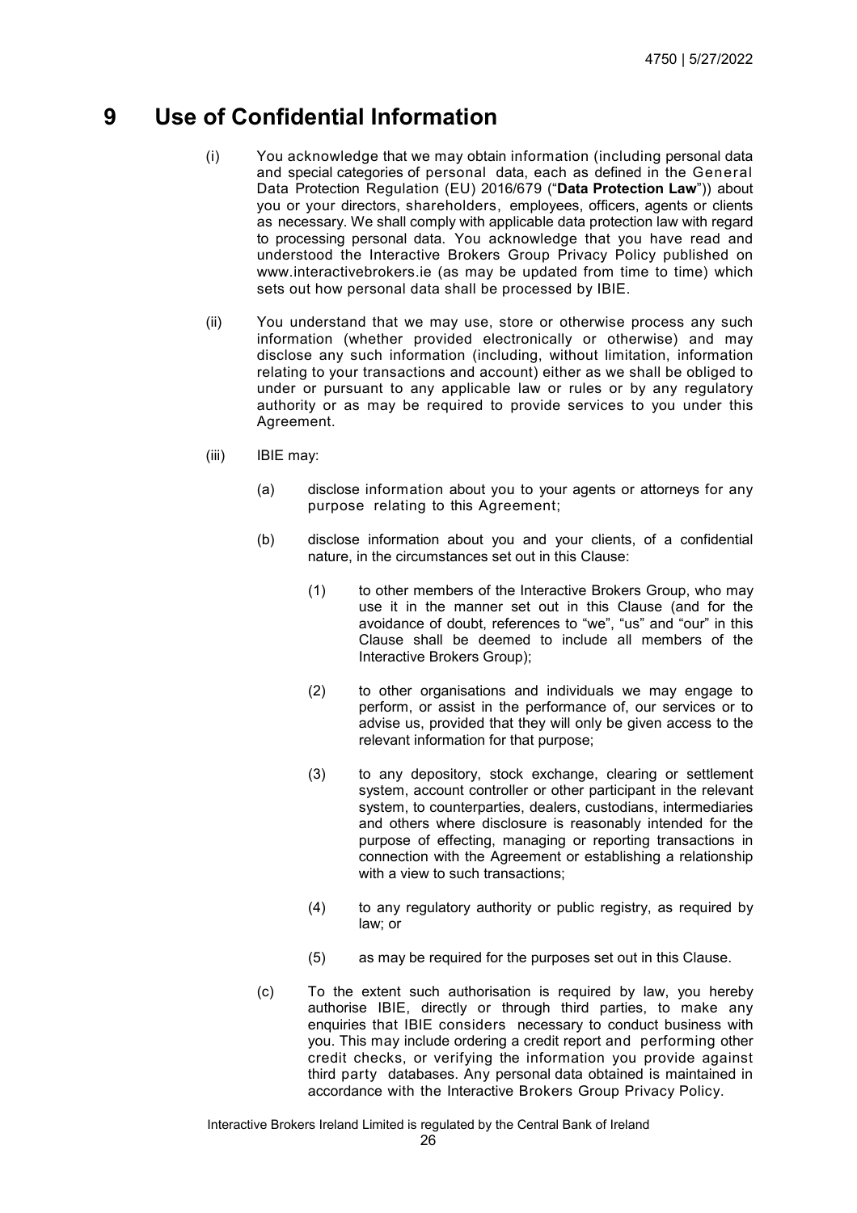# 9 Use of Confidential Information

(i) You acknowledge that we may obtain information (including personal data and special categories of personal data, each as defined in the General Data Protection Regulation (EU) 2016/679 ("**Data Protection Law**")) about you or your directors, shareholders, employees, officers, agents or clients as necessary. We shall comply with applicable data protection law with regard to processing personal data. You acknowledge that you have read and understood the Interactive Brokers Group Privacy Policy published on www.interactivebrokers.ie (as may be updated from time to time) which sets out how personal data shall be processed by IBIE.

(ii) You understand that we may use, store or otherwise process any such information (whether provided electronically or otherwise) and may disclose any such information (including, without limitation, information relating to your transactions and account) either as we shall be obliged to under or pursuant to any applicable law or rules or by any regulatory authority or as may be required to provide services to you under this Agreement.

(iii) IBIE may:

(a) disclose information about you to your agents or attorneys for any purpose relating to this Agreement;

(b) disclose information about you and your clients, of a confidential nature, in the circumstances set out in this Clause:

(1) to other members of the Interactive Brokers Group, who may use it in the manner set out in this Clause (and for the avoidance of doubt, references to "we", "us" and "our" in this Clause shall be deemed to include all members of the Interactive Brokers Group);

(2) to other organisations and individuals we may engage to perform, or assist in the performance of, our services or to advise us, provided that they will only be given access to the relevant information for that purpose;

(3) to any depository, stock exchange, clearing or settlement system, account controller or other participant in the relevant system, to counterparties, dealers, custodians, intermediaries and others where disclosure is reasonably intended for the purpose of effecting, managing or reporting transactions in connection with the Agreement or establishing a relationship with a view to such transactions;

(4) to any regulatory authority or public registry, as required by law; or

(5) as may be required for the purposes set out in this Clause.

(c) To the extent such authorisation is required by law, you hereby authorise IBIE, directly or through third parties, to make any enquiries that IBIE considers necessary to conduct business with you. This may include ordering a credit report and performing other credit checks, or verifying the information you provide against third party databases. Any personal data obtained is maintained in accordance with the Interactive Brokers Group Privacy Policy.

Interactive Brokers Ireland Limited is regulated by the Central Bank of Ireland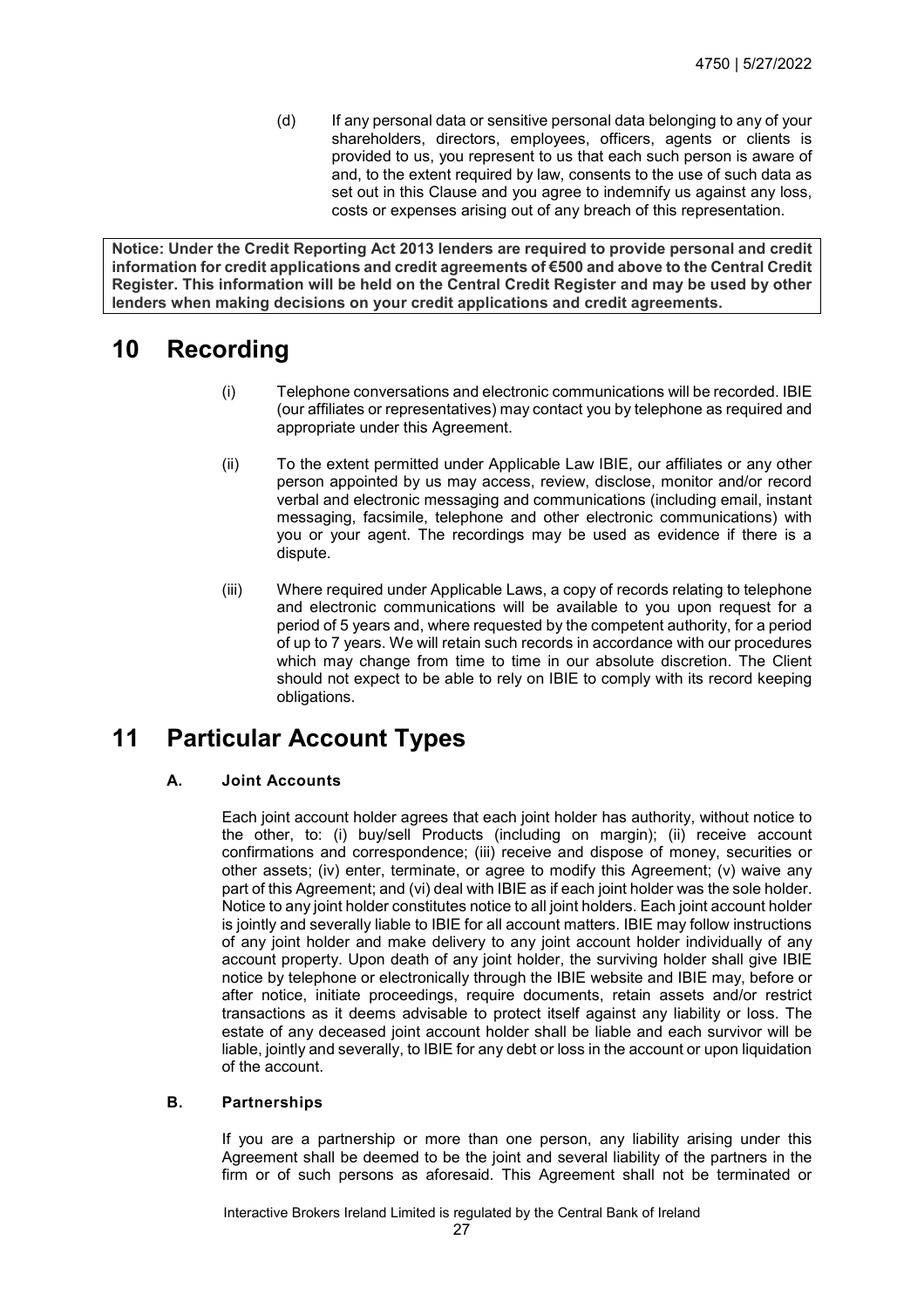(d) If any personal data or sensitive personal data belonging to any of your shareholders, directors, employees, officers, agents or clients is provided to us, you represent to us that each such person is aware of and, to the extent required by law, consents to the use of such data as set out in this Clause and you agree to indemnify us against any loss, costs or expenses arising out of any breach of this representation.

**Notice: Under the Credit Reporting Act 2013 lenders are required to provide personal and credit information for credit applications and credit agreements of €500 and above to the Central Credit Register. This information will be held on the Central Credit Register and may be used by other lenders when making decisions on your credit applications and credit agreements.**

# 10 Recording

(i) Telephone conversations and electronic communications will be recorded. IBIE (our affiliates or representatives) may contact you by telephone as required and appropriate under this Agreement.

(ii) To the extent permitted under Applicable Law IBIE, our affiliates or any other person appointed by us may access, review, disclose, monitor and/or record verbal and electronic messaging and communications (including email, instant messaging, facsimile, telephone and other electronic communications) with you or your agent. The recordings may be used as evidence if there is a dispute.

(iii) Where required under Applicable Laws, a copy of records relating to telephone and electronic communications will be available to you upon request for a period of 5 years and, where requested by the competent authority, for a period of up to 7 years. We will retain such records in accordance with our procedures which may change from time to time in our absolute discretion. The Client should not expect to be able to rely on IBIE to comply with its record keeping obligations.

# 11 Particular Account Types

### A. Joint Accounts

Each joint account holder agrees that each joint holder has authority, without notice to the other, to: (i) buy/sell Products (including on margin); (ii) receive account confirmations and correspondence; (iii) receive and dispose of money, securities or other assets; (iv) enter, terminate, or agree to modify this Agreement; (v) waive any part of this Agreement; and (vi) deal with IBIE as if each joint holder was the sole holder. Notice to any joint holder constitutes notice to all joint holders. Each joint account holder is jointly and severally liable to IBIE for all account matters. IBIE may follow instructions of any joint holder and make delivery to any joint account holder individually of any account property. Upon death of any joint holder, the surviving holder shall give IBIE notice by telephone or electronically through the IBIE website and IBIE may, before or after notice, initiate proceedings, require documents, retain assets and/or restrict transactions as it deems advisable to protect itself against any liability or loss. The estate of any deceased joint account holder shall be liable and each survivor will be liable, jointly and severally, to IBIE for any debt or loss in the account or upon liquidation of the account.

### B. Partnerships

If you are a partnership or more than one person, any liability arising under this Agreement shall be deemed to be the joint and several liability of the partners in the firm or of such persons as aforesaid. This Agreement shall not be terminated or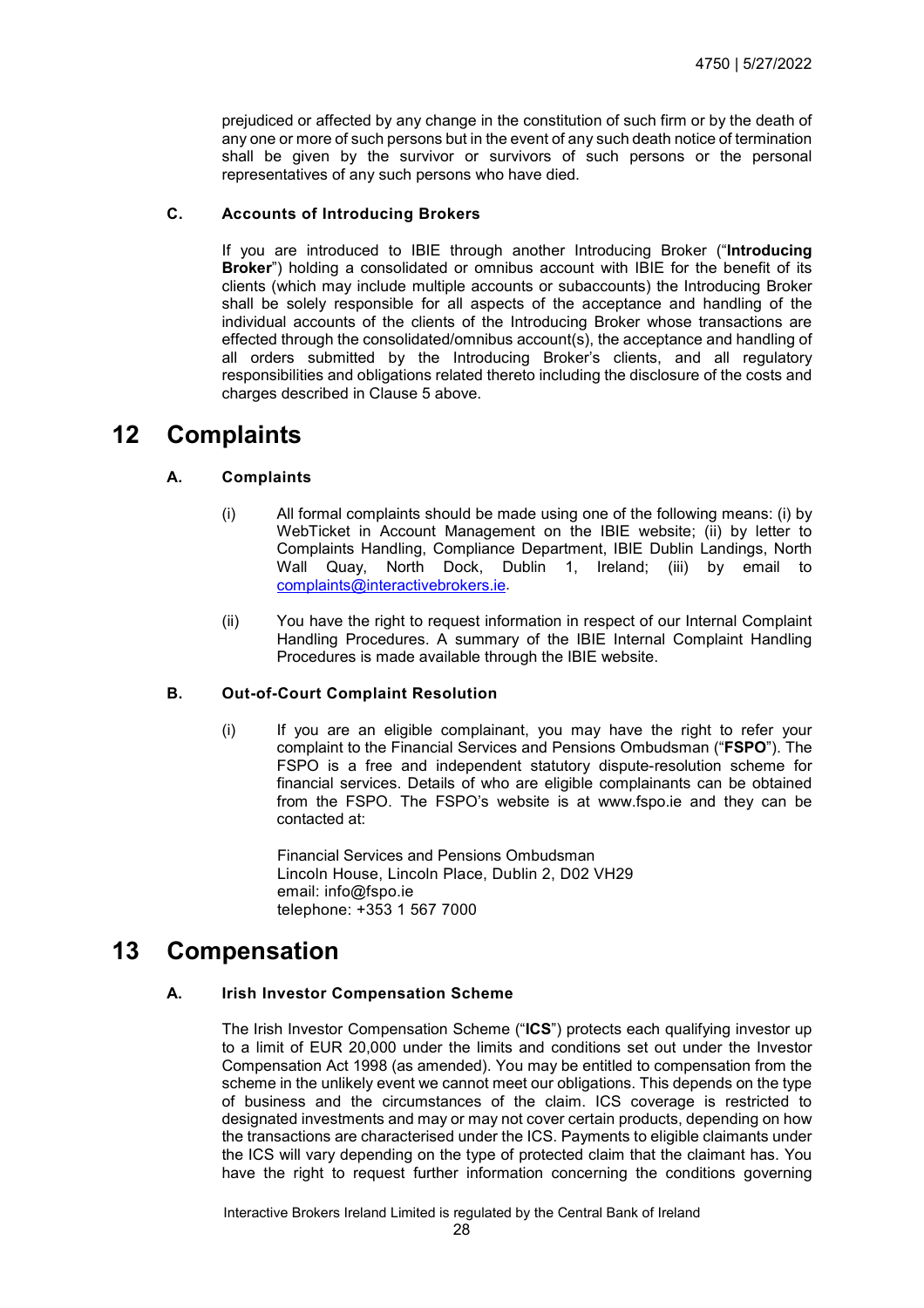prejudiced or affected by any change in the constitution of such firm or by the death of any one or more of such persons but in the event of any such death notice of termination shall be given by the survivor or survivors of such persons or the personal representatives of any such persons who have died.

### C. Accounts of Introducing Brokers

If you are introduced to IBIE through another Introducing Broker ("**Introducing Broker**") holding a consolidated or omnibus account with IBIE for the benefit of its clients (which may include multiple accounts or subaccounts) the Introducing Broker shall be solely responsible for all aspects of the acceptance and handling of the individual accounts of the clients of the Introducing Broker whose transactions are effected through the consolidated/omnibus account(s), the acceptance and handling of all orders submitted by the Introducing Broker's clients, and all regulatory responsibilities and obligations related thereto including the disclosure of the costs and charges described in Clause 5 above.

# 12 Complaints

### A. Complaints

(i) All formal complaints should be made using one of the following means: (i) by WebTicket in Account Management on the IBIE website; (ii) by letter to Complaints Handling, Compliance Department, IBIE Dublin Landings, North Wall Quay, North Dock, Dublin 1, Ireland; (iii) by email to complaints@interactivebrokers.ie.

(ii) You have the right to request information in respect of our Internal Complaint Handling Procedures. A summary of the IBIE Internal Complaint Handling Procedures is made available through the IBIE website.

### B. Out-of-Court Complaint Resolution

(i) If you are an eligible complainant, you may have the right to refer your complaint to the Financial Services and Pensions Ombudsman ("**FSPO**"). The FSPO is a free and independent statutory dispute-resolution scheme for financial services. Details of who are eligible complainants can be obtained from the FSPO. The FSPO's website is at www.fspo.ie and they can be contacted at:

Financial Services and Pensions Ombudsman
Lincoln House, Lincoln Place, Dublin 2, D02 VH29
email: info@fspo.ie
telephone: +353 1 567 7000

# 13 Compensation

### A. Irish Investor Compensation Scheme

The Irish Investor Compensation Scheme ("**ICS**") protects each qualifying investor up to a limit of EUR 20,000 under the limits and conditions set out under the Investor Compensation Act 1998 (as amended). You may be entitled to compensation from the scheme in the unlikely event we cannot meet our obligations. This depends on the type of business and the circumstances of the claim. ICS coverage is restricted to designated investments and may or may not cover certain products, depending on how the transactions are characterised under the ICS. Payments to eligible claimants under the ICS will vary depending on the type of protected claim that the claimant has. You have the right to request further information concerning the conditions governing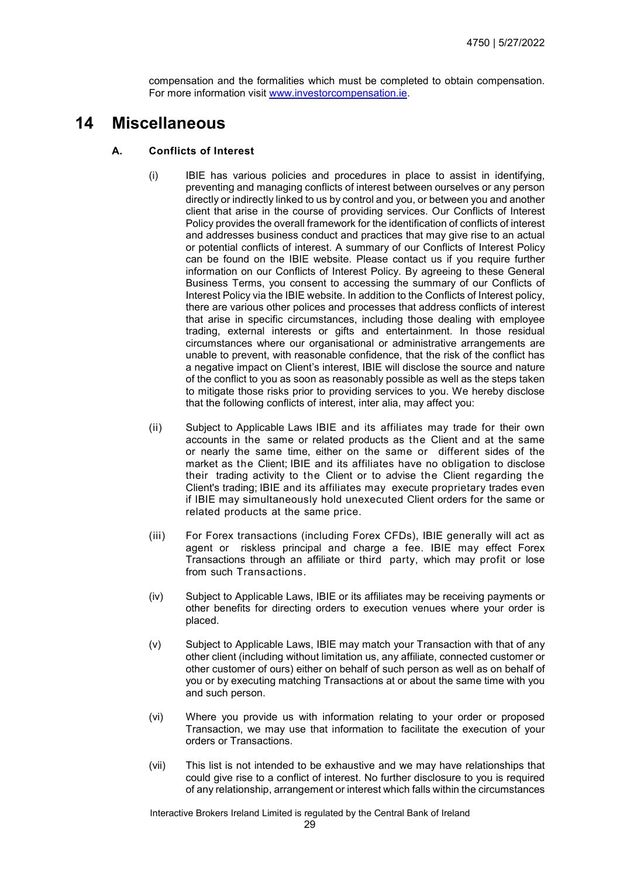compensation and the formalities which must be completed to obtain compensation. For more information visit [www.investorcompensation.ie](http://www.investorcompensation.ie).

# 14 Miscellaneous

## A. Conflicts of Interest

(i) IBIE has various policies and procedures in place to assist in identifying, preventing and managing conflicts of interest between ourselves or any person directly or indirectly linked to us by control and you, or between you and another client that arise in the course of providing services. Our Conflicts of Interest Policy provides the overall framework for the identification of conflicts of interest and addresses business conduct and practices that may give rise to an actual or potential conflicts of interest. A summary of our Conflicts of Interest Policy can be found on the IBIE website. Please contact us if you require further information on our Conflicts of Interest Policy. By agreeing to these General Business Terms, you consent to accessing the summary of our Conflicts of Interest Policy via the IBIE website. In addition to the Conflicts of Interest policy, there are various other polices and processes that address conflicts of interest that arise in specific circumstances, including those dealing with employee trading, external interests or gifts and entertainment. In those residual circumstances where our organisational or administrative arrangements are unable to prevent, with reasonable confidence, that the risk of the conflict has a negative impact on Client's interest, IBIE will disclose the source and nature of the conflict to you as soon as reasonably possible as well as the steps taken to mitigate those risks prior to providing services to you. We hereby disclose that the following conflicts of interest, inter alia, may affect you:

(ii) Subject to Applicable Laws IBIE and its affiliates may trade for their own accounts in the same or related products as the Client and at the same or nearly the same time, either on the same or different sides of the market as the Client; IBIE and its affiliates have no obligation to disclose their trading activity to the Client or to advise the Client regarding the Client's trading; IBIE and its affiliates may execute proprietary trades even if IBIE may simultaneously hold unexecuted Client orders for the same or related products at the same price.

(iii) For Forex transactions (including Forex CFDs), IBIE generally will act as agent or riskless principal and charge a fee. IBIE may effect Forex Transactions through an affiliate or third party, which may profit or lose from such Transactions.

(iv) Subject to Applicable Laws, IBIE or its affiliates may be receiving payments or other benefits for directing orders to execution venues where your order is placed.

(v) Subject to Applicable Laws, IBIE may match your Transaction with that of any other client (including without limitation us, any affiliate, connected customer or other customer of ours) either on behalf of such person as well as on behalf of you or by executing matching Transactions at or about the same time with you and such person.

(vi) Where you provide us with information relating to your order or proposed Transaction, we may use that information to facilitate the execution of your orders or Transactions.

(vii) This list is not intended to be exhaustive and we may have relationships that could give rise to a conflict of interest. No further disclosure to you is required of any relationship, arrangement or interest which falls within the circumstances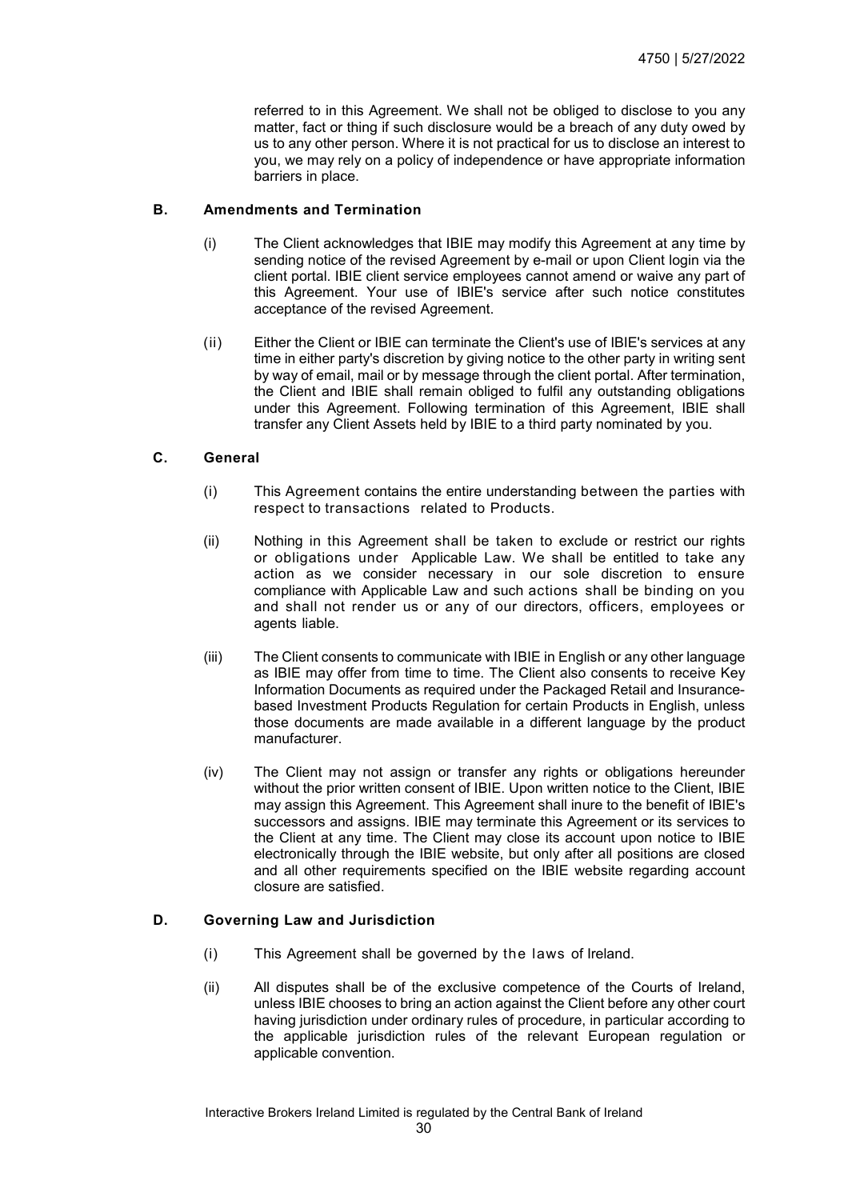referred to in this Agreement. We shall not be obliged to disclose to you any matter, fact or thing if such disclosure would be a breach of any duty owed by us to any other person. Where it is not practical for us to disclose an interest to you, we may rely on a policy of independence or have appropriate information barriers in place.

### B. Amendments and Termination

(i) The Client acknowledges that IBIE may modify this Agreement at any time by sending notice of the revised Agreement by e-mail or upon Client login via the client portal. IBIE client service employees cannot amend or waive any part of this Agreement. Your use of IBIE's service after such notice constitutes acceptance of the revised Agreement.

(ii) Either the Client or IBIE can terminate the Client's use of IBIE's services at any time in either party's discretion by giving notice to the other party in writing sent by way of email, mail or by message through the client portal. After termination, the Client and IBIE shall remain obliged to fulfil any outstanding obligations under this Agreement. Following termination of this Agreement, IBIE shall transfer any Client Assets held by IBIE to a third party nominated by you.

### C. General

(i) This Agreement contains the entire understanding between the parties with respect to transactions related to Products.

(ii) Nothing in this Agreement shall be taken to exclude or restrict our rights or obligations under Applicable Law. We shall be entitled to take any action as we consider necessary in our sole discretion to ensure compliance with Applicable Law and such actions shall be binding on you and shall not render us or any of our directors, officers, employees or agents liable.

(iii) The Client consents to communicate with IBIE in English or any other language as IBIE may offer from time to time. The Client also consents to receive Key Information Documents as required under the Packaged Retail and Insurance-based Investment Products Regulation for certain Products in English, unless those documents are made available in a different language by the product manufacturer.

(iv) The Client may not assign or transfer any rights or obligations hereunder without the prior written consent of IBIE. Upon written notice to the Client, IBIE may assign this Agreement. This Agreement shall inure to the benefit of IBIE's successors and assigns. IBIE may terminate this Agreement or its services to the Client at any time. The Client may close its account upon notice to IBIE electronically through the IBIE website, but only after all positions are closed and all other requirements specified on the IBIE website regarding account closure are satisfied.

### D. Governing Law and Jurisdiction

(i) This Agreement shall be governed by the laws of Ireland.

(ii) All disputes shall be of the exclusive competence of the Courts of Ireland, unless IBIE chooses to bring an action against the Client before any other court having jurisdiction under ordinary rules of procedure, in particular according to the applicable jurisdiction rules of the relevant European regulation or applicable convention.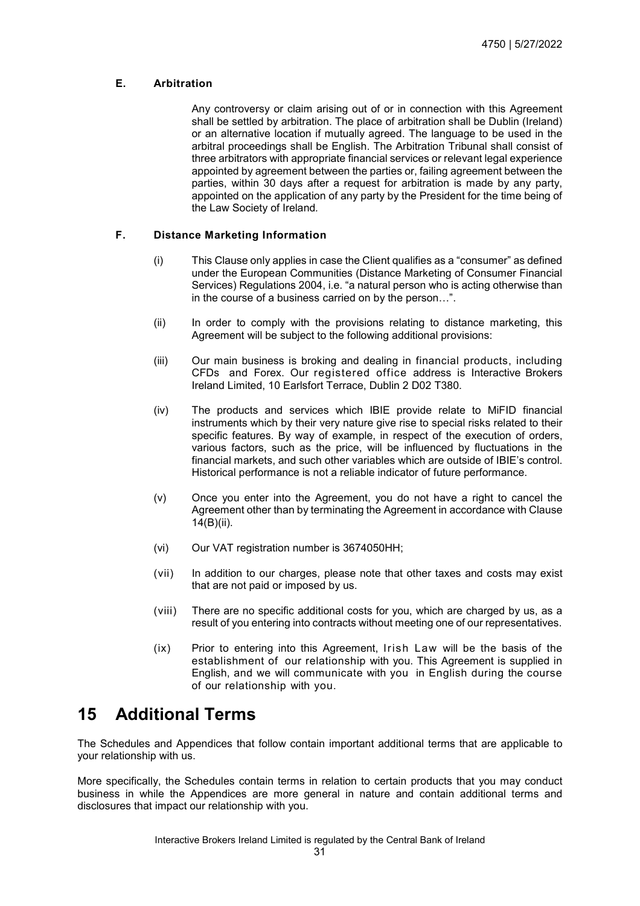### E. Arbitration

Any controversy or claim arising out of or in connection with this Agreement shall be settled by arbitration. The place of arbitration shall be Dublin (Ireland) or an alternative location if mutually agreed. The language to be used in the arbitral proceedings shall be English. The Arbitration Tribunal shall consist of three arbitrators with appropriate financial services or relevant legal experience appointed by agreement between the parties or, failing agreement between the parties, within 30 days after a request for arbitration is made by any party, appointed on the application of any party by the President for the time being of the Law Society of Ireland.

### F. Distance Marketing Information

(i) This Clause only applies in case the Client qualifies as a "consumer" as defined under the European Communities (Distance Marketing of Consumer Financial Services) Regulations 2004, i.e. "a natural person who is acting otherwise than in the course of a business carried on by the person…".

(ii) In order to comply with the provisions relating to distance marketing, this Agreement will be subject to the following additional provisions:

(iii) Our main business is broking and dealing in financial products, including CFDs and Forex. Our registered office address is Interactive Brokers Ireland Limited, 10 Earlsfort Terrace, Dublin 2 D02 T380.

(iv) The products and services which IBIE provide relate to MiFID financial instruments which by their very nature give rise to special risks related to their specific features. By way of example, in respect of the execution of orders, various factors, such as the price, will be influenced by fluctuations in the financial markets, and such other variables which are outside of IBIE's control. Historical performance is not a reliable indicator of future performance.

(v) Once you enter into the Agreement, you do not have a right to cancel the Agreement other than by terminating the Agreement in accordance with Clause 14(B)(ii).

(vi) Our VAT registration number is 3674050HH;

(vii) In addition to our charges, please note that other taxes and costs may exist that are not paid or imposed by us.

(viii) There are no specific additional costs for you, which are charged by us, as a result of you entering into contracts without meeting one of our representatives.

(ix) Prior to entering into this Agreement, Irish Law will be the basis of the establishment of our relationship with you. This Agreement is supplied in English, and we will communicate with you in English during the course of our relationship with you.

# 15 Additional Terms

The Schedules and Appendices that follow contain important additional terms that are applicable to your relationship with us.

More specifically, the Schedules contain terms in relation to certain products that you may conduct business in while the Appendices are more general in nature and contain additional terms and disclosures that impact our relationship with you.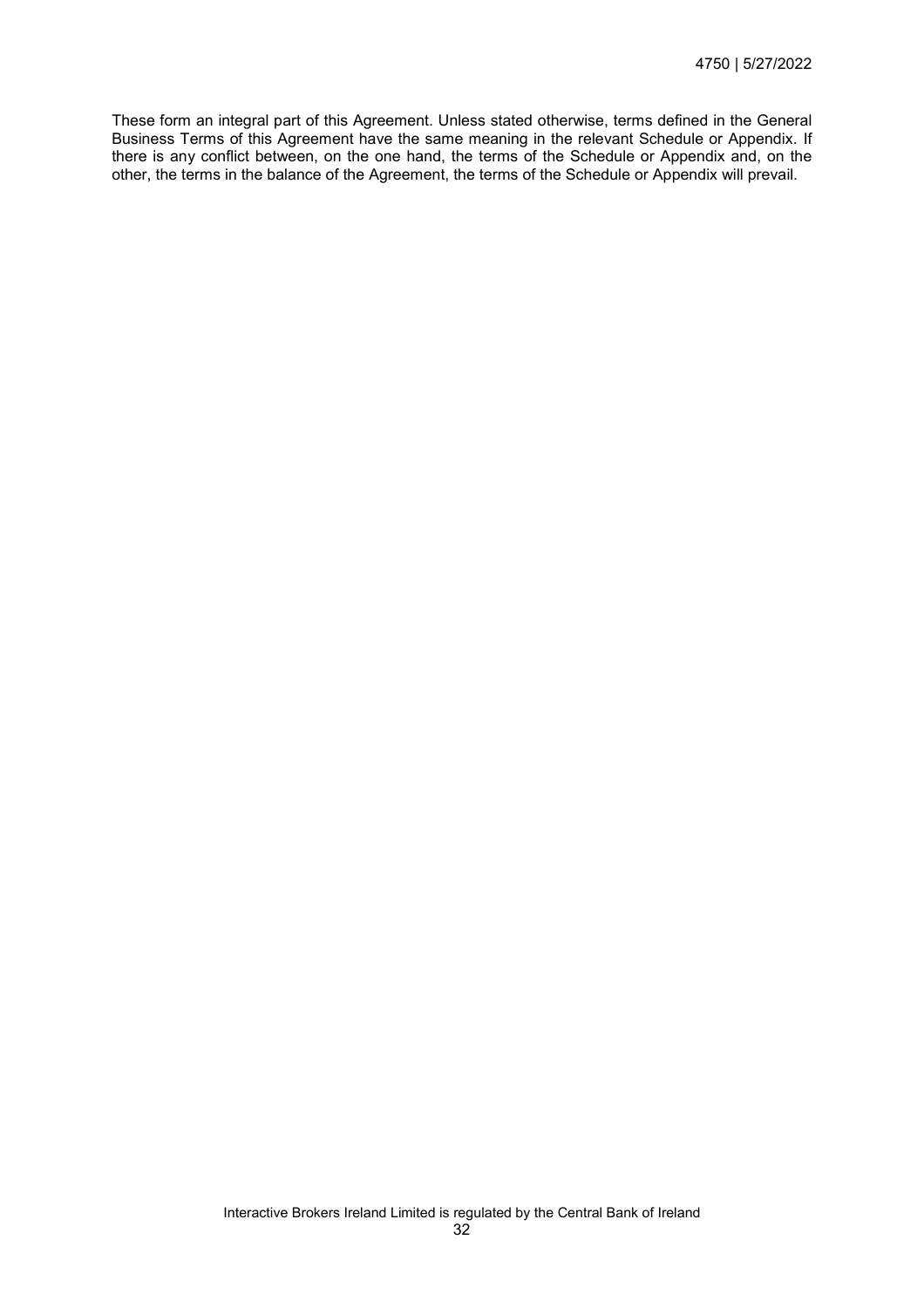These form an integral part of this Agreement. Unless stated otherwise, terms defined in the General Business Terms of this Agreement have the same meaning in the relevant Schedule or Appendix. If there is any conflict between, on the one hand, the terms of the Schedule or Appendix and, on the other, the terms in the balance of the Agreement, the terms of the Schedule or Appendix will prevail.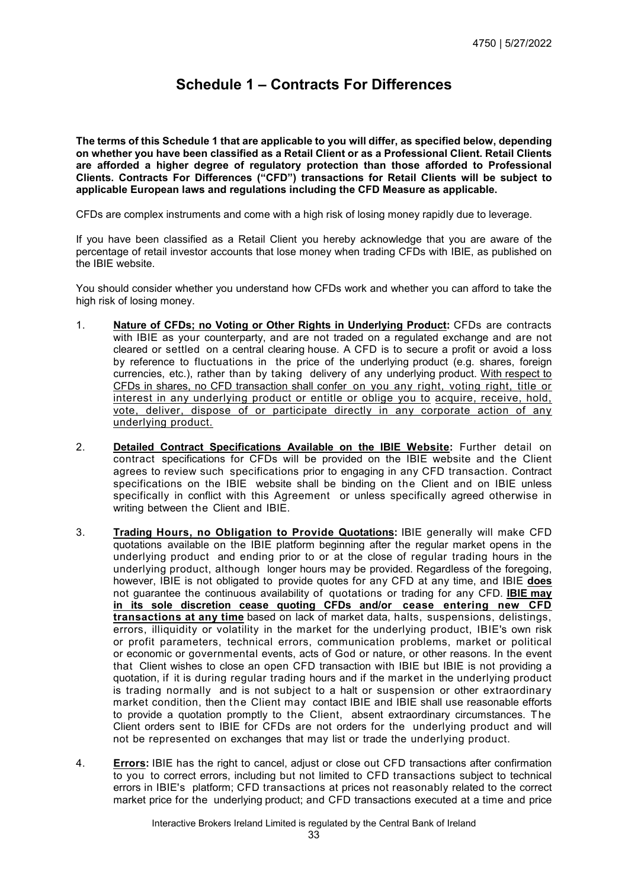# Schedule 1 – Contracts For Differences

**The terms of this Schedule 1 that are applicable to you will differ, as specified below, depending on whether you have been classified as a Retail Client or as a Professional Client. Retail Clients are afforded a higher degree of regulatory protection than those afforded to Professional Clients. Contracts For Differences ("CFD") transactions for Retail Clients will be subject to applicable European laws and regulations including the CFD Measure as applicable.**

CFDs are complex instruments and come with a high risk of losing money rapidly due to leverage.

If you have been classified as a Retail Client you hereby acknowledge that you are aware of the percentage of retail investor accounts that lose money when trading CFDs with IBIE, as published on the IBIE website.

You should consider whether you understand how CFDs work and whether you can afford to take the high risk of losing money.

1. **Nature of CFDs; no Voting or Other Rights in Underlying Product:** CFDs are contracts with IBIE as your counterparty, and are not traded on a regulated exchange and are not cleared or settled on a central clearing house. A CFD is to secure a profit or avoid a loss by reference to fluctuations in the price of the underlying product (e.g. shares, foreign currencies, etc.), rather than by taking delivery of any underlying product. With respect to CFDs in shares, no CFD transaction shall confer on you any right, voting right, title or interest in any underlying product or entitle or oblige you to acquire, receive, hold, vote, deliver, dispose of or participate directly in any corporate action of any underlying product.

2. **Detailed Contract Specifications Available on the IBIE Website:** Further detail on contract specifications for CFDs will be provided on the IBIE website and the Client agrees to review such specifications prior to engaging in any CFD transaction. Contract specifications on the IBIE website shall be binding on the Client and on IBIE unless specifically in conflict with this Agreement or unless specifically agreed otherwise in writing between the Client and IBIE.

3. **Trading Hours, no Obligation to Provide Quotations:** IBIE generally will make CFD quotations available on the IBIE platform beginning after the regular market opens in the underlying product and ending prior to or at the close of regular trading hours in the underlying product, although longer hours may be provided. Regardless of the foregoing, however, IBIE is not obligated to provide quotes for any CFD at any time, and IBIE **does** not guarantee the continuous availability of quotations or trading for any CFD. **IBIE may in its sole discretion cease quoting CFDs and/or cease entering new CFD transactions at any time** based on lack of market data, halts, suspensions, delistings, errors, illiquidity or volatility in the market for the underlying product, IBIE's own risk or profit parameters, technical errors, communication problems, market or political or economic or governmental events, acts of God or nature, or other reasons. In the event that Client wishes to close an open CFD transaction with IBIE but IBIE is not providing a quotation, if it is during regular trading hours and if the market in the underlying product is trading normally and is not subject to a halt or suspension or other extraordinary market condition, then the Client may contact IBIE and IBIE shall use reasonable efforts to provide a quotation promptly to the Client, absent extraordinary circumstances. The Client orders sent to IBIE for CFDs are not orders for the underlying product and will not be represented on exchanges that may list or trade the underlying product.

4. **Errors:** IBIE has the right to cancel, adjust or close out CFD transactions after confirmation to you to correct errors, including but not limited to CFD transactions subject to technical errors in IBIE's platform; CFD transactions at prices not reasonably related to the correct market price for the underlying product; and CFD transactions executed at a time and price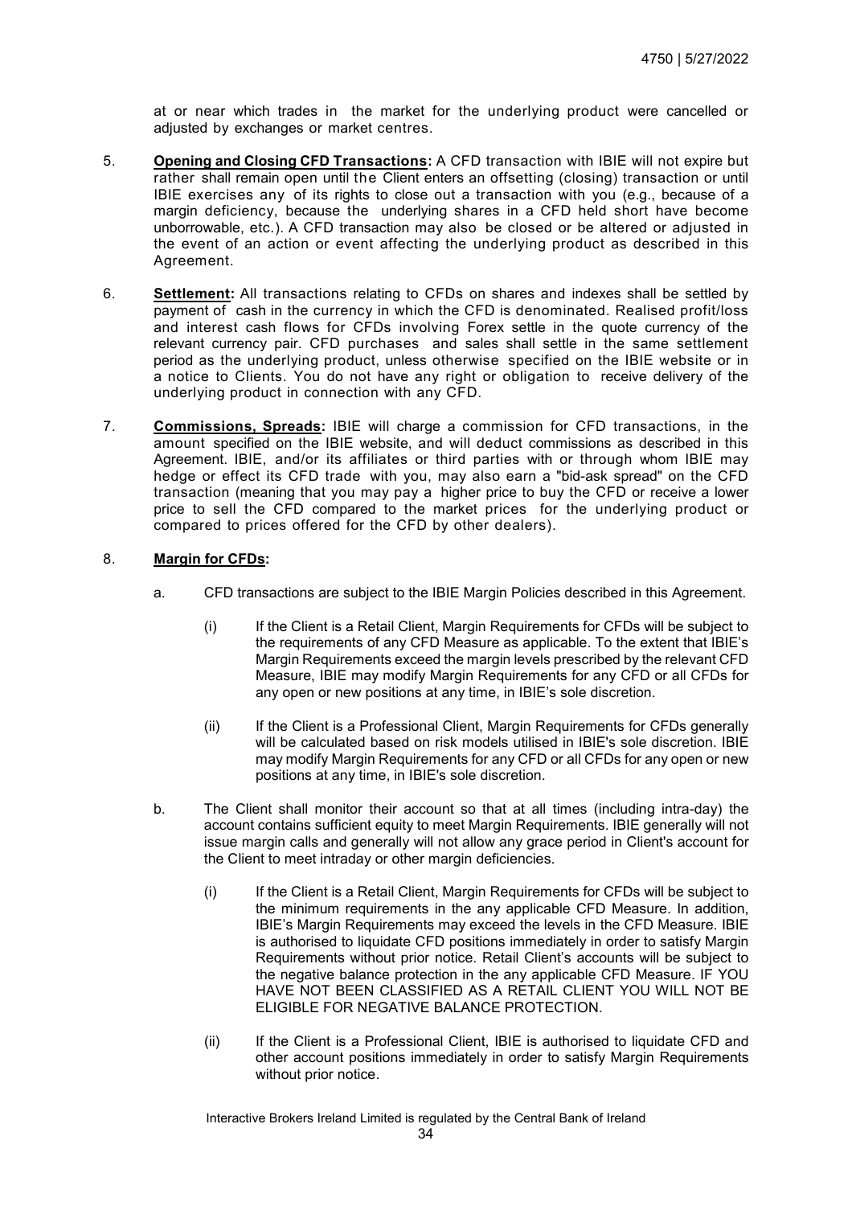at or near which trades in the market for the underlying product were cancelled or adjusted by exchanges or market centres.

5. **Opening and Closing CFD Transactions:** A CFD transaction with IBIE will not expire but rather shall remain open until the Client enters an offsetting (closing) transaction or until IBIE exercises any of its rights to close out a transaction with you (e.g., because of a margin deficiency, because the underlying shares in a CFD held short have become unborrowable, etc.). A CFD transaction may also be closed or be altered or adjusted in the event of an action or event affecting the underlying product as described in this Agreement.

6. **Settlement:** All transactions relating to CFDs on shares and indexes shall be settled by payment of cash in the currency in which the CFD is denominated. Realised profit/loss and interest cash flows for CFDs involving Forex settle in the quote currency of the relevant currency pair. CFD purchases and sales shall settle in the same settlement period as the underlying product, unless otherwise specified on the IBIE website or in a notice to Clients. You do not have any right or obligation to receive delivery of the underlying product in connection with any CFD.

7. **Commissions, Spreads:** IBIE will charge a commission for CFD transactions, in the amount specified on the IBIE website, and will deduct commissions as described in this Agreement. IBIE, and/or its affiliates or third parties with or through whom IBIE may hedge or effect its CFD trade with you, may also earn a "bid-ask spread" on the CFD transaction (meaning that you may pay a higher price to buy the CFD or receive a lower price to sell the CFD compared to the market prices for the underlying product or compared to prices offered for the CFD by other dealers).

8. **Margin for CFDs:**

   a. CFD transactions are subject to the IBIE Margin Policies described in this Agreement.

      (i) If the Client is a Retail Client, Margin Requirements for CFDs will be subject to the requirements of any CFD Measure as applicable. To the extent that IBIE's Margin Requirements exceed the margin levels prescribed by the relevant CFD Measure, IBIE may modify Margin Requirements for any CFD or all CFDs for any open or new positions at any time, in IBIE's sole discretion.

      (ii) If the Client is a Professional Client, Margin Requirements for CFDs generally will be calculated based on risk models utilised in IBIE's sole discretion. IBIE may modify Margin Requirements for any CFD or all CFDs for any open or new positions at any time, in IBIE's sole discretion.

   b. The Client shall monitor their account so that at all times (including intra-day) the account contains sufficient equity to meet Margin Requirements. IBIE generally will not issue margin calls and generally will not allow any grace period in Client's account for the Client to meet intraday or other margin deficiencies.

      (i) If the Client is a Retail Client, Margin Requirements for CFDs will be subject to the minimum requirements in the any applicable CFD Measure. In addition, IBIE's Margin Requirements may exceed the levels in the CFD Measure. IBIE is authorised to liquidate CFD positions immediately in order to satisfy Margin Requirements without prior notice. Retail Client's accounts will be subject to the negative balance protection in the any applicable CFD Measure. IF YOU HAVE NOT BEEN CLASSIFIED AS A RETAIL CLIENT YOU WILL NOT BE ELIGIBLE FOR NEGATIVE BALANCE PROTECTION.

      (ii) If the Client is a Professional Client, IBIE is authorised to liquidate CFD and other account positions immediately in order to satisfy Margin Requirements without prior notice.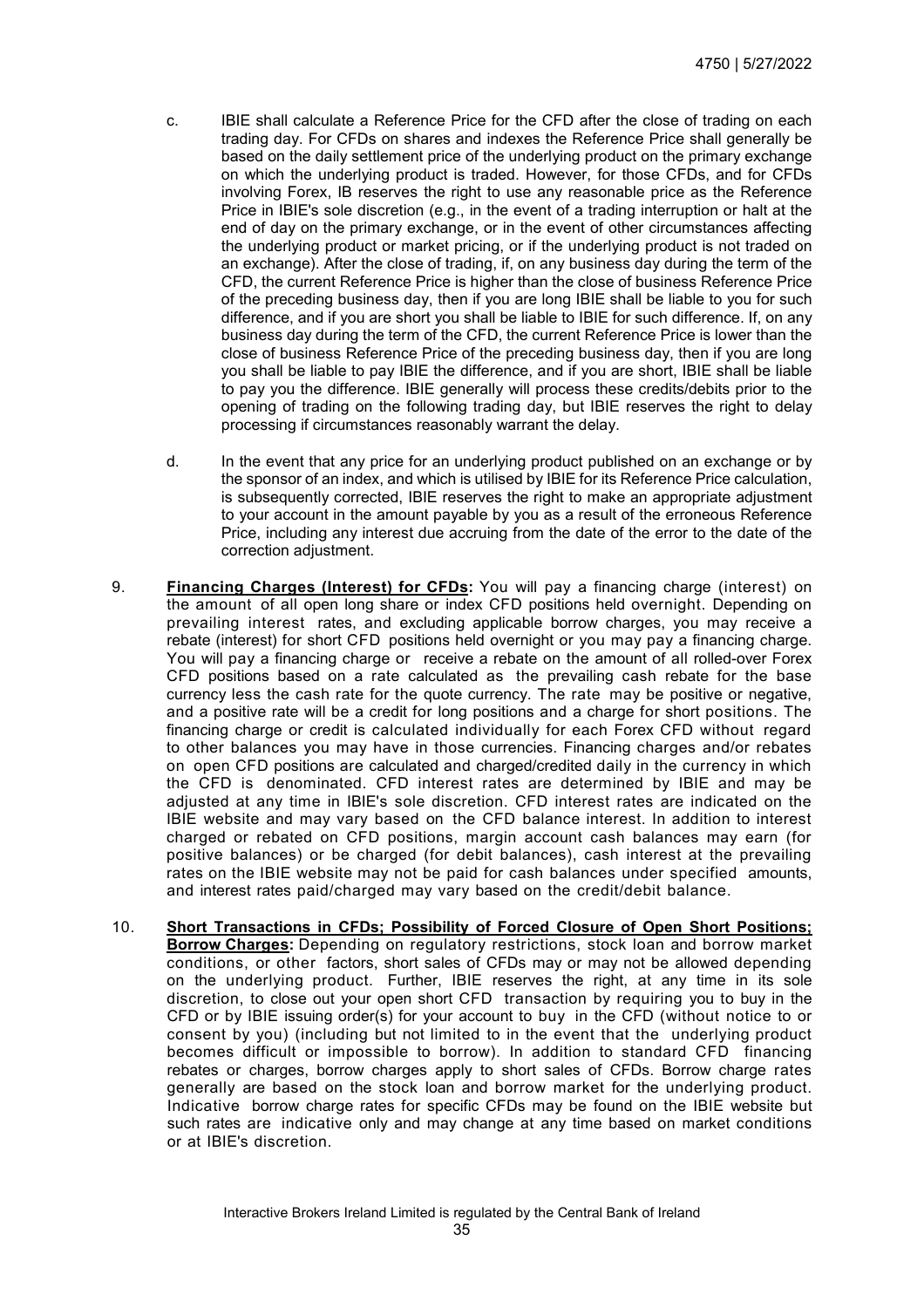c. IBIE shall calculate a Reference Price for the CFD after the close of trading on each trading day. For CFDs on shares and indexes the Reference Price shall generally be based on the daily settlement price of the underlying product on the primary exchange on which the underlying product is traded. However, for those CFDs, and for CFDs involving Forex, IB reserves the right to use any reasonable price as the Reference Price in IBIE's sole discretion (e.g., in the event of a trading interruption or halt at the end of day on the primary exchange, or in the event of other circumstances affecting the underlying product or market pricing, or if the underlying product is not traded on an exchange). After the close of trading, if, on any business day during the term of the CFD, the current Reference Price is higher than the close of business Reference Price of the preceding business day, then if you are long IBIE shall be liable to you for such difference, and if you are short you shall be liable to IBIE for such difference. If, on any business day during the term of the CFD, the current Reference Price is lower than the close of business Reference Price of the preceding business day, then if you are long you shall be liable to pay IBIE the difference, and if you are short, IBIE shall be liable to pay you the difference. IBIE generally will process these credits/debits prior to the opening of trading on the following trading day, but IBIE reserves the right to delay processing if circumstances reasonably warrant the delay.

d. In the event that any price for an underlying product published on an exchange or by the sponsor of an index, and which is utilised by IBIE for its Reference Price calculation, is subsequently corrected, IBIE reserves the right to make an appropriate adjustment to your account in the amount payable by you as a result of the erroneous Reference Price, including any interest due accruing from the date of the error to the date of the correction adjustment.

9. **Financing Charges (Interest) for CFDs:** You will pay a financing charge (interest) on the amount of all open long share or index CFD positions held overnight. Depending on prevailing interest rates, and excluding applicable borrow charges, you may receive a rebate (interest) for short CFD positions held overnight or you may pay a financing charge. You will pay a financing charge or receive a rebate on the amount of all rolled-over Forex CFD positions based on a rate calculated as the prevailing cash rebate for the base currency less the cash rate for the quote currency. The rate may be positive or negative, and a positive rate will be a credit for long positions and a charge for short positions. The financing charge or credit is calculated individually for each Forex CFD without regard to other balances you may have in those currencies. Financing charges and/or rebates on open CFD positions are calculated and charged/credited daily in the currency in which the CFD is denominated. CFD interest rates are determined by IBIE and may be adjusted at any time in IBIE's sole discretion. CFD interest rates are indicated on the IBIE website and may vary based on the CFD balance interest. In addition to interest charged or rebated on CFD positions, margin account cash balances may earn (for positive balances) or be charged (for debit balances), cash interest at the prevailing rates on the IBIE website may not be paid for cash balances under specified amounts, and interest rates paid/charged may vary based on the credit/debit balance.

10. **Short Transactions in CFDs; Possibility of Forced Closure of Open Short Positions; Borrow Charges:** Depending on regulatory restrictions, stock loan and borrow market conditions, or other factors, short sales of CFDs may or may not be allowed depending on the underlying product. Further, IBIE reserves the right, at any time in its sole discretion, to close out your open short CFD transaction by requiring you to buy in the CFD or by IBIE issuing order(s) for your account to buy in the CFD (without notice to or consent by you) (including but not limited to in the event that the underlying product becomes difficult or impossible to borrow). In addition to standard CFD financing rebates or charges, borrow charges apply to short sales of CFDs. Borrow charge rates generally are based on the stock loan and borrow market for the underlying product. Indicative borrow charge rates for specific CFDs may be found on the IBIE website but such rates are indicative only and may change at any time based on market conditions or at IBIE's discretion.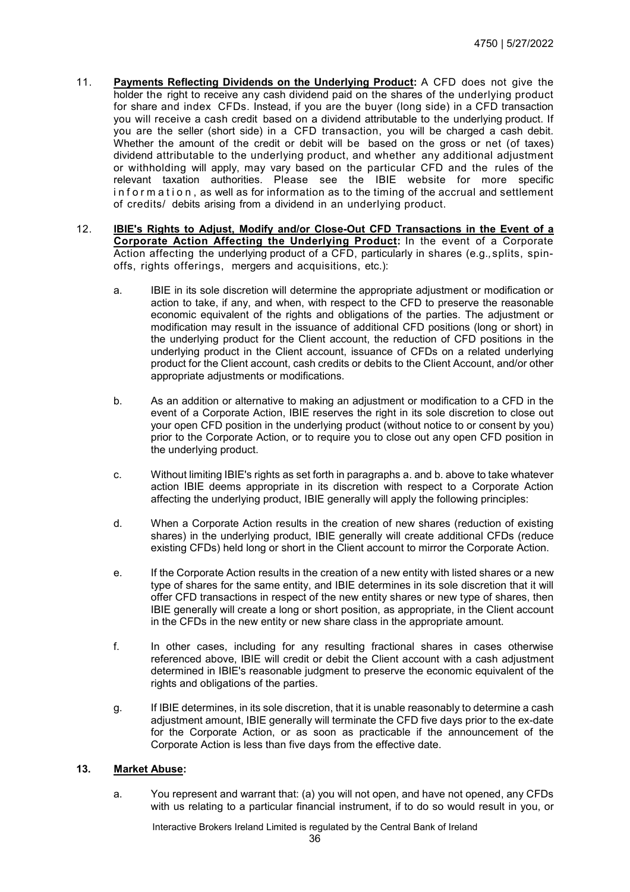11. **Payments Reflecting Dividends on the Underlying Product:** A CFD does not give the holder the right to receive any cash dividend paid on the shares of the underlying product for share and index CFDs. Instead, if you are the buyer (long side) in a CFD transaction you will receive a cash credit based on a dividend attributable to the underlying product. If you are the seller (short side) in a CFD transaction, you will be charged a cash debit. Whether the amount of the credit or debit will be based on the gross or net (of taxes) dividend attributable to the underlying product, and whether any additional adjustment or withholding will apply, may vary based on the particular CFD and the rules of the relevant taxation authorities. Please see the IBIE website for more specific information, as well as for information as to the timing of the accrual and settlement of credits/ debits arising from a dividend in an underlying product.

12. **IBIE's Rights to Adjust, Modify and/or Close-Out CFD Transactions in the Event of a Corporate Action Affecting the Underlying Product:** In the event of a Corporate Action affecting the underlying product of a CFD, particularly in shares (e.g., splits, spin-offs, rights offerings, mergers and acquisitions, etc.):

    a. IBIE in its sole discretion will determine the appropriate adjustment or modification or action to take, if any, and when, with respect to the CFD to preserve the reasonable economic equivalent of the rights and obligations of the parties. The adjustment or modification may result in the issuance of additional CFD positions (long or short) in the underlying product for the Client account, the reduction of CFD positions in the underlying product in the Client account, issuance of CFDs on a related underlying product for the Client account, cash credits or debits to the Client Account, and/or other appropriate adjustments or modifications.

    b. As an addition or alternative to making an adjustment or modification to a CFD in the event of a Corporate Action, IBIE reserves the right in its sole discretion to close out your open CFD position in the underlying product (without notice to or consent by you) prior to the Corporate Action, or to require you to close out any open CFD position in the underlying product.

    c. Without limiting IBIE's rights as set forth in paragraphs a. and b. above to take whatever action IBIE deems appropriate in its discretion with respect to a Corporate Action affecting the underlying product, IBIE generally will apply the following principles:

    d. When a Corporate Action results in the creation of new shares (reduction of existing shares) in the underlying product, IBIE generally will create additional CFDs (reduce existing CFDs) held long or short in the Client account to mirror the Corporate Action.

    e. If the Corporate Action results in the creation of a new entity with listed shares or a new type of shares for the same entity, and IBIE determines in its sole discretion that it will offer CFD transactions in respect of the new entity shares or new type of shares, then IBIE generally will create a long or short position, as appropriate, in the Client account in the CFDs in the new entity or new share class in the appropriate amount.

    f. In other cases, including for any resulting fractional shares in cases otherwise referenced above, IBIE will credit or debit the Client account with a cash adjustment determined in IBIE's reasonable judgment to preserve the economic equivalent of the rights and obligations of the parties.

    g. If IBIE determines, in its sole discretion, that it is unable reasonably to determine a cash adjustment amount, IBIE generally will terminate the CFD five days prior to the ex-date for the Corporate Action, or as soon as practicable if the announcement of the Corporate Action is less than five days from the effective date.

13. **Market Abuse:**

    a. You represent and warrant that: (a) you will not open, and have not opened, any CFDs with us relating to a particular financial instrument, if to do so would result in you, or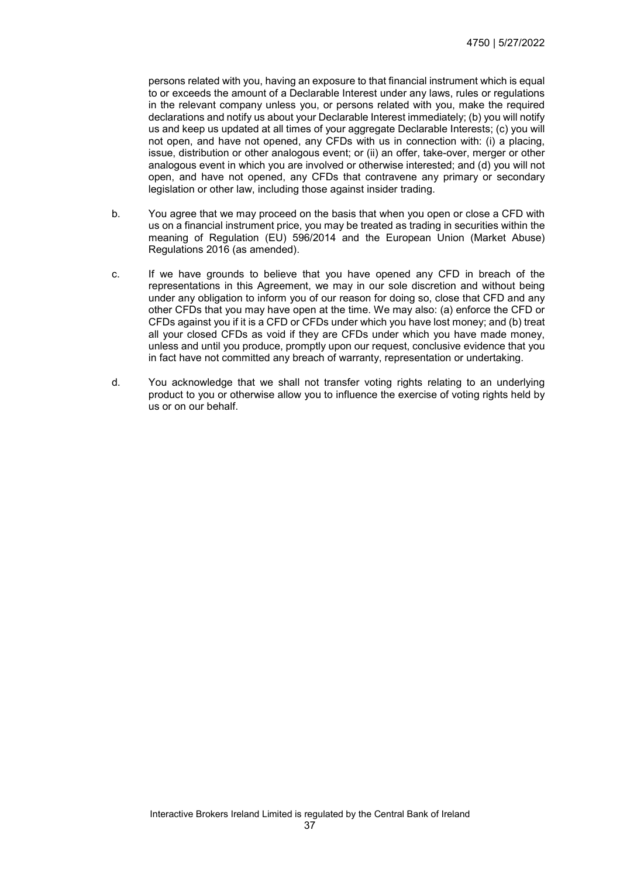persons related with you, having an exposure to that financial instrument which is equal to or exceeds the amount of a Declarable Interest under any laws, rules or regulations in the relevant company unless you, or persons related with you, make the required declarations and notify us about your Declarable Interest immediately; (b) you will notify us and keep us updated at all times of your aggregate Declarable Interests; (c) you will not open, and have not opened, any CFDs with us in connection with: (i) a placing, issue, distribution or other analogous event; or (ii) an offer, take-over, merger or other analogous event in which you are involved or otherwise interested; and (d) you will not open, and have not opened, any CFDs that contravene any primary or secondary legislation or other law, including those against insider trading.

b. You agree that we may proceed on the basis that when you open or close a CFD with us on a financial instrument price, you may be treated as trading in securities within the meaning of Regulation (EU) 596/2014 and the European Union (Market Abuse) Regulations 2016 (as amended).

c. If we have grounds to believe that you have opened any CFD in breach of the representations in this Agreement, we may in our sole discretion and without being under any obligation to inform you of our reason for doing so, close that CFD and any other CFDs that you may have open at the time. We may also: (a) enforce the CFD or CFDs against you if it is a CFD or CFDs under which you have lost money; and (b) treat all your closed CFDs as void if they are CFDs under which you have made money, unless and until you produce, promptly upon our request, conclusive evidence that you in fact have not committed any breach of warranty, representation or undertaking.

d. You acknowledge that we shall not transfer voting rights relating to an underlying product to you or otherwise allow you to influence the exercise of voting rights held by us or on our behalf.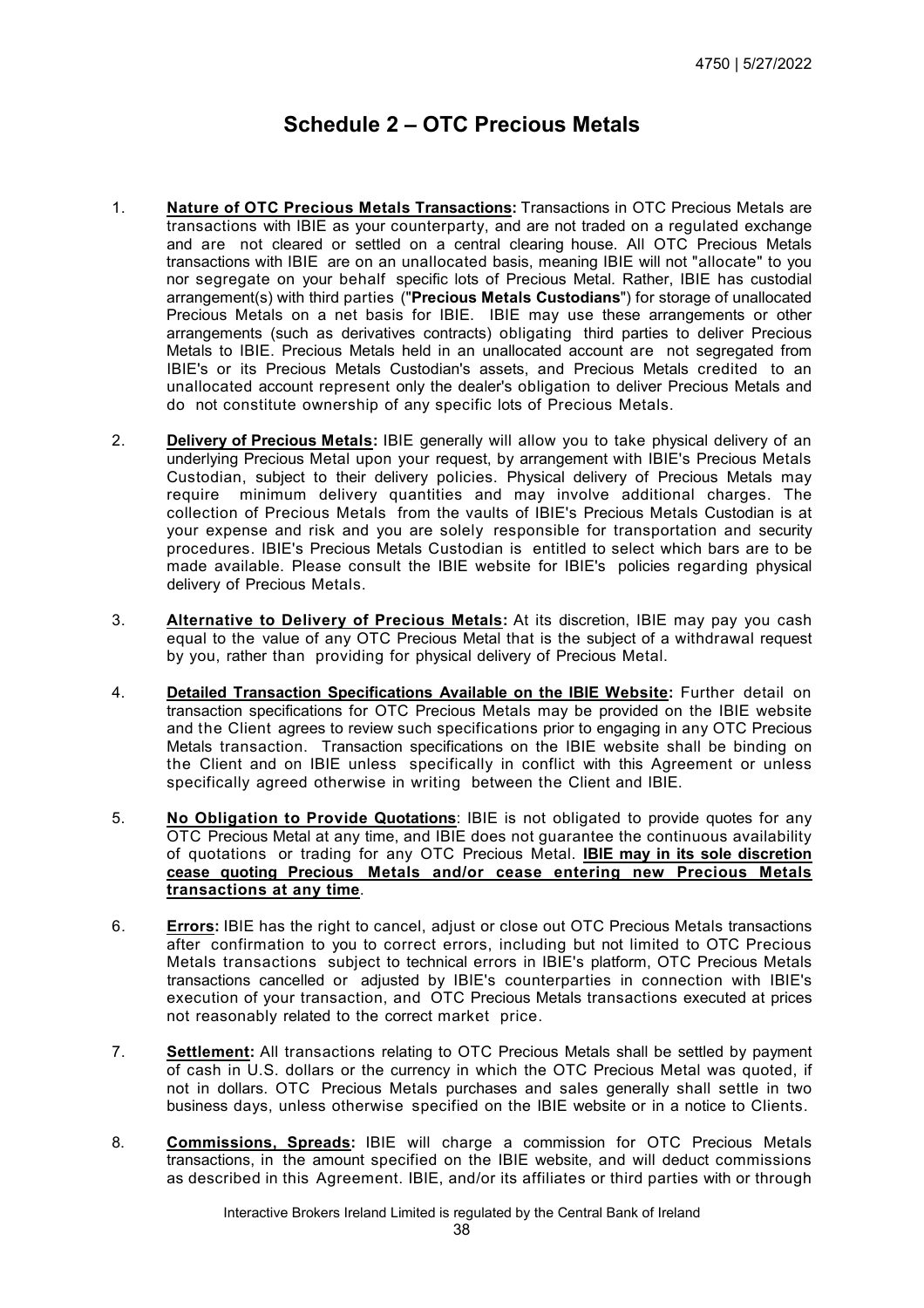# Schedule 2 – OTC Precious Metals

1. **Nature of OTC Precious Metals Transactions:** Transactions in OTC Precious Metals are transactions with IBIE as your counterparty, and are not traded on a regulated exchange and are not cleared or settled on a central clearing house. All OTC Precious Metals transactions with IBIE are on an unallocated basis, meaning IBIE will not "allocate" to you nor segregate on your behalf specific lots of Precious Metal. Rather, IBIE has custodial arrangement(s) with third parties ("**Precious Metals Custodians**") for storage of unallocated Precious Metals on a net basis for IBIE. IBIE may use these arrangements or other arrangements (such as derivatives contracts) obligating third parties to deliver Precious Metals to IBIE. Precious Metals held in an unallocated account are not segregated from IBIE's or its Precious Metals Custodian's assets, and Precious Metals credited to an unallocated account represent only the dealer's obligation to deliver Precious Metals and do not constitute ownership of any specific lots of Precious Metals.

2. **Delivery of Precious Metals:** IBIE generally will allow you to take physical delivery of an underlying Precious Metal upon your request, by arrangement with IBIE's Precious Metals Custodian, subject to their delivery policies. Physical delivery of Precious Metals may require minimum delivery quantities and may involve additional charges. The collection of Precious Metals from the vaults of IBIE's Precious Metals Custodian is at your expense and risk and you are solely responsible for transportation and security procedures. IBIE's Precious Metals Custodian is entitled to select which bars are to be made available. Please consult the IBIE website for IBIE's policies regarding physical delivery of Precious Metals.

3. **Alternative to Delivery of Precious Metals:** At its discretion, IBIE may pay you cash equal to the value of any OTC Precious Metal that is the subject of a withdrawal request by you, rather than providing for physical delivery of Precious Metal.

4. **Detailed Transaction Specifications Available on the IBIE Website:** Further detail on transaction specifications for OTC Precious Metals may be provided on the IBIE website and the Client agrees to review such specifications prior to engaging in any OTC Precious Metals transaction. Transaction specifications on the IBIE website shall be binding on the Client and on IBIE unless specifically in conflict with this Agreement or unless specifically agreed otherwise in writing between the Client and IBIE.

5. **No Obligation to Provide Quotations**: IBIE is not obligated to provide quotes for any OTC Precious Metal at any time, and IBIE does not guarantee the continuous availability of quotations or trading for any OTC Precious Metal. **IBIE may in its sole discretion cease quoting Precious Metals and/or cease entering new Precious Metals transactions at any time**.

6. **Errors:** IBIE has the right to cancel, adjust or close out OTC Precious Metals transactions after confirmation to you to correct errors, including but not limited to OTC Precious Metals transactions subject to technical errors in IBIE's platform, OTC Precious Metals transactions cancelled or adjusted by IBIE's counterparties in connection with IBIE's execution of your transaction, and OTC Precious Metals transactions executed at prices not reasonably related to the correct market price.

7. **Settlement:** All transactions relating to OTC Precious Metals shall be settled by payment of cash in U.S. dollars or the currency in which the OTC Precious Metal was quoted, if not in dollars. OTC Precious Metals purchases and sales generally shall settle in two business days, unless otherwise specified on the IBIE website or in a notice to Clients.

8. **Commissions, Spreads:** IBIE will charge a commission for OTC Precious Metals transactions, in the amount specified on the IBIE website, and will deduct commissions as described in this Agreement. IBIE, and/or its affiliates or third parties with or through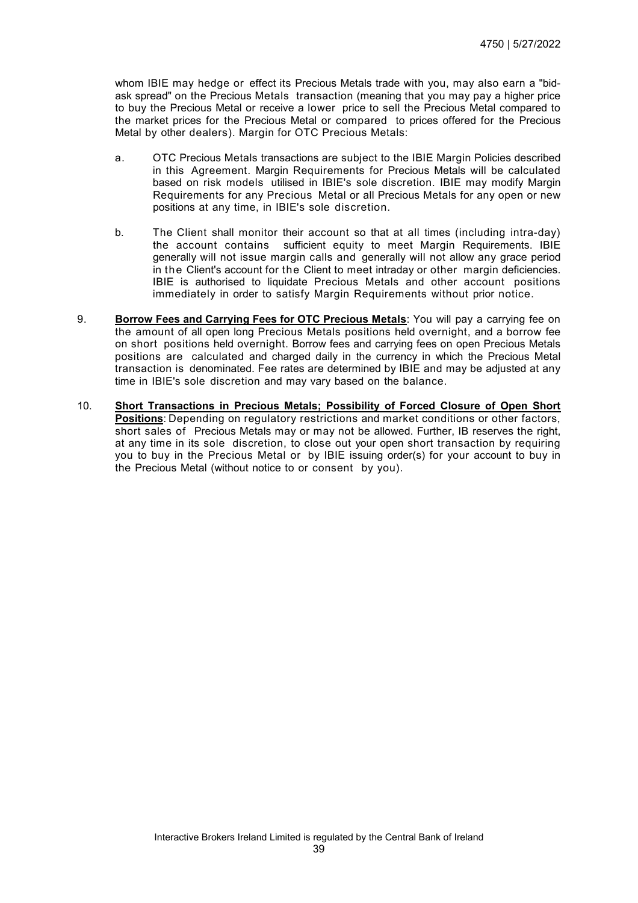whom IBIE may hedge or effect its Precious Metals trade with you, may also earn a "bid-ask spread" on the Precious Metals transaction (meaning that you may pay a higher price to buy the Precious Metal or receive a lower price to sell the Precious Metal compared to the market prices for the Precious Metal or compared to prices offered for the Precious Metal by other dealers). Margin for OTC Precious Metals:

a. OTC Precious Metals transactions are subject to the IBIE Margin Policies described in this Agreement. Margin Requirements for Precious Metals will be calculated based on risk models utilised in IBIE's sole discretion. IBIE may modify Margin Requirements for any Precious Metal or all Precious Metals for any open or new positions at any time, in IBIE's sole discretion.

b. The Client shall monitor their account so that at all times (including intra-day) the account contains sufficient equity to meet Margin Requirements. IBIE generally will not issue margin calls and generally will not allow any grace period in the Client's account for the Client to meet intraday or other margin deficiencies. IBIE is authorised to liquidate Precious Metals and other account positions immediately in order to satisfy Margin Requirements without prior notice.

9. **<u>Borrow Fees and Carrying Fees for OTC Precious Metals</u>**: You will pay a carrying fee on the amount of all open long Precious Metals positions held overnight, and a borrow fee on short positions held overnight. Borrow fees and carrying fees on open Precious Metals positions are calculated and charged daily in the currency in which the Precious Metal transaction is denominated. Fee rates are determined by IBIE and may be adjusted at any time in IBIE's sole discretion and may vary based on the balance.

10. **<u>Short Transactions in Precious Metals; Possibility of Forced Closure of Open Short Positions</u>**: Depending on regulatory restrictions and market conditions or other factors, short sales of Precious Metals may or may not be allowed. Further, IB reserves the right, at any time in its sole discretion, to close out your open short transaction by requiring you to buy in the Precious Metal or by IBIE issuing order(s) for your account to buy in the Precious Metal (without notice to or consent by you).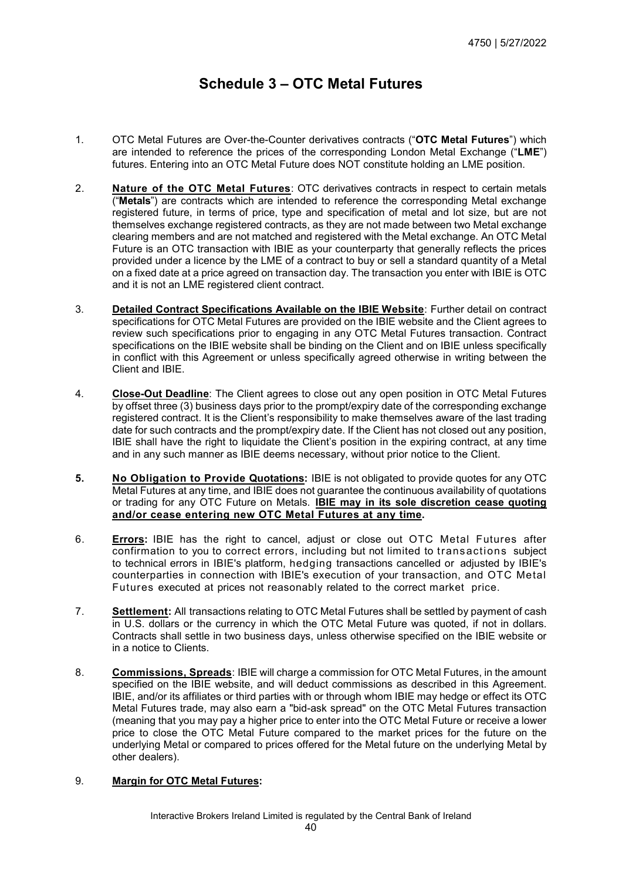# Schedule 3 – OTC Metal Futures

1. OTC Metal Futures are Over-the-Counter derivatives contracts ("**OTC Metal Futures**") which are intended to reference the prices of the corresponding London Metal Exchange ("**LME**") futures. Entering into an OTC Metal Future does NOT constitute holding an LME position.

2. **Nature of the OTC Metal Futures**: OTC derivatives contracts in respect to certain metals ("**Metals**") are contracts which are intended to reference the corresponding Metal exchange registered future, in terms of price, type and specification of metal and lot size, but are not themselves exchange registered contracts, as they are not made between two Metal exchange clearing members and are not matched and registered with the Metal exchange. An OTC Metal Future is an OTC transaction with IBIE as your counterparty that generally reflects the prices provided under a licence by the LME of a contract to buy or sell a standard quantity of a Metal on a fixed date at a price agreed on transaction day. The transaction you enter with IBIE is OTC and it is not an LME registered client contract.

3. **Detailed Contract Specifications Available on the IBIE Website**: Further detail on contract specifications for OTC Metal Futures are provided on the IBIE website and the Client agrees to review such specifications prior to engaging in any OTC Metal Futures transaction. Contract specifications on the IBIE website shall be binding on the Client and on IBIE unless specifically in conflict with this Agreement or unless specifically agreed otherwise in writing between the Client and IBIE.

4. **Close-Out Deadline**: The Client agrees to close out any open position in OTC Metal Futures by offset three (3) business days prior to the prompt/expiry date of the corresponding exchange registered contract. It is the Client's responsibility to make themselves aware of the last trading date for such contracts and the prompt/expiry date. If the Client has not closed out any position, IBIE shall have the right to liquidate the Client's position in the expiring contract, at any time and in any such manner as IBIE deems necessary, without prior notice to the Client.

5. **No Obligation to Provide Quotations:** IBIE is not obligated to provide quotes for any OTC Metal Futures at any time, and IBIE does not guarantee the continuous availability of quotations or trading for any OTC Future on Metals. **IBIE may in its sole discretion cease quoting and/or cease entering new OTC Metal Futures at any time.**

6. **Errors:** IBIE has the right to cancel, adjust or close out OTC Metal Futures after confirmation to you to correct errors, including but not limited to transactions subject to technical errors in IBIE's platform, hedging transactions cancelled or adjusted by IBIE's counterparties in connection with IBIE's execution of your transaction, and OTC Metal Futures executed at prices not reasonably related to the correct market price.

7. **Settlement:** All transactions relating to OTC Metal Futures shall be settled by payment of cash in U.S. dollars or the currency in which the OTC Metal Future was quoted, if not in dollars. Contracts shall settle in two business days, unless otherwise specified on the IBIE website or in a notice to Clients.

8. **Commissions, Spreads**: IBIE will charge a commission for OTC Metal Futures, in the amount specified on the IBIE website, and will deduct commissions as described in this Agreement. IBIE, and/or its affiliates or third parties with or through whom IBIE may hedge or effect its OTC Metal Futures trade, may also earn a "bid-ask spread" on the OTC Metal Futures transaction (meaning that you may pay a higher price to enter into the OTC Metal Future or receive a lower price to close the OTC Metal Future compared to the market prices for the future on the underlying Metal or compared to prices offered for the Metal future on the underlying Metal by other dealers).

9. **Margin for OTC Metal Futures:**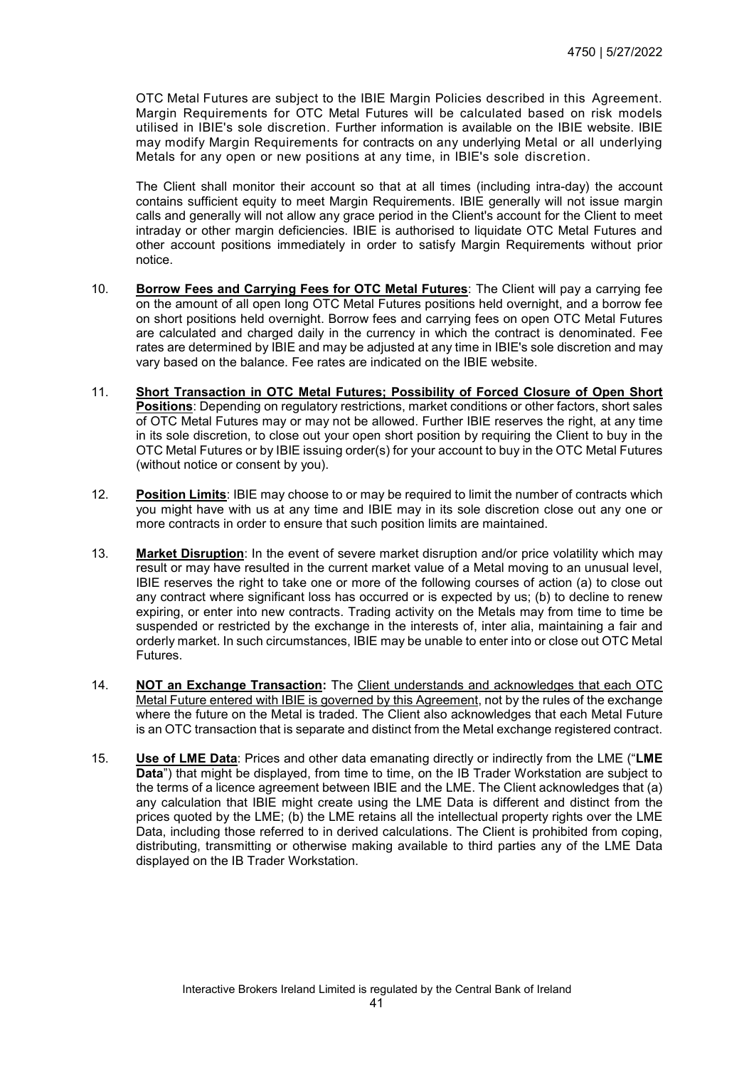OTC Metal Futures are subject to the IBIE Margin Policies described in this Agreement. Margin Requirements for OTC Metal Futures will be calculated based on risk models utilised in IBIE's sole discretion. Further information is available on the IBIE website. IBIE may modify Margin Requirements for contracts on any underlying Metal or all underlying Metals for any open or new positions at any time, in IBIE's sole discretion.

The Client shall monitor their account so that at all times (including intra-day) the account contains sufficient equity to meet Margin Requirements. IBIE generally will not issue margin calls and generally will not allow any grace period in the Client's account for the Client to meet intraday or other margin deficiencies. IBIE is authorised to liquidate OTC Metal Futures and other account positions immediately in order to satisfy Margin Requirements without prior notice.

10. **Borrow Fees and Carrying Fees for OTC Metal Futures**: The Client will pay a carrying fee on the amount of all open long OTC Metal Futures positions held overnight, and a borrow fee on short positions held overnight. Borrow fees and carrying fees on open OTC Metal Futures are calculated and charged daily in the currency in which the contract is denominated. Fee rates are determined by IBIE and may be adjusted at any time in IBIE's sole discretion and may vary based on the balance. Fee rates are indicated on the IBIE website.

11. **Short Transaction in OTC Metal Futures; Possibility of Forced Closure of Open Short Positions**: Depending on regulatory restrictions, market conditions or other factors, short sales of OTC Metal Futures may or may not be allowed. Further IBIE reserves the right, at any time in its sole discretion, to close out your open short position by requiring the Client to buy in the OTC Metal Futures or by IBIE issuing order(s) for your account to buy in the OTC Metal Futures (without notice or consent by you).

12. **Position Limits**: IBIE may choose to or may be required to limit the number of contracts which you might have with us at any time and IBIE may in its sole discretion close out any one or more contracts in order to ensure that such position limits are maintained.

13. **Market Disruption**: In the event of severe market disruption and/or price volatility which may result or may have resulted in the current market value of a Metal moving to an unusual level, IBIE reserves the right to take one or more of the following courses of action (a) to close out any contract where significant loss has occurred or is expected by us; (b) to decline to renew expiring, or enter into new contracts. Trading activity on the Metals may from time to time be suspended or restricted by the exchange in the interests of, inter alia, maintaining a fair and orderly market. In such circumstances, IBIE may be unable to enter into or close out OTC Metal Futures.

14. **NOT an Exchange Transaction:** The Client understands and acknowledges that each OTC Metal Future entered with IBIE is governed by this Agreement, not by the rules of the exchange where the future on the Metal is traded. The Client also acknowledges that each Metal Future is an OTC transaction that is separate and distinct from the Metal exchange registered contract.

15. **Use of LME Data**: Prices and other data emanating directly or indirectly from the LME ("**LME Data**") that might be displayed, from time to time, on the IB Trader Workstation are subject to the terms of a licence agreement between IBIE and the LME. The Client acknowledges that (a) any calculation that IBIE might create using the LME Data is different and distinct from the prices quoted by the LME; (b) the LME retains all the intellectual property rights over the LME Data, including those referred to in derived calculations. The Client is prohibited from coping, distributing, transmitting or otherwise making available to third parties any of the LME Data displayed on the IB Trader Workstation.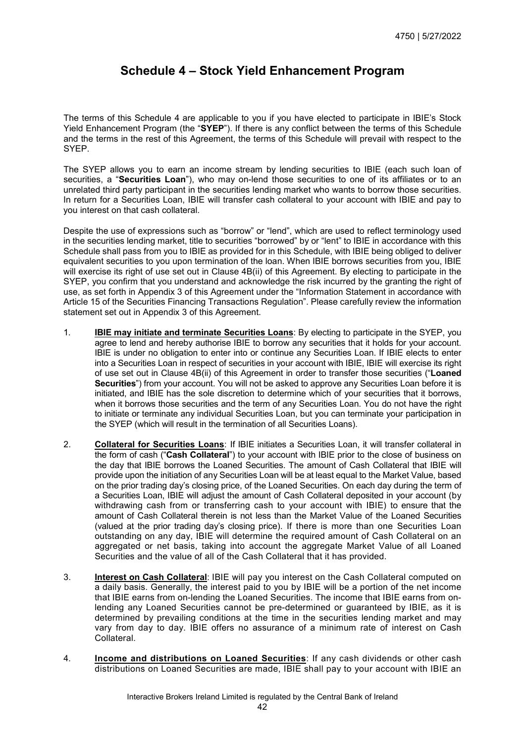# Schedule 4 – Stock Yield Enhancement Program

The terms of this Schedule 4 are applicable to you if you have elected to participate in IBIE's Stock Yield Enhancement Program (the "**SYEP**"). If there is any conflict between the terms of this Schedule and the terms in the rest of this Agreement, the terms of this Schedule will prevail with respect to the SYEP.

The SYEP allows you to earn an income stream by lending securities to IBIE (each such loan of securities, a "**Securities Loan**"), who may on-lend those securities to one of its affiliates or to an unrelated third party participant in the securities lending market who wants to borrow those securities. In return for a Securities Loan, IBIE will transfer cash collateral to your account with IBIE and pay to you interest on that cash collateral.

Despite the use of expressions such as "borrow" or "lend", which are used to reflect terminology used in the securities lending market, title to securities "borrowed" by or "lent" to IBIE in accordance with this Schedule shall pass from you to IBIE as provided for in this Schedule, with IBIE being obliged to deliver equivalent securities to you upon termination of the loan. When IBIE borrows securities from you, IBIE will exercise its right of use set out in Clause 4B(ii) of this Agreement. By electing to participate in the SYEP, you confirm that you understand and acknowledge the risk incurred by the granting the right of use, as set forth in Appendix 3 of this Agreement under the "Information Statement in accordance with Article 15 of the Securities Financing Transactions Regulation". Please carefully review the information statement set out in Appendix 3 of this Agreement.

1. **IBIE may initiate and terminate Securities Loans**: By electing to participate in the SYEP, you agree to lend and hereby authorise IBIE to borrow any securities that it holds for your account. IBIE is under no obligation to enter into or continue any Securities Loan. If IBIE elects to enter into a Securities Loan in respect of securities in your account with IBIE, IBIE will exercise its right of use set out in Clause 4B(ii) of this Agreement in order to transfer those securities ("**Loaned Securities**") from your account. You will not be asked to approve any Securities Loan before it is initiated, and IBIE has the sole discretion to determine which of your securities that it borrows, when it borrows those securities and the term of any Securities Loan. You do not have the right to initiate or terminate any individual Securities Loan, but you can terminate your participation in the SYEP (which will result in the termination of all Securities Loans).

2. **Collateral for Securities Loans**: If IBIE initiates a Securities Loan, it will transfer collateral in the form of cash ("**Cash Collateral**") to your account with IBIE prior to the close of business on the day that IBIE borrows the Loaned Securities. The amount of Cash Collateral that IBIE will provide upon the initiation of any Securities Loan will be at least equal to the Market Value, based on the prior trading day's closing price, of the Loaned Securities. On each day during the term of a Securities Loan, IBIE will adjust the amount of Cash Collateral deposited in your account (by withdrawing cash from or transferring cash to your account with IBIE) to ensure that the amount of Cash Collateral therein is not less than the Market Value of the Loaned Securities (valued at the prior trading day's closing price). If there is more than one Securities Loan outstanding on any day, IBIE will determine the required amount of Cash Collateral on an aggregated or net basis, taking into account the aggregate Market Value of all Loaned Securities and the value of all of the Cash Collateral that it has provided.

3. **Interest on Cash Collateral**: IBIE will pay you interest on the Cash Collateral computed on a daily basis. Generally, the interest paid to you by IBIE will be a portion of the net income that IBIE earns from on-lending the Loaned Securities. The income that IBIE earns from on-lending any Loaned Securities cannot be pre-determined or guaranteed by IBIE, as it is determined by prevailing conditions at the time in the securities lending market and may vary from day to day. IBIE offers no assurance of a minimum rate of interest on Cash Collateral.

4. **Income and distributions on Loaned Securities**: If any cash dividends or other cash distributions on Loaned Securities are made, IBIE shall pay to your account with IBIE an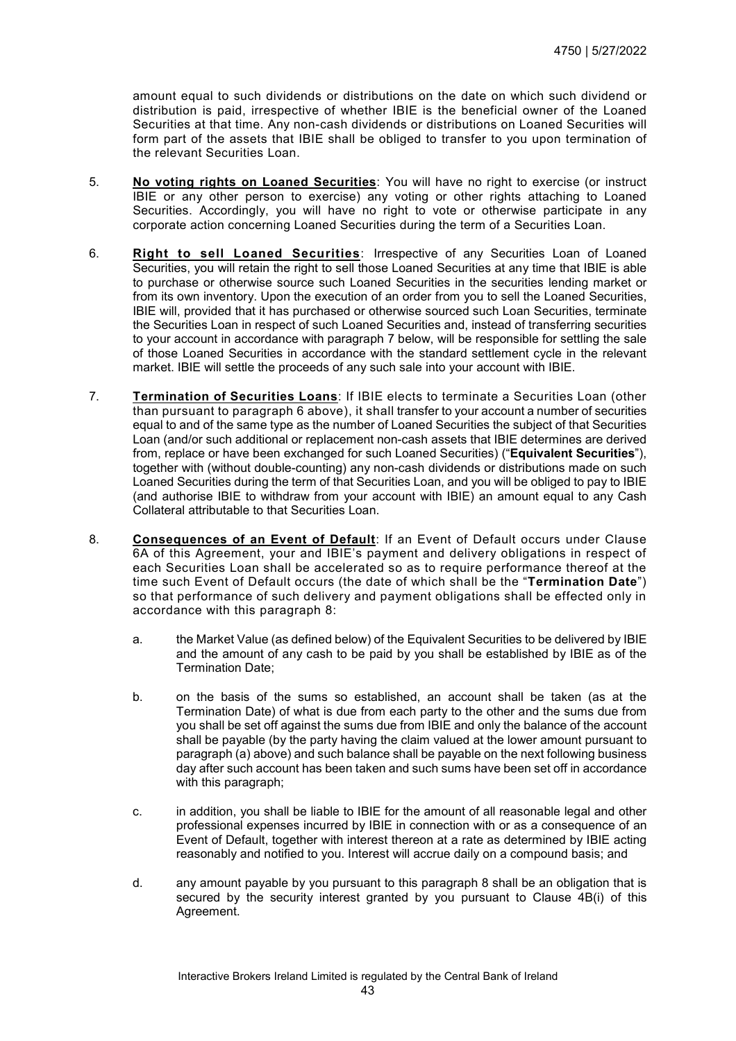amount equal to such dividends or distributions on the date on which such dividend or distribution is paid, irrespective of whether IBIE is the beneficial owner of the Loaned Securities at that time. Any non-cash dividends or distributions on Loaned Securities will form part of the assets that IBIE shall be obliged to transfer to you upon termination of the relevant Securities Loan.

5. **No voting rights on Loaned Securities**: You will have no right to exercise (or instruct IBIE or any other person to exercise) any voting or other rights attaching to Loaned Securities. Accordingly, you will have no right to vote or otherwise participate in any corporate action concerning Loaned Securities during the term of a Securities Loan.

6. **Right to sell Loaned Securities**: Irrespective of any Securities Loan of Loaned Securities, you will retain the right to sell those Loaned Securities at any time that IBIE is able to purchase or otherwise source such Loaned Securities in the securities lending market or from its own inventory. Upon the execution of an order from you to sell the Loaned Securities, IBIE will, provided that it has purchased or otherwise sourced such Loan Securities, terminate the Securities Loan in respect of such Loaned Securities and, instead of transferring securities to your account in accordance with paragraph 7 below, will be responsible for settling the sale of those Loaned Securities in accordance with the standard settlement cycle in the relevant market. IBIE will settle the proceeds of any such sale into your account with IBIE.

7. **Termination of Securities Loans**: If IBIE elects to terminate a Securities Loan (other than pursuant to paragraph 6 above), it shall transfer to your account a number of securities equal to and of the same type as the number of Loaned Securities the subject of that Securities Loan (and/or such additional or replacement non-cash assets that IBIE determines are derived from, replace or have been exchanged for such Loaned Securities) ("**Equivalent Securities**"), together with (without double-counting) any non-cash dividends or distributions made on such Loaned Securities during the term of that Securities Loan, and you will be obliged to pay to IBIE (and authorise IBIE to withdraw from your account with IBIE) an amount equal to any Cash Collateral attributable to that Securities Loan.

8. **Consequences of an Event of Default**: If an Event of Default occurs under Clause 6A of this Agreement, your and IBIE's payment and delivery obligations in respect of each Securities Loan shall be accelerated so as to require performance thereof at the time such Event of Default occurs (the date of which shall be the "**Termination Date**") so that performance of such delivery and payment obligations shall be effected only in accordance with this paragraph 8:

   a. the Market Value (as defined below) of the Equivalent Securities to be delivered by IBIE and the amount of any cash to be paid by you shall be established by IBIE as of the Termination Date;

   b. on the basis of the sums so established, an account shall be taken (as at the Termination Date) of what is due from each party to the other and the sums due from you shall be set off against the sums due from IBIE and only the balance of the account shall be payable (by the party having the claim valued at the lower amount pursuant to paragraph (a) above) and such balance shall be payable on the next following business day after such account has been taken and such sums have been set off in accordance with this paragraph;

   c. in addition, you shall be liable to IBIE for the amount of all reasonable legal and other professional expenses incurred by IBIE in connection with or as a consequence of an Event of Default, together with interest thereon at a rate as determined by IBIE acting reasonably and notified to you. Interest will accrue daily on a compound basis; and

   d. any amount payable by you pursuant to this paragraph 8 shall be an obligation that is secured by the security interest granted by you pursuant to Clause 4B(i) of this Agreement.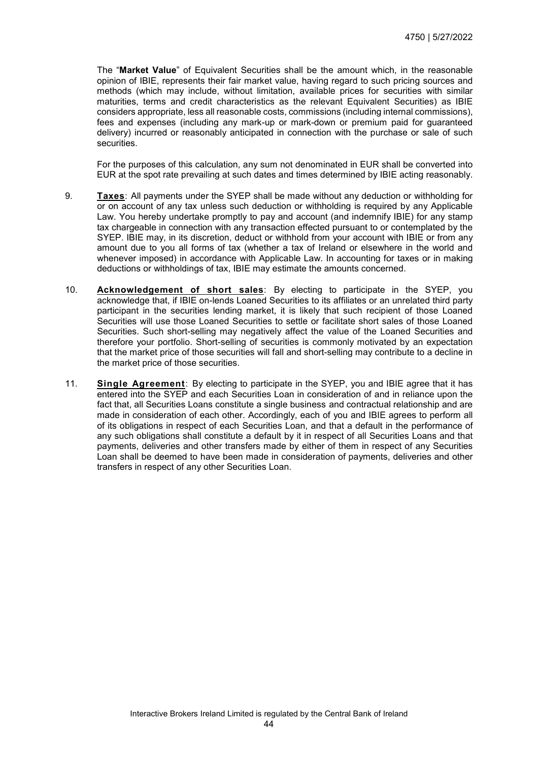The "**Market Value**" of Equivalent Securities shall be the amount which, in the reasonable opinion of IBIE, represents their fair market value, having regard to such pricing sources and methods (which may include, without limitation, available prices for securities with similar maturities, terms and credit characteristics as the relevant Equivalent Securities) as IBIE considers appropriate, less all reasonable costs, commissions (including internal commissions), fees and expenses (including any mark-up or mark-down or premium paid for guaranteed delivery) incurred or reasonably anticipated in connection with the purchase or sale of such securities.

For the purposes of this calculation, any sum not denominated in EUR shall be converted into EUR at the spot rate prevailing at such dates and times determined by IBIE acting reasonably.

9. **Taxes**: All payments under the SYEP shall be made without any deduction or withholding for or on account of any tax unless such deduction or withholding is required by any Applicable Law. You hereby undertake promptly to pay and account (and indemnify IBIE) for any stamp tax chargeable in connection with any transaction effected pursuant to or contemplated by the SYEP. IBIE may, in its discretion, deduct or withhold from your account with IBIE or from any amount due to you all forms of tax (whether a tax of Ireland or elsewhere in the world and whenever imposed) in accordance with Applicable Law. In accounting for taxes or in making deductions or withholdings of tax, IBIE may estimate the amounts concerned.

10. **Acknowledgement of short sales**: By electing to participate in the SYEP, you acknowledge that, if IBIE on-lends Loaned Securities to its affiliates or an unrelated third party participant in the securities lending market, it is likely that such recipient of those Loaned Securities will use those Loaned Securities to settle or facilitate short sales of those Loaned Securities. Such short-selling may negatively affect the value of the Loaned Securities and therefore your portfolio. Short-selling of securities is commonly motivated by an expectation that the market price of those securities will fall and short-selling may contribute to a decline in the market price of those securities.

11. **Single Agreement**: By electing to participate in the SYEP, you and IBIE agree that it has entered into the SYEP and each Securities Loan in consideration of and in reliance upon the fact that, all Securities Loans constitute a single business and contractual relationship and are made in consideration of each other. Accordingly, each of you and IBIE agrees to perform all of its obligations in respect of each Securities Loan, and that a default in the performance of any such obligations shall constitute a default by it in respect of all Securities Loans and that payments, deliveries and other transfers made by either of them in respect of any Securities Loan shall be deemed to have been made in consideration of payments, deliveries and other transfers in respect of any other Securities Loan.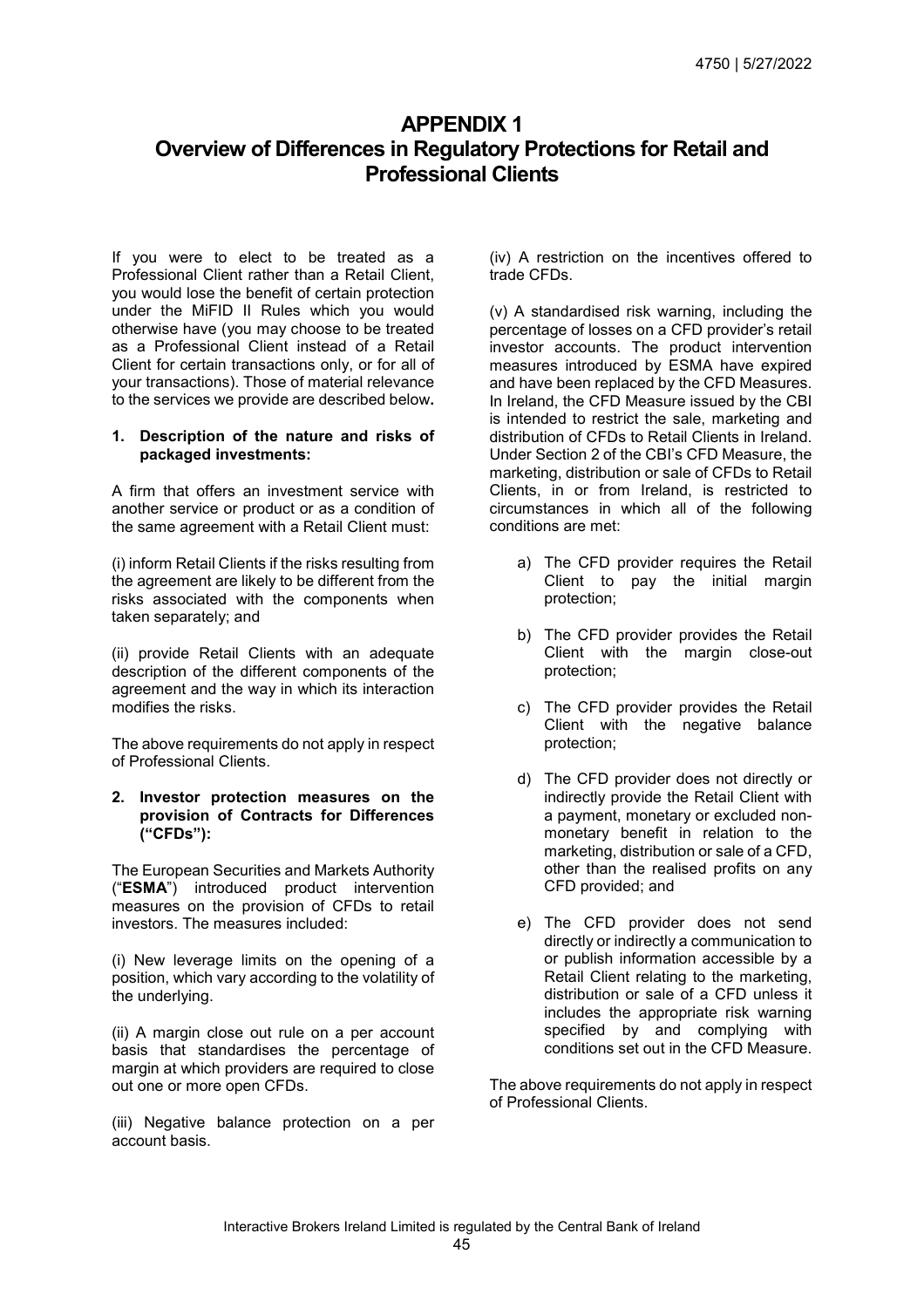# APPENDIX 1

# Overview of Differences in Regulatory Protections for Retail and Professional Clients

If you were to elect to be treated as a Professional Client rather than a Retail Client, you would lose the benefit of certain protection under the MiFID II Rules which you would otherwise have (you may choose to be treated as a Professional Client instead of a Retail Client for certain transactions only, or for all of your transactions). Those of material relevance to the services we provide are described below**.**

**1. Description of the nature and risks of packaged investments:**

A firm that offers an investment service with another service or product or as a condition of the same agreement with a Retail Client must:

(i) inform Retail Clients if the risks resulting from the agreement are likely to be different from the risks associated with the components when taken separately; and

(ii) provide Retail Clients with an adequate description of the different components of the agreement and the way in which its interaction modifies the risks.

The above requirements do not apply in respect of Professional Clients.

**2. Investor protection measures on the provision of Contracts for Differences ("CFDs"):**

The European Securities and Markets Authority ("**ESMA**") introduced product intervention measures on the provision of CFDs to retail investors. The measures included:

(i) New leverage limits on the opening of a position, which vary according to the volatility of the underlying.

(ii) A margin close out rule on a per account basis that standardises the percentage of margin at which providers are required to close out one or more open CFDs.

(iii) Negative balance protection on a per account basis.

(iv) A restriction on the incentives offered to trade CFDs.

(v) A standardised risk warning, including the percentage of losses on a CFD provider's retail investor accounts. The product intervention measures introduced by ESMA have expired and have been replaced by the CFD Measures. In Ireland, the CFD Measure issued by the CBI is intended to restrict the sale, marketing and distribution of CFDs to Retail Clients in Ireland. Under Section 2 of the CBI's CFD Measure, the marketing, distribution or sale of CFDs to Retail Clients, in or from Ireland, is restricted to circumstances in which all of the following conditions are met:

a) The CFD provider requires the Retail Client to pay the initial margin protection;

b) The CFD provider provides the Retail Client with the margin close-out protection;

c) The CFD provider provides the Retail Client with the negative balance protection;

d) The CFD provider does not directly or indirectly provide the Retail Client with a payment, monetary or excluded non-monetary benefit in relation to the marketing, distribution or sale of a CFD, other than the realised profits on any CFD provided; and

e) The CFD provider does not send directly or indirectly a communication to or publish information accessible by a Retail Client relating to the marketing, distribution or sale of a CFD unless it includes the appropriate risk warning specified by and complying with conditions set out in the CFD Measure.

The above requirements do not apply in respect of Professional Clients.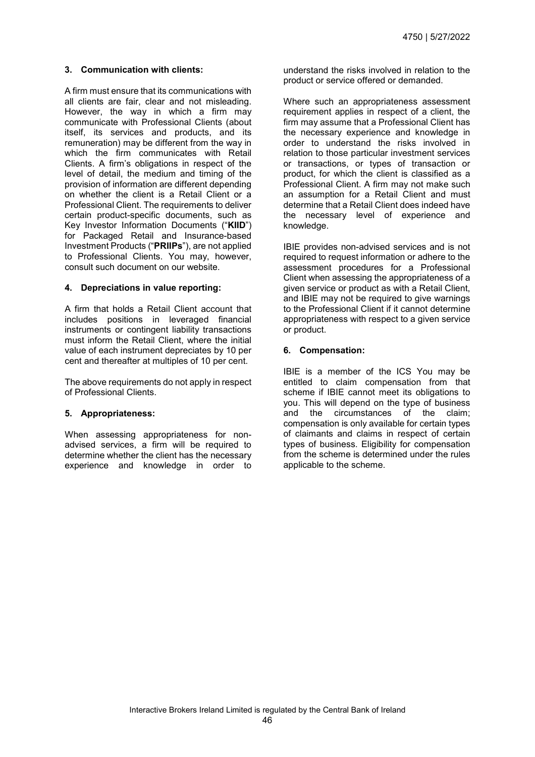### 3. Communication with clients:

A firm must ensure that its communications with all clients are fair, clear and not misleading. However, the way in which a firm may communicate with Professional Clients (about itself, its services and products, and its remuneration) may be different from the way in which the firm communicates with Retail Clients. A firm's obligations in respect of the level of detail, the medium and timing of the provision of information are different depending on whether the client is a Retail Client or a Professional Client. The requirements to deliver certain product-specific documents, such as Key Investor Information Documents ("**KIID**") for Packaged Retail and Insurance-based Investment Products ("**PRIIPs**"), are not applied to Professional Clients. You may, however, consult such document on our website.

### 4. Depreciations in value reporting:

A firm that holds a Retail Client account that includes positions in leveraged financial instruments or contingent liability transactions must inform the Retail Client, where the initial value of each instrument depreciates by 10 per cent and thereafter at multiples of 10 per cent.

The above requirements do not apply in respect of Professional Clients.

### 5. Appropriateness:

When assessing appropriateness for non-advised services, a firm will be required to determine whether the client has the necessary experience and knowledge in order to understand the risks involved in relation to the product or service offered or demanded.

Where such an appropriateness assessment requirement applies in respect of a client, the firm may assume that a Professional Client has the necessary experience and knowledge in order to understand the risks involved in relation to those particular investment services or transactions, or types of transaction or product, for which the client is classified as a Professional Client. A firm may not make such an assumption for a Retail Client and must determine that a Retail Client does indeed have the necessary level of experience and knowledge.

IBIE provides non-advised services and is not required to request information or adhere to the assessment procedures for a Professional Client when assessing the appropriateness of a given service or product as with a Retail Client, and IBIE may not be required to give warnings to the Professional Client if it cannot determine appropriateness with respect to a given service or product.

### 6. Compensation:

IBIE is a member of the ICS You may be entitled to claim compensation from that scheme if IBIE cannot meet its obligations to you. This will depend on the type of business and the circumstances of the claim; compensation is only available for certain types of claimants and claims in respect of certain types of business. Eligibility for compensation from the scheme is determined under the rules applicable to the scheme.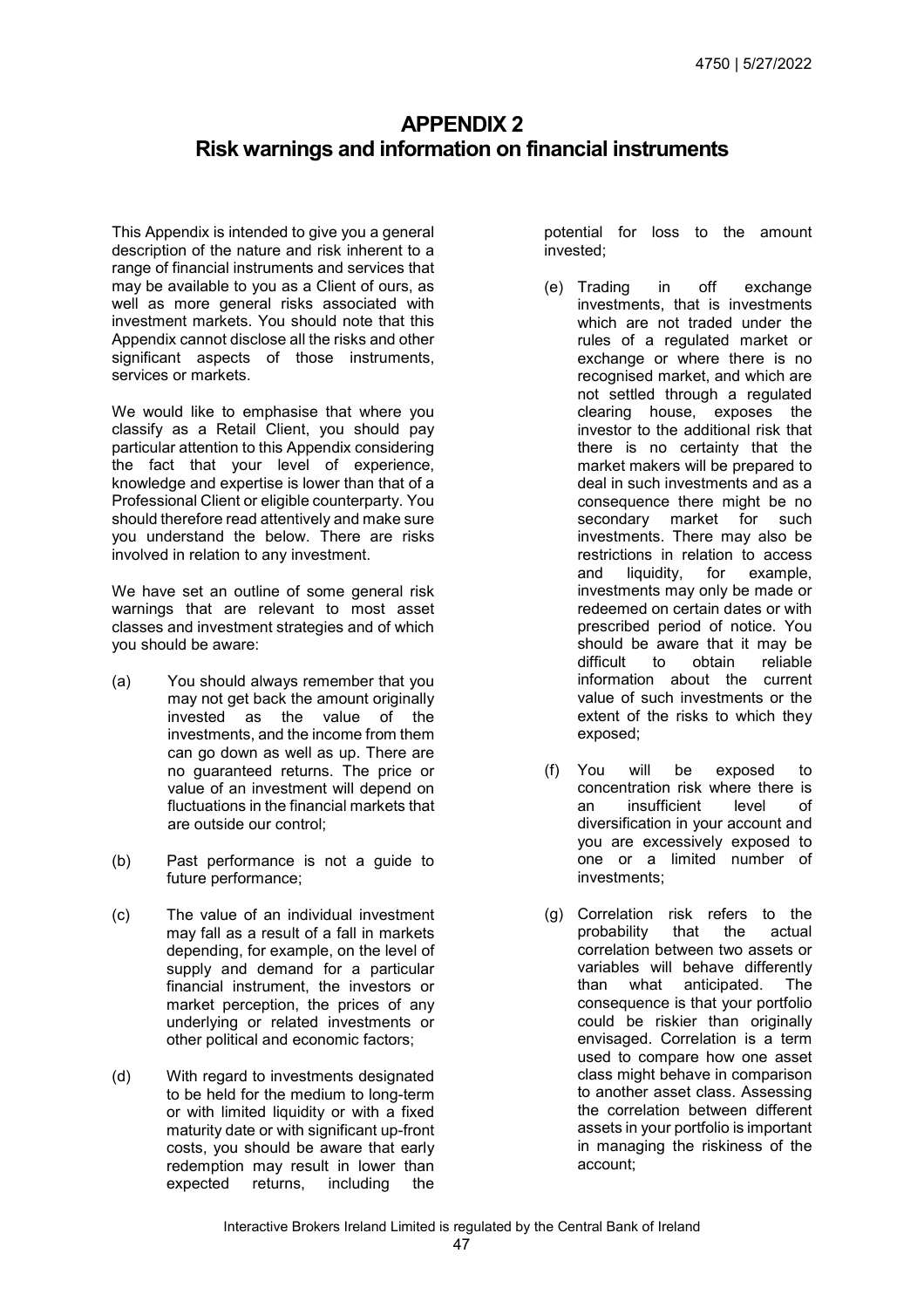# APPENDIX 2
## Risk warnings and information on financial instruments

This Appendix is intended to give you a general description of the nature and risk inherent to a range of financial instruments and services that may be available to you as a Client of ours, as well as more general risks associated with investment markets. You should note that this Appendix cannot disclose all the risks and other significant aspects of those instruments, services or markets.

We would like to emphasise that where you classify as a Retail Client, you should pay particular attention to this Appendix considering the fact that your level of experience, knowledge and expertise is lower than that of a Professional Client or eligible counterparty. You should therefore read attentively and make sure you understand the below. There are risks involved in relation to any investment.

We have set an outline of some general risk warnings that are relevant to most asset classes and investment strategies and of which you should be aware:

(a) You should always remember that you may not get back the amount originally invested as the value of the investments, and the income from them can go down as well as up. There are no guaranteed returns. The price or value of an investment will depend on fluctuations in the financial markets that are outside our control;

(b) Past performance is not a guide to future performance;

(c) The value of an individual investment may fall as a result of a fall in markets depending, for example, on the level of supply and demand for a particular financial instrument, the investors or market perception, the prices of any underlying or related investments or other political and economic factors;

(d) With regard to investments designated to be held for the medium to long-term or with limited liquidity or with a fixed maturity date or with significant up-front costs, you should be aware that early redemption may result in lower than expected returns, including the potential for loss to the amount invested;

(e) Trading in off exchange investments, that is investments which are not traded under the rules of a regulated market or exchange or where there is no recognised market, and which are not settled through a regulated clearing house, exposes the investor to the additional risk that there is no certainty that the market makers will be prepared to deal in such investments and as a consequence there might be no secondary market for such investments. There may also be restrictions in relation to access and liquidity, for example, investments may only be made or redeemed on certain dates or with prescribed period of notice. You should be aware that it may be difficult to obtain reliable information about the current value of such investments or the extent of the risks to which they exposed;

(f) You will be exposed to concentration risk where there is an insufficient level of diversification in your account and you are excessively exposed to one or a limited number of investments;

(g) Correlation risk refers to the probability that the actual correlation between two assets or variables will behave differently than what anticipated. The consequence is that your portfolio could be riskier than originally envisaged. Correlation is a term used to compare how one asset class might behave in comparison to another asset class. Assessing the correlation between different assets in your portfolio is important in managing the riskiness of the account;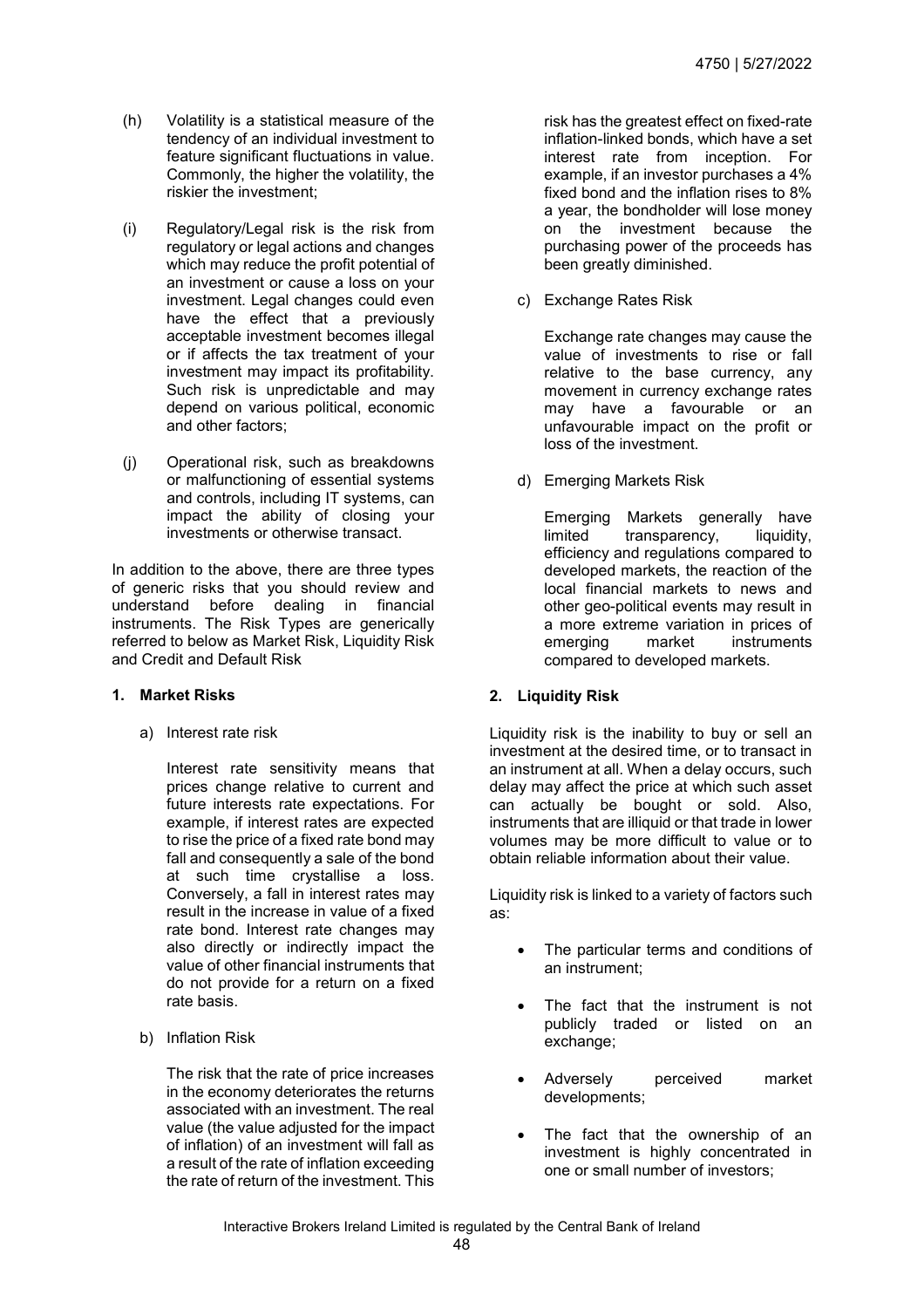(h) Volatility is a statistical measure of the tendency of an individual investment to feature significant fluctuations in value. Commonly, the higher the volatility, the riskier the investment;

(i) Regulatory/Legal risk is the risk from regulatory or legal actions and changes which may reduce the profit potential of an investment or cause a loss on your investment. Legal changes could even have the effect that a previously acceptable investment becomes illegal or if affects the tax treatment of your investment may impact its profitability. Such risk is unpredictable and may depend on various political, economic and other factors;

(j) Operational risk, such as breakdowns or malfunctioning of essential systems and controls, including IT systems, can impact the ability of closing your investments or otherwise transact.

In addition to the above, there are three types of generic risks that you should review and understand before dealing in financial instruments. The Risk Types are generically referred to below as Market Risk, Liquidity Risk and Credit and Default Risk

**1. Market Risks**

a) Interest rate risk

Interest rate sensitivity means that prices change relative to current and future interests rate expectations. For example, if interest rates are expected to rise the price of a fixed rate bond may fall and consequently a sale of the bond at such time crystallise a loss. Conversely, a fall in interest rates may result in the increase in value of a fixed rate bond. Interest rate changes may also directly or indirectly impact the value of other financial instruments that do not provide for a return on a fixed rate basis.

b) Inflation Risk

The risk that the rate of price increases in the economy deteriorates the returns associated with an investment. The real value (the value adjusted for the impact of inflation) of an investment will fall as a result of the rate of inflation exceeding the rate of return of the investment. This risk has the greatest effect on fixed-rate inflation-linked bonds, which have a set interest rate from inception. For example, if an investor purchases a 4% fixed bond and the inflation rises to 8% a year, the bondholder will lose money on the investment because the purchasing power of the proceeds has been greatly diminished.

c) Exchange Rates Risk

Exchange rate changes may cause the value of investments to rise or fall relative to the base currency, any movement in currency exchange rates may have a favourable or an unfavourable impact on the profit or loss of the investment.

d) Emerging Markets Risk

Emerging Markets generally have limited transparency, liquidity, efficiency and regulations compared to developed markets, the reaction of the local financial markets to news and other geo-political events may result in a more extreme variation in prices of emerging market instruments compared to developed markets.

**2. Liquidity Risk**

Liquidity risk is the inability to buy or sell an investment at the desired time, or to transact in an instrument at all. When a delay occurs, such delay may affect the price at which such asset can actually be bought or sold. Also, instruments that are illiquid or that trade in lower volumes may be more difficult to value or to obtain reliable information about their value.

Liquidity risk is linked to a variety of factors such as:

- The particular terms and conditions of an instrument;
- The fact that the instrument is not publicly traded or listed on an exchange;
- Adversely perceived market developments;
- The fact that the ownership of an investment is highly concentrated in one or small number of investors;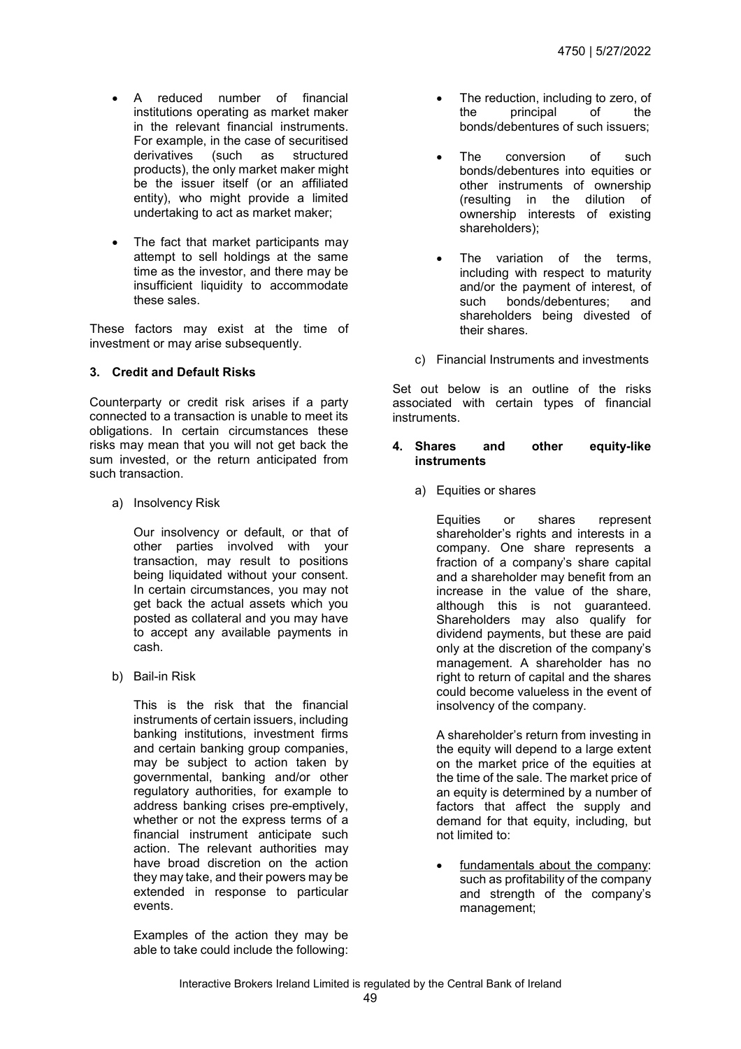- A reduced number of financial institutions operating as market maker in the relevant financial instruments. For example, in the case of securitised derivatives (such as structured products), the only market maker might be the issuer itself (or an affiliated entity), who might provide a limited undertaking to act as market maker;

- The fact that market participants may attempt to sell holdings at the same time as the investor, and there may be insufficient liquidity to accommodate these sales.

These factors may exist at the time of investment or may arise subsequently.

### 3. Credit and Default Risks

Counterparty or credit risk arises if a party connected to a transaction is unable to meet its obligations. In certain circumstances these risks may mean that you will not get back the sum invested, or the return anticipated from such transaction.

a) Insolvency Risk

Our insolvency or default, or that of other parties involved with your transaction, may result to positions being liquidated without your consent. In certain circumstances, you may not get back the actual assets which you posted as collateral and you may have to accept any available payments in cash.

b) Bail-in Risk

This is the risk that the financial instruments of certain issuers, including banking institutions, investment firms and certain banking group companies, may be subject to action taken by governmental, banking and/or other regulatory authorities, for example to address banking crises pre-emptively, whether or not the express terms of a financial instrument anticipate such action. The relevant authorities may have broad discretion on the action they may take, and their powers may be extended in response to particular events.

Examples of the action they may be able to take could include the following:

- The reduction, including to zero, of the principal of the bonds/debentures of such issuers;

- The conversion of such bonds/debentures into equities or other instruments of ownership (resulting in the dilution of ownership interests of existing shareholders);

- The variation of the terms, including with respect to maturity and/or the payment of interest, of such bonds/debentures; and shareholders being divested of their shares.

c) Financial Instruments and investments

Set out below is an outline of the risks associated with certain types of financial instruments.

### 4. Shares and other equity-like instruments

a) Equities or shares

Equities or shares represent shareholder's rights and interests in a company. One share represents a fraction of a company's share capital and a shareholder may benefit from an increase in the value of the share, although this is not guaranteed. Shareholders may also qualify for dividend payments, but these are paid only at the discretion of the company's management. A shareholder has no right to return of capital and the shares could become valueless in the event of insolvency of the company.

A shareholder's return from investing in the equity will depend to a large extent on the market price of the equities at the time of the sale. The market price of an equity is determined by a number of factors that affect the supply and demand for that equity, including, but not limited to:

- fundamentals about the company: such as profitability of the company and strength of the company's management;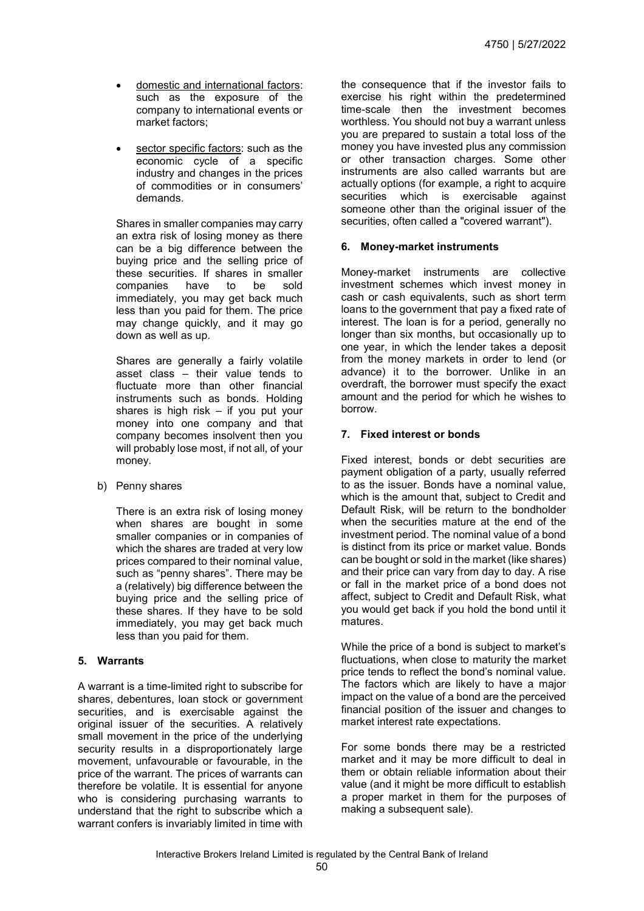- domestic and international factors: such as the exposure of the company to international events or market factors;

- sector specific factors: such as the economic cycle of a specific industry and changes in the prices of commodities or in consumers' demands.

Shares in smaller companies may carry an extra risk of losing money as there can be a big difference between the buying price and the selling price of these securities. If shares in smaller companies have to be sold immediately, you may get back much less than you paid for them. The price may change quickly, and it may go down as well as up.

Shares are generally a fairly volatile asset class – their value tends to fluctuate more than other financial instruments such as bonds. Holding shares is high risk – if you put your money into one company and that company becomes insolvent then you will probably lose most, if not all, of your money.

b) Penny shares

There is an extra risk of losing money when shares are bought in some smaller companies or in companies of which the shares are traded at very low prices compared to their nominal value, such as "penny shares". There may be a (relatively) big difference between the buying price and the selling price of these shares. If they have to be sold immediately, you may get back much less than you paid for them.

### 5. Warrants

A warrant is a time-limited right to subscribe for shares, debentures, loan stock or government securities, and is exercisable against the original issuer of the securities. A relatively small movement in the price of the underlying security results in a disproportionately large movement, unfavourable or favourable, in the price of the warrant. The prices of warrants can therefore be volatile. It is essential for anyone who is considering purchasing warrants to understand that the right to subscribe which a warrant confers is invariably limited in time with the consequence that if the investor fails to exercise his right within the predetermined time-scale then the investment becomes worthless. You should not buy a warrant unless you are prepared to sustain a total loss of the money you have invested plus any commission or other transaction charges. Some other instruments are also called warrants but are actually options (for example, a right to acquire securities which is exercisable against someone other than the original issuer of the securities, often called a "covered warrant").

### 6. Money-market instruments

Money-market instruments are collective investment schemes which invest money in cash or cash equivalents, such as short term loans to the government that pay a fixed rate of interest. The loan is for a period, generally no longer than six months, but occasionally up to one year, in which the lender takes a deposit from the money markets in order to lend (or advance) it to the borrower. Unlike in an overdraft, the borrower must specify the exact amount and the period for which he wishes to borrow.

### 7. Fixed interest or bonds

Fixed interest, bonds or debt securities are payment obligation of a party, usually referred to as the issuer. Bonds have a nominal value, which is the amount that, subject to Credit and Default Risk, will be return to the bondholder when the securities mature at the end of the investment period. The nominal value of a bond is distinct from its price or market value. Bonds can be bought or sold in the market (like shares) and their price can vary from day to day. A rise or fall in the market price of a bond does not affect, subject to Credit and Default Risk, what you would get back if you hold the bond until it matures.

While the price of a bond is subject to market's fluctuations, when close to maturity the market price tends to reflect the bond's nominal value. The factors which are likely to have a major impact on the value of a bond are the perceived financial position of the issuer and changes to market interest rate expectations.

For some bonds there may be a restricted market and it may be more difficult to deal in them or obtain reliable information about their value (and it might be more difficult to establish a proper market in them for the purposes of making a subsequent sale).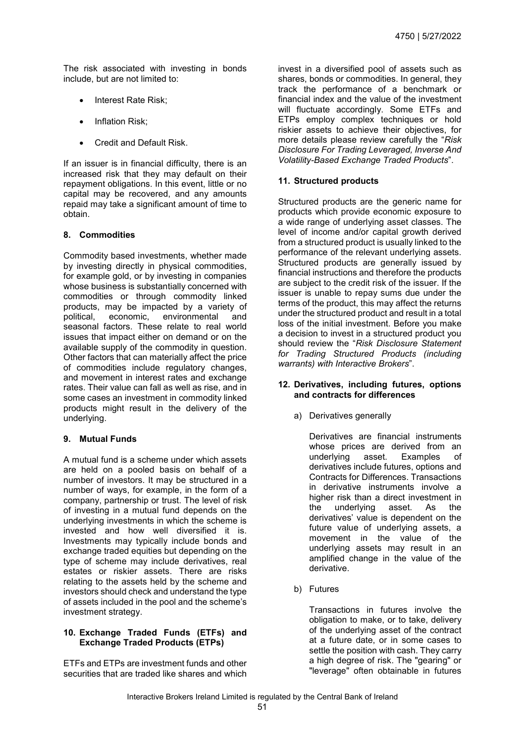The risk associated with investing in bonds include, but are not limited to:

- Interest Rate Risk;
- Inflation Risk;
- Credit and Default Risk.

If an issuer is in financial difficulty, there is an increased risk that they may default on their repayment obligations. In this event, little or no capital may be recovered, and any amounts repaid may take a significant amount of time to obtain.

### 8. Commodities

Commodity based investments, whether made by investing directly in physical commodities, for example gold, or by investing in companies whose business is substantially concerned with commodities or through commodity linked products, may be impacted by a variety of political, economic, environmental and seasonal factors. These relate to real world issues that impact either on demand or on the available supply of the commodity in question. Other factors that can materially affect the price of commodities include regulatory changes, and movement in interest rates and exchange rates. Their value can fall as well as rise, and in some cases an investment in commodity linked products might result in the delivery of the underlying.

### 9. Mutual Funds

A mutual fund is a scheme under which assets are held on a pooled basis on behalf of a number of investors. It may be structured in a number of ways, for example, in the form of a company, partnership or trust. The level of risk of investing in a mutual fund depends on the underlying investments in which the scheme is invested and how well diversified it is. Investments may typically include bonds and exchange traded equities but depending on the type of scheme may include derivatives, real estates or riskier assets. There are risks relating to the assets held by the scheme and investors should check and understand the type of assets included in the pool and the scheme's investment strategy.

### 10. Exchange Traded Funds (ETFs) and Exchange Traded Products (ETPs)

ETFs and ETPs are investment funds and other securities that are traded like shares and which invest in a diversified pool of assets such as shares, bonds or commodities. In general, they track the performance of a benchmark or financial index and the value of the investment will fluctuate accordingly. Some ETFs and ETPs employ complex techniques or hold riskier assets to achieve their objectives, for more details please review carefully the "*Risk Disclosure For Trading Leveraged, Inverse And Volatility-Based Exchange Traded Products*".

### 11. Structured products

Structured products are the generic name for products which provide economic exposure to a wide range of underlying asset classes. The level of income and/or capital growth derived from a structured product is usually linked to the performance of the relevant underlying assets. Structured products are generally issued by financial instructions and therefore the products are subject to the credit risk of the issuer. If the issuer is unable to repay sums due under the terms of the product, this may affect the returns under the structured product and result in a total loss of the initial investment. Before you make a decision to invest in a structured product you should review the "*Risk Disclosure Statement for Trading Structured Products (including warrants) with Interactive Brokers*".

### 12. Derivatives, including futures, options and contracts for differences

a) Derivatives generally

Derivatives are financial instruments whose prices are derived from an underlying asset. Examples of derivatives include futures, options and Contracts for Differences. Transactions in derivative instruments involve a higher risk than a direct investment in the underlying asset. As the derivatives' value is dependent on the future value of underlying assets, a movement in the value of the underlying assets may result in an amplified change in the value of the derivative.

b) Futures

Transactions in futures involve the obligation to make, or to take, delivery of the underlying asset of the contract at a future date, or in some cases to settle the position with cash. They carry a high degree of risk. The "gearing" or "leverage" often obtainable in futures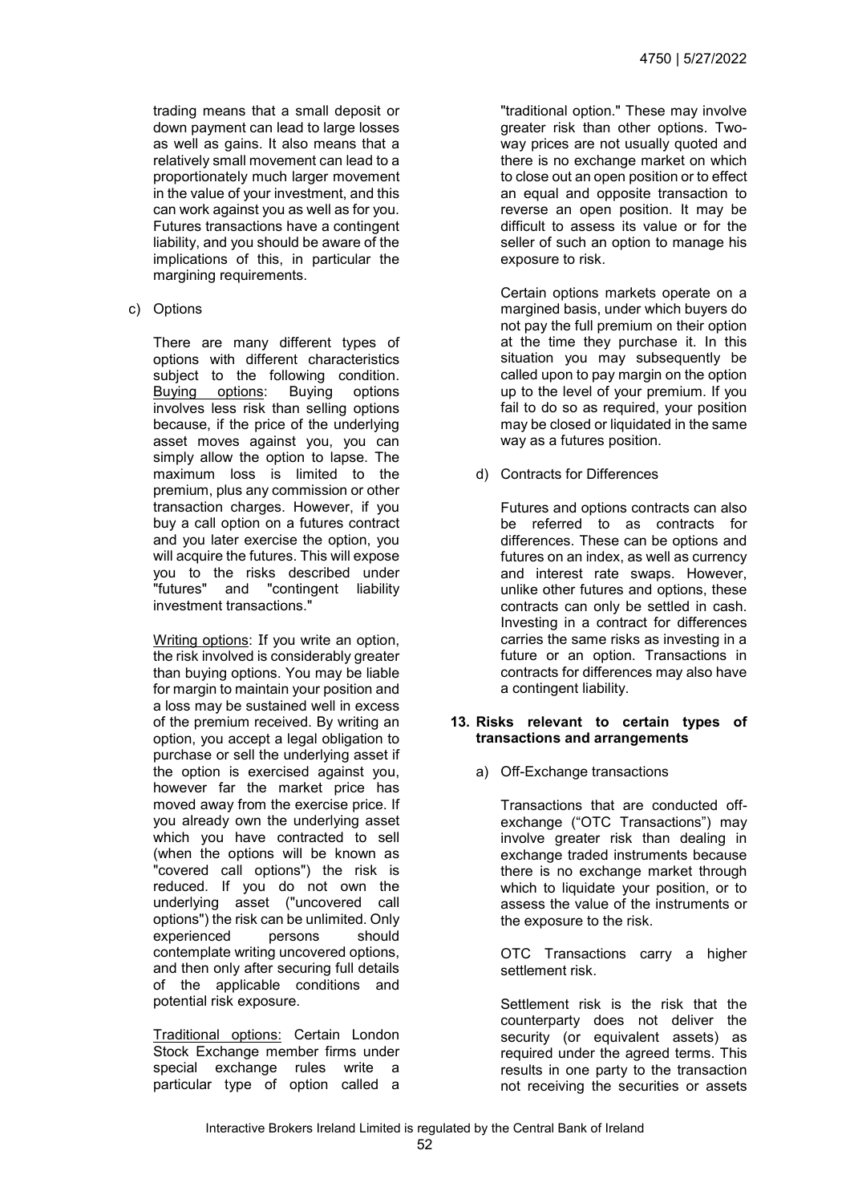trading means that a small deposit or down payment can lead to large losses as well as gains. It also means that a relatively small movement can lead to a proportionately much larger movement in the value of your investment, and this can work against you as well as for you. Futures transactions have a contingent liability, and you should be aware of the implications of this, in particular the margining requirements.

c) Options

There are many different types of options with different characteristics subject to the following condition. Buying options: Buying options involves less risk than selling options because, if the price of the underlying asset moves against you, you can simply allow the option to lapse. The maximum loss is limited to the premium, plus any commission or other transaction charges. However, if you buy a call option on a futures contract and you later exercise the option, you will acquire the futures. This will expose you to the risks described under "futures" and "contingent liability investment transactions."

Writing options: If you write an option, the risk involved is considerably greater than buying options. You may be liable for margin to maintain your position and a loss may be sustained well in excess of the premium received. By writing an option, you accept a legal obligation to purchase or sell the underlying asset if the option is exercised against you, however far the market price has moved away from the exercise price. If you already own the underlying asset which you have contracted to sell (when the options will be known as "covered call options") the risk is reduced. If you do not own the underlying asset ("uncovered call options") the risk can be unlimited. Only experienced persons should contemplate writing uncovered options, and then only after securing full details of the applicable conditions and potential risk exposure.

Traditional options: Certain London Stock Exchange member firms under special exchange rules write a particular type of option called a "traditional option." These may involve greater risk than other options. Two-way prices are not usually quoted and there is no exchange market on which to close out an open position or to effect an equal and opposite transaction to reverse an open position. It may be difficult to assess its value or for the seller of such an option to manage his exposure to risk.

Certain options markets operate on a margined basis, under which buyers do not pay the full premium on their option at the time they purchase it. In this situation you may subsequently be called upon to pay margin on the option up to the level of your premium. If you fail to do so as required, your position may be closed or liquidated in the same way as a futures position.

d) Contracts for Differences

Futures and options contracts can also be referred to as contracts for differences. These can be options and futures on an index, as well as currency and interest rate swaps. However, unlike other futures and options, these contracts can only be settled in cash. Investing in a contract for differences carries the same risks as investing in a future or an option. Transactions in contracts for differences may also have a contingent liability.

**13. Risks relevant to certain types of transactions and arrangements**

a) Off-Exchange transactions

Transactions that are conducted off-exchange ("OTC Transactions") may involve greater risk than dealing in exchange traded instruments because there is no exchange market through which to liquidate your position, or to assess the value of the instruments or the exposure to the risk.

OTC Transactions carry a higher settlement risk.

Settlement risk is the risk that the counterparty does not deliver the security (or equivalent assets) as required under the agreed terms. This results in one party to the transaction not receiving the securities or assets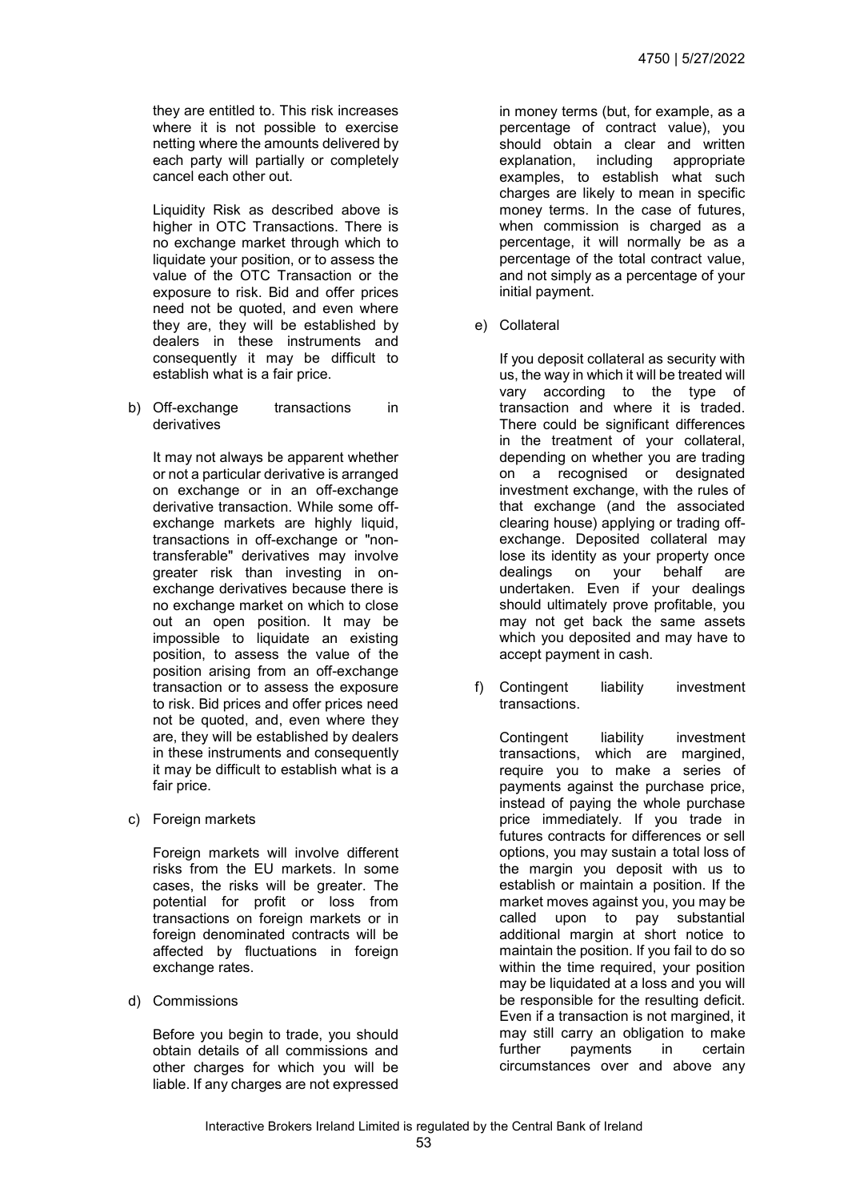they are entitled to. This risk increases where it is not possible to exercise netting where the amounts delivered by each party will partially or completely cancel each other out.

Liquidity Risk as described above is higher in OTC Transactions. There is no exchange market through which to liquidate your position, or to assess the value of the OTC Transaction or the exposure to risk. Bid and offer prices need not be quoted, and even where they are, they will be established by dealers in these instruments and consequently it may be difficult to establish what is a fair price.

b) Off-exchange transactions in derivatives

It may not always be apparent whether or not a particular derivative is arranged on exchange or in an off-exchange derivative transaction. While some off-exchange markets are highly liquid, transactions in off-exchange or "non-transferable" derivatives may involve greater risk than investing in on-exchange derivatives because there is no exchange market on which to close out an open position. It may be impossible to liquidate an existing position, to assess the value of the position arising from an off-exchange transaction or to assess the exposure to risk. Bid prices and offer prices need not be quoted, and, even where they are, they will be established by dealers in these instruments and consequently it may be difficult to establish what is a fair price.

c) Foreign markets

Foreign markets will involve different risks from the EU markets. In some cases, the risks will be greater. The potential for profit or loss from transactions on foreign markets or in foreign denominated contracts will be affected by fluctuations in foreign exchange rates.

d) Commissions

Before you begin to trade, you should obtain details of all commissions and other charges for which you will be liable. If any charges are not expressed in money terms (but, for example, as a percentage of contract value), you should obtain a clear and written explanation, including appropriate examples, to establish what such charges are likely to mean in specific money terms. In the case of futures, when commission is charged as a percentage, it will normally be as a percentage of the total contract value, and not simply as a percentage of your initial payment.

e) Collateral

If you deposit collateral as security with us, the way in which it will be treated will vary according to the type of transaction and where it is traded. There could be significant differences in the treatment of your collateral, depending on whether you are trading on a recognised or designated investment exchange, with the rules of that exchange (and the associated clearing house) applying or trading off-exchange. Deposited collateral may lose its identity as your property once dealings on your behalf are undertaken. Even if your dealings should ultimately prove profitable, you may not get back the same assets which you deposited and may have to accept payment in cash.

f) Contingent liability investment transactions.

Contingent liability investment transactions, which are margined, require you to make a series of payments against the purchase price, instead of paying the whole purchase price immediately. If you trade in futures contracts for differences or sell options, you may sustain a total loss of the margin you deposit with us to establish or maintain a position. If the market moves against you, you may be called upon to pay substantial additional margin at short notice to maintain the position. If you fail to do so within the time required, your position may be liquidated at a loss and you will be responsible for the resulting deficit. Even if a transaction is not margined, it may still carry an obligation to make further payments in certain circumstances over and above any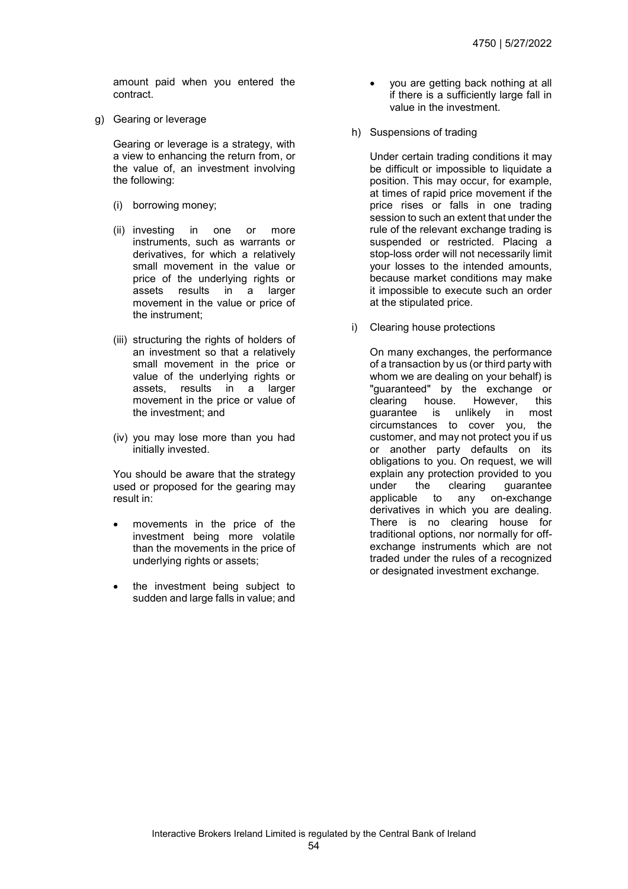amount paid when you entered the contract.

g) Gearing or leverage

Gearing or leverage is a strategy, with a view to enhancing the return from, or the value of, an investment involving the following:

(i) borrowing money;

(ii) investing in one or more instruments, such as warrants or derivatives, for which a relatively small movement in the value or price of the underlying rights or assets results in a larger movement in the value or price of the instrument;

(iii) structuring the rights of holders of an investment so that a relatively small movement in the price or value of the underlying rights or assets, results in a larger movement in the price or value of the investment; and

(iv) you may lose more than you had initially invested.

You should be aware that the strategy used or proposed for the gearing may result in:

- movements in the price of the investment being more volatile than the movements in the price of underlying rights or assets;
- the investment being subject to sudden and large falls in value; and
- you are getting back nothing at all if there is a sufficiently large fall in value in the investment.

h) Suspensions of trading

Under certain trading conditions it may be difficult or impossible to liquidate a position. This may occur, for example, at times of rapid price movement if the price rises or falls in one trading session to such an extent that under the rule of the relevant exchange trading is suspended or restricted. Placing a stop-loss order will not necessarily limit your losses to the intended amounts, because market conditions may make it impossible to execute such an order at the stipulated price.

i) Clearing house protections

On many exchanges, the performance of a transaction by us (or third party with whom we are dealing on your behalf) is "guaranteed" by the exchange or clearing house. However, this guarantee is unlikely in most circumstances to cover you, the customer, and may not protect you if us or another party defaults on its obligations to you. On request, we will explain any protection provided to you under the clearing guarantee applicable to any on-exchange derivatives in which you are dealing. There is no clearing house for traditional options, nor normally for off-exchange instruments which are not traded under the rules of a recognized or designated investment exchange.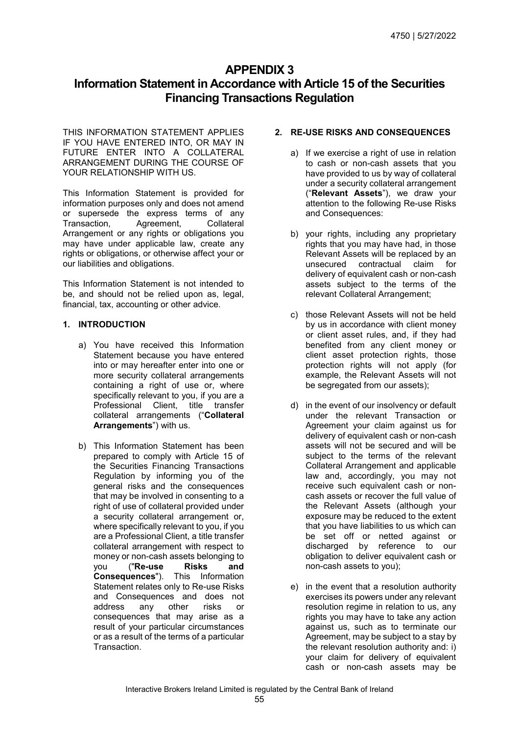# APPENDIX 3

# Information Statement in Accordance with Article 15 of the Securities Financing Transactions Regulation

THIS INFORMATION STATEMENT APPLIES IF YOU HAVE ENTERED INTO, OR MAY IN FUTURE ENTER INTO A COLLATERAL ARRANGEMENT DURING THE COURSE OF YOUR RELATIONSHIP WITH US.

This Information Statement is provided for information purposes only and does not amend or supersede the express terms of any Transaction, Agreement, Collateral Arrangement or any rights or obligations you may have under applicable law, create any rights or obligations, or otherwise affect your or our liabilities and obligations.

This Information Statement is not intended to be, and should not be relied upon as, legal, financial, tax, accounting or other advice.

## 1. INTRODUCTION

a) You have received this Information Statement because you have entered into or may hereafter enter into one or more security collateral arrangements containing a right of use or, where specifically relevant to you, if you are a Professional Client, title transfer collateral arrangements ("**Collateral Arrangements**") with us.

b) This Information Statement has been prepared to comply with Article 15 of the Securities Financing Transactions Regulation by informing you of the general risks and the consequences that may be involved in consenting to a right of use of collateral provided under a security collateral arrangement or, where specifically relevant to you, if you are a Professional Client, a title transfer collateral arrangement with respect to money or non-cash assets belonging to you ("**Re-use Risks and Consequences**"). This Information Statement relates only to Re-use Risks and Consequences and does not address any other risks or consequences that may arise as a result of your particular circumstances or as a result of the terms of a particular Transaction.

## 2. RE-USE RISKS AND CONSEQUENCES

a) If we exercise a right of use in relation to cash or non-cash assets that you have provided to us by way of collateral under a security collateral arrangement ("**Relevant Assets**"), we draw your attention to the following Re-use Risks and Consequences:

b) your rights, including any proprietary rights that you may have had, in those Relevant Assets will be replaced by an unsecured contractual claim for delivery of equivalent cash or non-cash assets subject to the terms of the relevant Collateral Arrangement;

c) those Relevant Assets will not be held by us in accordance with client money or client asset rules, and, if they had benefited from any client money or client asset protection rights, those protection rights will not apply (for example, the Relevant Assets will not be segregated from our assets);

d) in the event of our insolvency or default under the relevant Transaction or Agreement your claim against us for delivery of equivalent cash or non-cash assets will not be secured and will be subject to the terms of the relevant Collateral Arrangement and applicable law and, accordingly, you may not receive such equivalent cash or non-cash assets or recover the full value of the Relevant Assets (although your exposure may be reduced to the extent that you have liabilities to us which can be set off or netted against or discharged by reference to our obligation to deliver equivalent cash or non-cash assets to you);

e) in the event that a resolution authority exercises its powers under any relevant resolution regime in relation to us, any rights you may have to take any action against us, such as to terminate our Agreement, may be subject to a stay by the relevant resolution authority and: i) your claim for delivery of equivalent cash or non-cash assets may be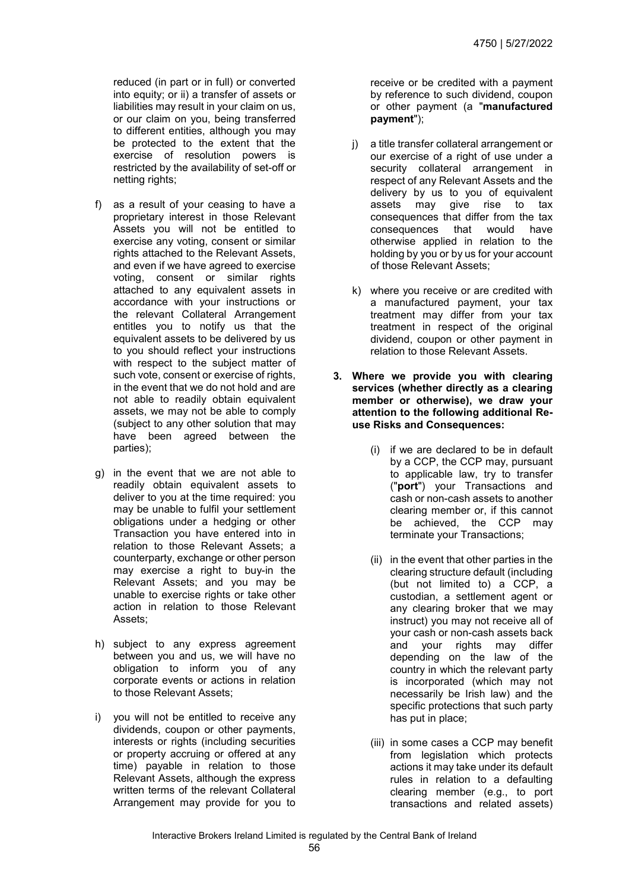reduced (in part or in full) or converted into equity; or ii) a transfer of assets or liabilities may result in your claim on us, or our claim on you, being transferred to different entities, although you may be protected to the extent that the exercise of resolution powers is restricted by the availability of set-off or netting rights;

f) as a result of your ceasing to have a proprietary interest in those Relevant Assets you will not be entitled to exercise any voting, consent or similar rights attached to the Relevant Assets, and even if we have agreed to exercise voting, consent or similar rights attached to any equivalent assets in accordance with your instructions or the relevant Collateral Arrangement entitles you to notify us that the equivalent assets to be delivered by us to you should reflect your instructions with respect to the subject matter of such vote, consent or exercise of rights, in the event that we do not hold and are not able to readily obtain equivalent assets, we may not be able to comply (subject to any other solution that may have been agreed between the parties);

g) in the event that we are not able to readily obtain equivalent assets to deliver to you at the time required: you may be unable to fulfil your settlement obligations under a hedging or other Transaction you have entered into in relation to those Relevant Assets; a counterparty, exchange or other person may exercise a right to buy-in the Relevant Assets; and you may be unable to exercise rights or take other action in relation to those Relevant Assets;

h) subject to any express agreement between you and us, we will have no obligation to inform you of any corporate events or actions in relation to those Relevant Assets;

i) you will not be entitled to receive any dividends, coupon or other payments, interests or rights (including securities or property accruing or offered at any time) payable in relation to those Relevant Assets, although the express written terms of the relevant Collateral Arrangement may provide for you to receive or be credited with a payment by reference to such dividend, coupon or other payment (a "**manufactured payment**");

j) a title transfer collateral arrangement or our exercise of a right of use under a security collateral arrangement in respect of any Relevant Assets and the delivery by us to you of equivalent assets may give rise to tax consequences that differ from the tax consequences that would have otherwise applied in relation to the holding by you or by us for your account of those Relevant Assets;

k) where you receive or are credited with a manufactured payment, your tax treatment may differ from your tax treatment in respect of the original dividend, coupon or other payment in relation to those Relevant Assets.

**3. Where we provide you with clearing services (whether directly as a clearing member or otherwise), we draw your attention to the following additional Re-use Risks and Consequences:**

(i) if we are declared to be in default by a CCP, the CCP may, pursuant to applicable law, try to transfer ("**port**") your Transactions and cash or non-cash assets to another clearing member or, if this cannot be achieved, the CCP may terminate your Transactions;

(ii) in the event that other parties in the clearing structure default (including (but not limited to) a CCP, a custodian, a settlement agent or any clearing broker that we may instruct) you may not receive all of your cash or non-cash assets back and your rights may differ depending on the law of the country in which the relevant party is incorporated (which may not necessarily be Irish law) and the specific protections that such party has put in place;

(iii) in some cases a CCP may benefit from legislation which protects actions it may take under its default rules in relation to a defaulting clearing member (e.g., to port transactions and related assets)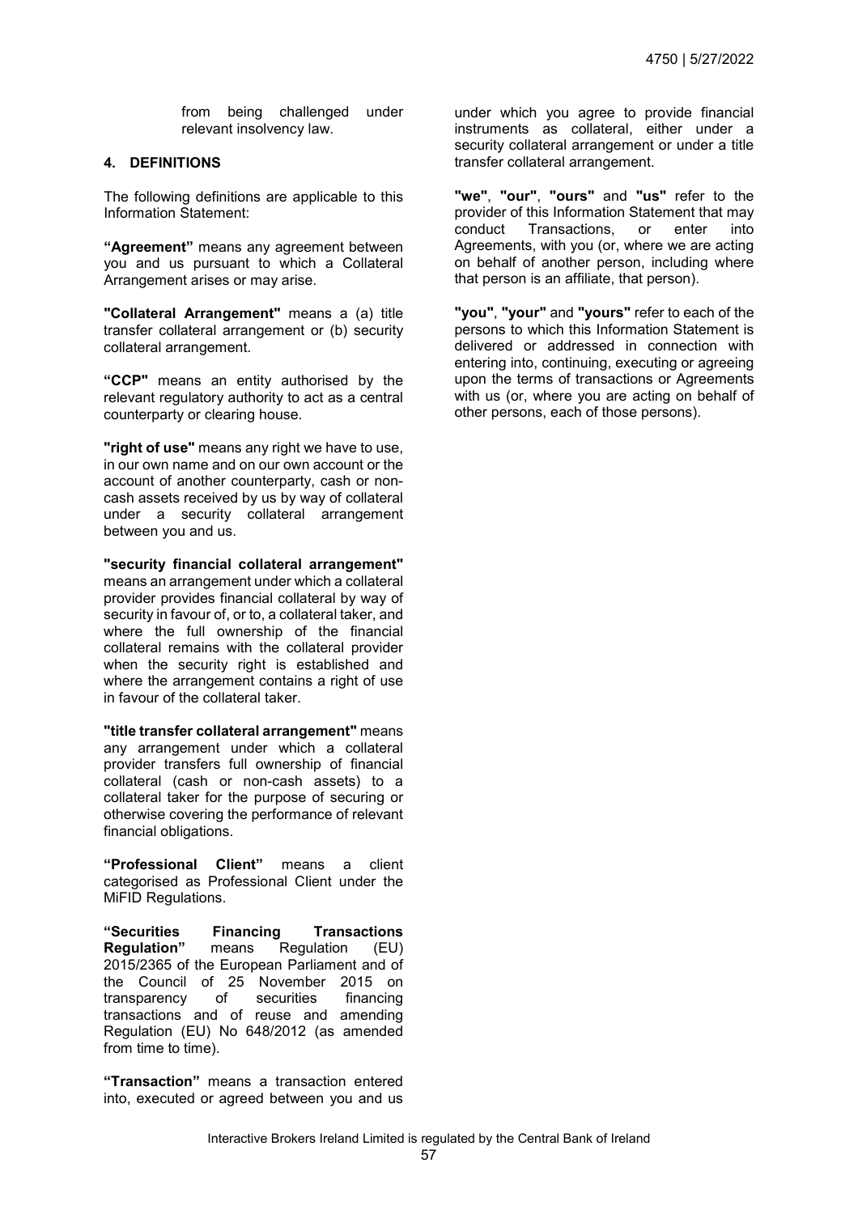from being challenged under relevant insolvency law.

## 4. DEFINITIONS

The following definitions are applicable to this Information Statement:

**"Agreement"** means any agreement between you and us pursuant to which a Collateral Arrangement arises or may arise.

**"Collateral Arrangement"** means a (a) title transfer collateral arrangement or (b) security collateral arrangement.

**"CCP"** means an entity authorised by the relevant regulatory authority to act as a central counterparty or clearing house.

**"right of use"** means any right we have to use, in our own name and on our own account or the account of another counterparty, cash or non-cash assets received by us by way of collateral under a security collateral arrangement between you and us.

**"security financial collateral arrangement"** means an arrangement under which a collateral provider provides financial collateral by way of security in favour of, or to, a collateral taker, and where the full ownership of the financial collateral remains with the collateral provider when the security right is established and where the arrangement contains a right of use in favour of the collateral taker.

**"title transfer collateral arrangement"** means any arrangement under which a collateral provider transfers full ownership of financial collateral (cash or non-cash assets) to a collateral taker for the purpose of securing or otherwise covering the performance of relevant financial obligations.

**"Professional Client"** means a client categorised as Professional Client under the MiFID Regulations.

**"Securities Financing Transactions Regulation"** means Regulation (EU) 2015/2365 of the European Parliament and of the Council of 25 November 2015 on transparency of securities financing transactions and of reuse and amending Regulation (EU) No 648/2012 (as amended from time to time).

**"Transaction"** means a transaction entered into, executed or agreed between you and us under which you agree to provide financial instruments as collateral, either under a security collateral arrangement or under a title transfer collateral arrangement.

**"we"**, **"our"**, **"ours"** and **"us"** refer to the provider of this Information Statement that may conduct Transactions, or enter into Agreements, with you (or, where we are acting on behalf of another person, including where that person is an affiliate, that person).

**"you"**, **"your"** and **"yours"** refer to each of the persons to which this Information Statement is delivered or addressed in connection with entering into, continuing, executing or agreeing upon the terms of transactions or Agreements with us (or, where you are acting on behalf of other persons, each of those persons).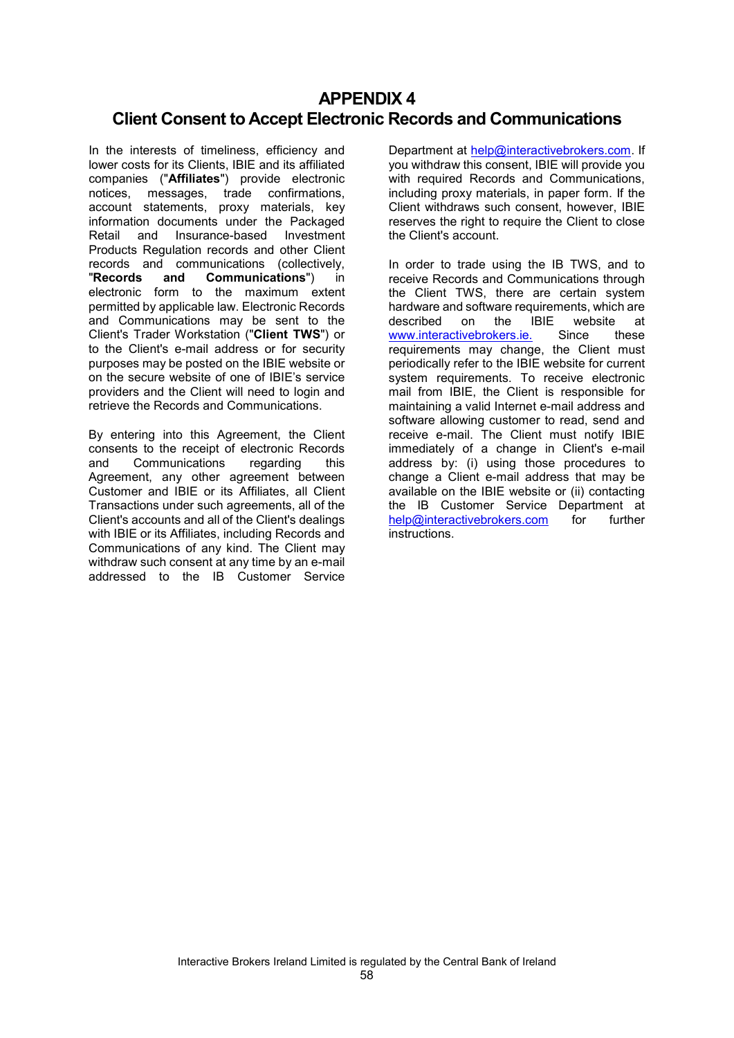# APPENDIX 4

## Client Consent to Accept Electronic Records and Communications

In the interests of timeliness, efficiency and lower costs for its Clients, IBIE and its affiliated companies ("**Affiliates**") provide electronic notices, messages, trade confirmations, account statements, proxy materials, key information documents under the Packaged Retail and Insurance-based Investment Products Regulation records and other Client records and communications (collectively, "**Records and Communications**") in electronic form to the maximum extent permitted by applicable law. Electronic Records and Communications may be sent to the Client's Trader Workstation ("**Client TWS**") or to the Client's e-mail address or for security purposes may be posted on the IBIE website or on the secure website of one of IBIE's service providers and the Client will need to login and retrieve the Records and Communications.

By entering into this Agreement, the Client consents to the receipt of electronic Records and Communications regarding this Agreement, any other agreement between Customer and IBIE or its Affiliates, all Client Transactions under such agreements, all of the Client's accounts and all of the Client's dealings with IBIE or its Affiliates, including Records and Communications of any kind. The Client may withdraw such consent at any time by an e-mail addressed to the IB Customer Service Department at help@interactivebrokers.com. If you withdraw this consent, IBIE will provide you with required Records and Communications, including proxy materials, in paper form. If the Client withdraws such consent, however, IBIE reserves the right to require the Client to close the Client's account.

In order to trade using the IB TWS, and to receive Records and Communications through the Client TWS, there are certain system hardware and software requirements, which are described on the IBIE website at www.interactivebrokers.ie. Since these requirements may change, the Client must periodically refer to the IBIE website for current system requirements. To receive electronic mail from IBIE, the Client is responsible for maintaining a valid Internet e-mail address and software allowing customer to read, send and receive e-mail. The Client must notify IBIE immediately of a change in Client's e-mail address by: (i) using those procedures to change a Client e-mail address that may be available on the IBIE website or (ii) contacting the IB Customer Service Department at help@interactivebrokers.com for further instructions.

Interactive Brokers Ireland Limited is regulated by the Central Bank of Ireland